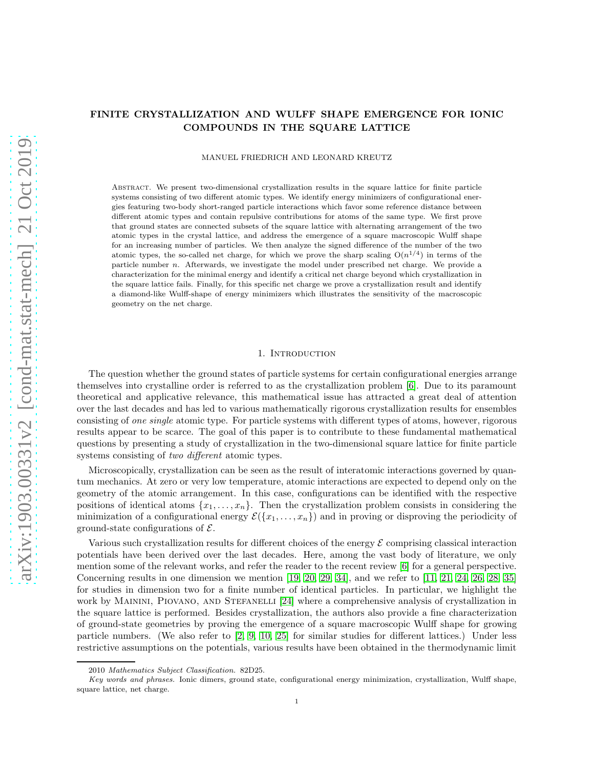# FINITE CRYSTALLIZATION AND WULFF SHAPE EMERGENCE FOR IONIC COMPOUNDS IN THE SQUARE LATTICE

MANUEL FRIEDRICH AND LEONARD KREUTZ

Abstract. We present two-dimensional crystallization results in the square lattice for finite particle systems consisting of two different atomic types. We identify energy minimizers of configurational energies featuring two-body short-ranged particle interactions which favor some reference distance between different atomic types and contain repulsive contributions for atoms of the same type. We first prove that ground states are connected subsets of the square lattice with alternating arrangement of the two atomic types in the crystal lattice, and address the emergence of a square macroscopic Wulff shape for an increasing number of particles. We then analyze the signed difference of the number of the two atomic types, the so-called net charge, for which we prove the sharp scaling $\mathrm{O}(n^{1/4})$ in terms of the particle number $n$. Afterwards, we investigate the model under prescribed net charge. We provide a characterization for the minimal energy and identify a critical net charge beyond which crystallization in the square lattice fails. Finally, for this specific net charge we prove a crystallization result and identify a diamond-like Wulff-shape of energy minimizers which illustrates the sensitivity of the macroscopic geometry on the net charge.

## 1. Introduction

The question whether the ground states of particle systems for certain configurational energies arrange themselves into crystalline order is referred to as the crystallization problem [6]. Due to its paramount theoretical and applicative relevance, this mathematical issue has attracted a great deal of attention over the last decades and has led to various mathematically rigorous crystallization results for ensembles consisting of *one single* atomic type. For particle systems with different types of atoms, however, rigorous results appear to be scarce. The goal of this paper is to contribute to these fundamental mathematical questions by presenting a study of crystallization in the two-dimensional square lattice for finite particle systems consisting of *two different* atomic types.

Microscopically, crystallization can be seen as the result of interatomic interactions governed by quantum mechanics. At zero or very low temperature, atomic interactions are expected to depend only on the geometry of the atomic arrangement. In this case, configurations can be identified with the respective positions of identical atoms $\{x_1, \ldots, x_n\}$. Then the crystallization problem consists in considering the minimization of a configurational energy $\mathcal{E}(\{x_1, \ldots, x_n\})$ and in proving or disproving the periodicity of ground-state configurations of $\mathcal{E}$.

Various such crystallization results for different choices of the energy $\mathcal{E}$ comprising classical interaction potentials have been derived over the last decades. Here, among the vast body of literature, we only mention some of the relevant works, and refer the reader to the recent review [6] for a general perspective. Concerning results in one dimension we mention [19, 20, 29, 34], and we refer to [11, 21, 24, 26, 28, 35] for studies in dimension two for a finite number of identical particles. In particular, we highlight the work by Mainini, Piovano, and Stefanelli [24] where a comprehensive analysis of crystallization in the square lattice is performed. Besides crystallization, the authors also provide a fine characterization of ground-state geometries by proving the emergence of a square macroscopic Wulff shape for growing particle numbers. (We also refer to [2, 9, 10, 25] for similar studies for different lattices.) Under less restrictive assumptions on the potentials, various results have been obtained in the thermodynamic limit

2010 *Mathematics Subject Classification.* 82D25.

*Key words and phrases.* Ionic dimers, ground state, configurational energy minimization, crystallization, Wulff shape, square lattice, net charge.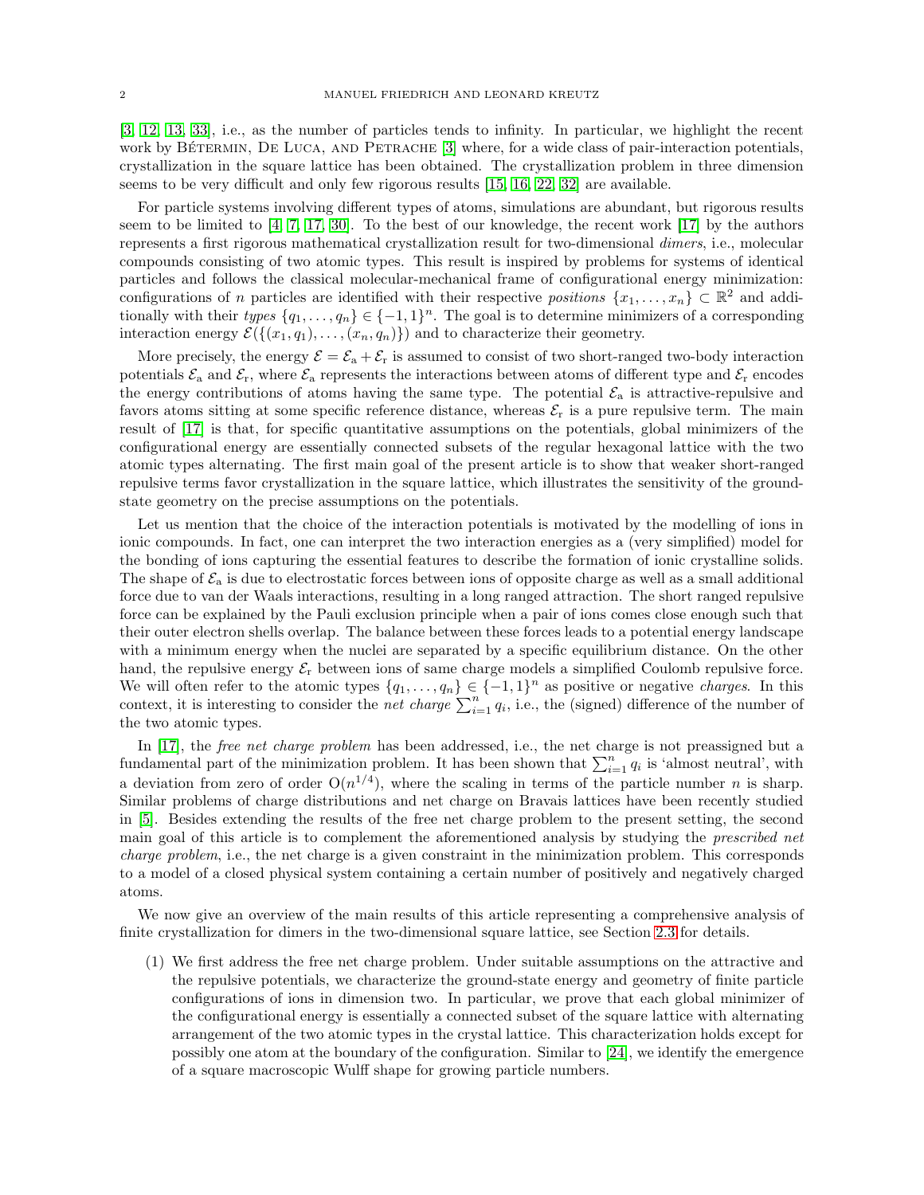[3, 12, 13, 33], i.e., as the number of particles tends to infinity. In particular, we highlight the recent work by Bétermin, De Luca, and Petrache [3] where, for a wide class of pair-interaction potentials, crystallization in the square lattice has been obtained. The crystallization problem in three dimension seems to be very difficult and only few rigorous results [15, 16, 22, 32] are available.

For particle systems involving different types of atoms, simulations are abundant, but rigorous results seem to be limited to [4, 7, 17, 30]. To the best of our knowledge, the recent work [17] by the authors represents a first rigorous mathematical crystallization result for two-dimensional *dimers*, i.e., molecular compounds consisting of two atomic types. This result is inspired by problems for systems of identical particles and follows the classical molecular-mechanical frame of configurational energy minimization: configurations of $n$ particles are identified with their respective *positions* $\{x_1, \ldots, x_n\} \subset \mathbb{R}^2$ and additionally with their *types* $\{q_1, \ldots, q_n\} \in \{-1, 1\}^n$. The goal is to determine minimizers of a corresponding interaction energy $\mathcal{E}(\{(x_1, q_1), \ldots, (x_n, q_n)\})$ and to characterize their geometry.

More precisely, the energy $\mathcal{E} = \mathcal{E}_{\mathrm{a}} + \mathcal{E}_{\mathrm{r}}$ is assumed to consist of two short-ranged two-body interaction potentials $\mathcal{E}_{\mathrm{a}}$ and $\mathcal{E}_{\mathrm{r}}$, where $\mathcal{E}_{\mathrm{a}}$ represents the interactions between atoms of different type and $\mathcal{E}_{\mathrm{r}}$ encodes the energy contributions of atoms having the same type. The potential $\mathcal{E}_{\mathrm{a}}$ is attractive-repulsive and favors atoms sitting at some specific reference distance, whereas $\mathcal{E}_{\mathrm{r}}$ is a pure repulsive term. The main result of [17] is that, for specific quantitative assumptions on the potentials, global minimizers of the configurational energy are essentially connected subsets of the regular hexagonal lattice with the two atomic types alternating. The first main goal of the present article is to show that weaker short-ranged repulsive terms favor crystallization in the square lattice, which illustrates the sensitivity of the ground-state geometry on the precise assumptions on the potentials.

Let us mention that the choice of the interaction potentials is motivated by the modelling of ions in ionic compounds. In fact, one can interpret the two interaction energies as a (very simplified) model for the bonding of ions capturing the essential features to describe the formation of ionic crystalline solids. The shape of $\mathcal{E}_{\mathrm{a}}$ is due to electrostatic forces between ions of opposite charge as well as a small additional force due to van der Waals interactions, resulting in a long ranged attraction. The short ranged repulsive force can be explained by the Pauli exclusion principle when a pair of ions comes close enough such that their outer electron shells overlap. The balance between these forces leads to a potential energy landscape with a minimum energy when the nuclei are separated by a specific equilibrium distance. On the other hand, the repulsive energy $\mathcal{E}_{\mathrm{r}}$ between ions of same charge models a simplified Coulomb repulsive force. We will often refer to the atomic types $\{q_1, \ldots, q_n\} \in \{-1, 1\}^n$ as positive or negative *charges*. In this context, it is interesting to consider the *net charge* $\sum_{i=1}^n q_i$, i.e., the (signed) difference of the number of the two atomic types.

In [17], the *free net charge problem* has been addressed, i.e., the net charge is not preassigned but a fundamental part of the minimization problem. It has been shown that $\sum_{i=1}^n q_i$ is 'almost neutral', with a deviation from zero of order $\mathrm{O}(n^{1/4})$, where the scaling in terms of the particle number $n$ is sharp. Similar problems of charge distributions and net charge on Bravais lattices have been recently studied in [5]. Besides extending the results of the free net charge problem to the present setting, the second main goal of this article is to complement the aforementioned analysis by studying the *prescribed net charge problem*, i.e., the net charge is a given constraint in the minimization problem. This corresponds to a model of a closed physical system containing a certain number of positively and negatively charged atoms.

We now give an overview of the main results of this article representing a comprehensive analysis of finite crystallization for dimers in the two-dimensional square lattice, see Section 2.3 for details.

(1) We first address the free net charge problem. Under suitable assumptions on the attractive and the repulsive potentials, we characterize the ground-state energy and geometry of finite particle configurations of ions in dimension two. In particular, we prove that each global minimizer of the configurational energy is essentially a connected subset of the square lattice with alternating arrangement of the two atomic types in the crystal lattice. This characterization holds except for possibly one atom at the boundary of the configuration. Similar to [24], we identify the emergence of a square macroscopic Wulff shape for growing particle numbers.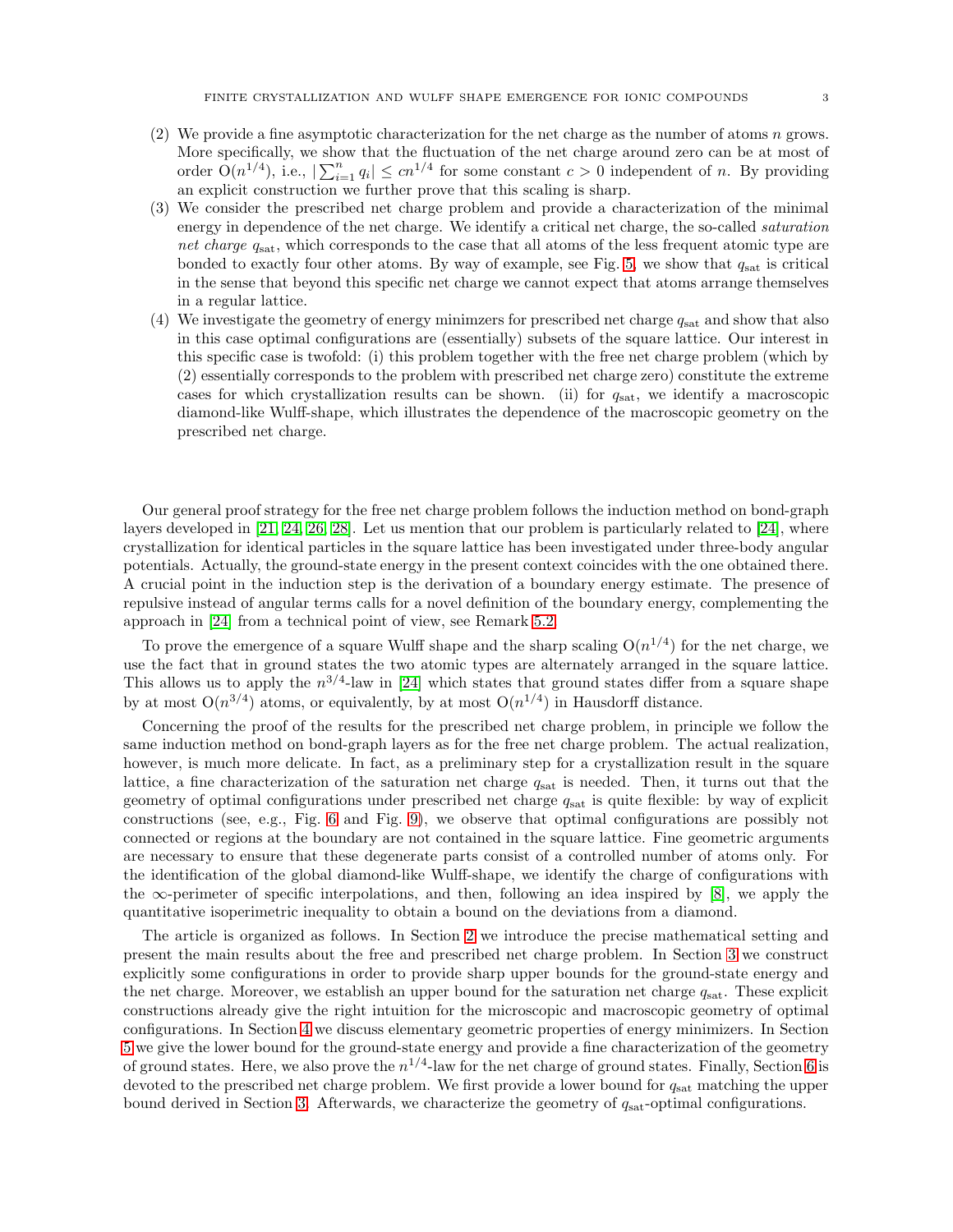(2) We provide a fine asymptotic characterization for the net charge as the number of atoms $n$ grows. More specifically, we show that the fluctuation of the net charge around zero can be at most of order $\mathrm{O}(n^{1/4})$, i.e., $|\sum_{i=1}^n q_i| \le cn^{1/4}$ for some constant $c>0$ independent of $n$. By providing an explicit construction we further prove that this scaling is sharp.

(3) We consider the prescribed net charge problem and provide a characterization of the minimal energy in dependence of the net charge. We identify a critical net charge, the so-called *saturation net charge* $q_{\rm sat}$, which corresponds to the case that all atoms of the less frequent atomic type are bonded to exactly four other atoms. By way of example, see Fig. 5, we show that $q_{\rm sat}$ is critical in the sense that beyond this specific net charge we cannot expect that atoms arrange themselves in a regular lattice.

(4) We investigate the geometry of energy minimzers for prescribed net charge $q_{\rm sat}$ and show that also in this case optimal configurations are (essentially) subsets of the square lattice. Our interest in this specific case is twofold: (i) this problem together with the free net charge problem (which by (2) essentially corresponds to the problem with prescribed net charge zero) constitute the extreme cases for which crystallization results can be shown. (ii) for $q_{\rm sat}$, we identify a macroscopic diamond-like Wulff-shape, which illustrates the dependence of the macroscopic geometry on the prescribed net charge.

Our general proof strategy for the free net charge problem follows the induction method on bond-graph layers developed in [21, 24, 26, 28]. Let us mention that our problem is particularly related to [24], where crystallization for identical particles in the square lattice has been investigated under three-body angular potentials. Actually, the ground-state energy in the present context coincides with the one obtained there. A crucial point in the induction step is the derivation of a boundary energy estimate. The presence of repulsive instead of angular terms calls for a novel definition of the boundary energy, complementing the approach in [24] from a technical point of view, see Remark 5.2.

To prove the emergence of a square Wulff shape and the sharp scaling $\mathrm{O}(n^{1/4})$ for the net charge, we use the fact that in ground states the two atomic types are alternately arranged in the square lattice. This allows us to apply the $n^{3/4}$-law in [24] which states that ground states differ from a square shape by at most $\mathrm{O}(n^{3/4})$ atoms, or equivalently, by at most $\mathrm{O}(n^{1/4})$ in Hausdorff distance.

Concerning the proof of the results for the prescribed net charge problem, in principle we follow the same induction method on bond-graph layers as for the free net charge problem. The actual realization, however, is much more delicate. In fact, as a preliminary step for a crystallization result in the square lattice, a fine characterization of the saturation net charge $q_{\rm sat}$ is needed. Then, it turns out that the geometry of optimal configurations under prescribed net charge $q_{\rm sat}$ is quite flexible: by way of explicit constructions (see, e.g., Fig. 6 and Fig. 9), we observe that optimal configurations are possibly not connected or regions at the boundary are not contained in the square lattice. Fine geometric arguments are necessary to ensure that these degenerate parts consist of a controlled number of atoms only. For the identification of the global diamond-like Wulff-shape, we identify the charge of configurations with the $\infty$-perimeter of specific interpolations, and then, following an idea inspired by [8], we apply the quantitative isoperimetric inequality to obtain a bound on the deviations from a diamond.

The article is organized as follows. In Section 2 we introduce the precise mathematical setting and present the main results about the free and prescribed net charge problem. In Section 3 we construct explicitly some configurations in order to provide sharp upper bounds for the ground-state energy and the net charge. Moreover, we establish an upper bound for the saturation net charge $q_{\rm sat}$. These explicit constructions already give the right intuition for the microscopic and macroscopic geometry of optimal configurations. In Section 4 we discuss elementary geometric properties of energy minimizers. In Section 5 we give the lower bound for the ground-state energy and provide a fine characterization of the geometry of ground states. Here, we also prove the $n^{1/4}$-law for the net charge of ground states. Finally, Section 6 is devoted to the prescribed net charge problem. We first provide a lower bound for $q_{\rm sat}$ matching the upper bound derived in Section 3. Afterwards, we characterize the geometry of $q_{\rm sat}$-optimal configurations.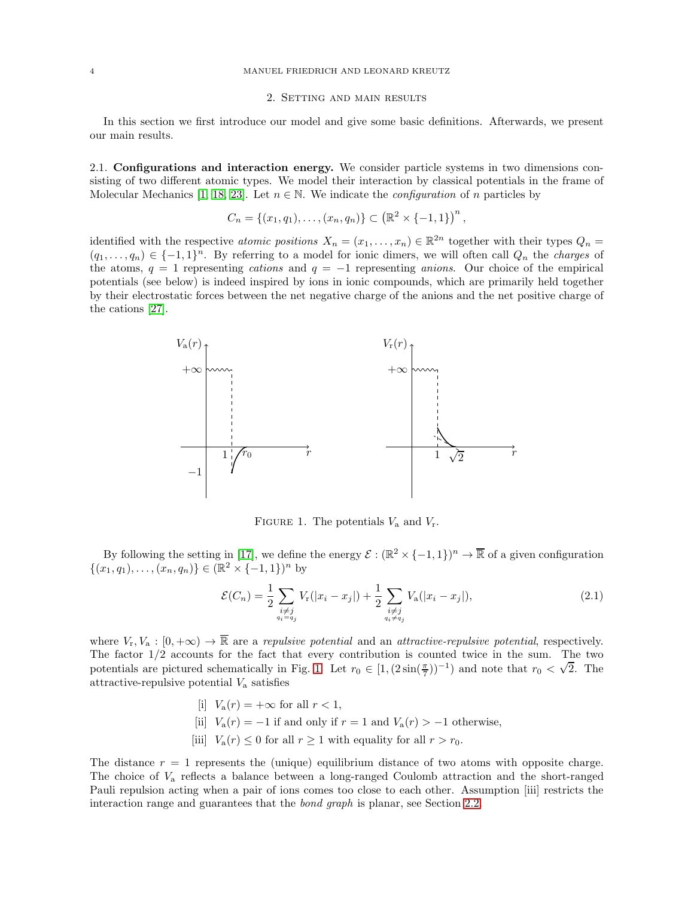## 2. Setting and main results

In this section we first introduce our model and give some basic definitions. Afterwards, we present our main results.

**2.1. Configurations and interaction energy.** We consider particle systems in two dimensions consisting of two different atomic types. We model their interaction by classical potentials in the frame of Molecular Mechanics [1, 18, 23]. Let $n \in \mathbb{N}$. We indicate the *configuration* of $n$ particles by

$$C_n = \{(x_1, q_1), \ldots, (x_n, q_n)\} \subset \left(\mathbb{R}^2 \times \{-1, 1\}\right)^n,$$

identified with the respective *atomic positions* $X_n = (x_1, \ldots, x_n) \in \mathbb{R}^{2n}$ together with their types $Q_n = (q_1, \ldots, q_n) \in \{-1, 1\}^n$. By referring to a model for ionic dimers, we will often call $Q_n$ the *charges* of the atoms, $q = 1$ representing *cations* and $q = -1$ representing *anions*. Our choice of the empirical potentials (see below) is indeed inspired by ions in ionic compounds, which are primarily held together by their electrostatic forces between the net negative charge of the anions and the net positive charge of the cations [27].

Figure 1. The potentials $V_{\mathrm{a}}$ and $V_{\mathrm{r}}$.

By following the setting in [17], we define the energy $\mathcal{E} : (\mathbb{R}^2 \times \{-1, 1\})^n \to \overline{\mathbb{R}}$ of a given configuration $\{(x_1, q_1), \ldots, (x_n, q_n)\} \in (\mathbb{R}^2 \times \{-1, 1\})^n$ by

$$\mathcal{E}(C_n) = \frac{1}{2} \sum_{\substack{i \neq j \\ q_i = q_j}} V_{\mathrm{r}}(|x_i - x_j|) + \frac{1}{2} \sum_{\substack{i \neq j \\ q_i \neq q_j}} V_{\mathrm{a}}(|x_i - x_j|), \tag{2.1}$$

where $V_{\mathrm{r}}, V_{\mathrm{a}} : [0, +\infty) \to \overline{\mathbb{R}}$ are a *repulsive potential* and an *attractive-repulsive potential*, respectively. The factor $1/2$ accounts for the fact that every contribution is counted twice in the sum. The two potentials are pictured schematically in Fig. 1. Let $r_0 \in [1, (2\sin(\frac{\pi}{7}))^{-1})$ and note that $r_0 < \sqrt{2}$. The attractive-repulsive potential $V_{\mathrm{a}}$ satisfies

[i] $V_{\mathrm{a}}(r) = +\infty$ for all $r < 1$,

[ii] $V_{\mathrm{a}}(r) = -1$ if and only if $r = 1$ and $V_{\mathrm{a}}(r) > -1$ otherwise,

[iii] $V_{\mathrm{a}}(r) \leq 0$ for all $r \geq 1$ with equality for all $r > r_0$.

The distance $r = 1$ represents the (unique) equilibrium distance of two atoms with opposite charge. The choice of $V_{\mathrm{a}}$ reflects a balance between a long-ranged Coulomb attraction and the short-ranged Pauli repulsion acting when a pair of ions comes too close to each other. Assumption [iii] restricts the interaction range and guarantees that the *bond graph* is planar, see Section 2.2.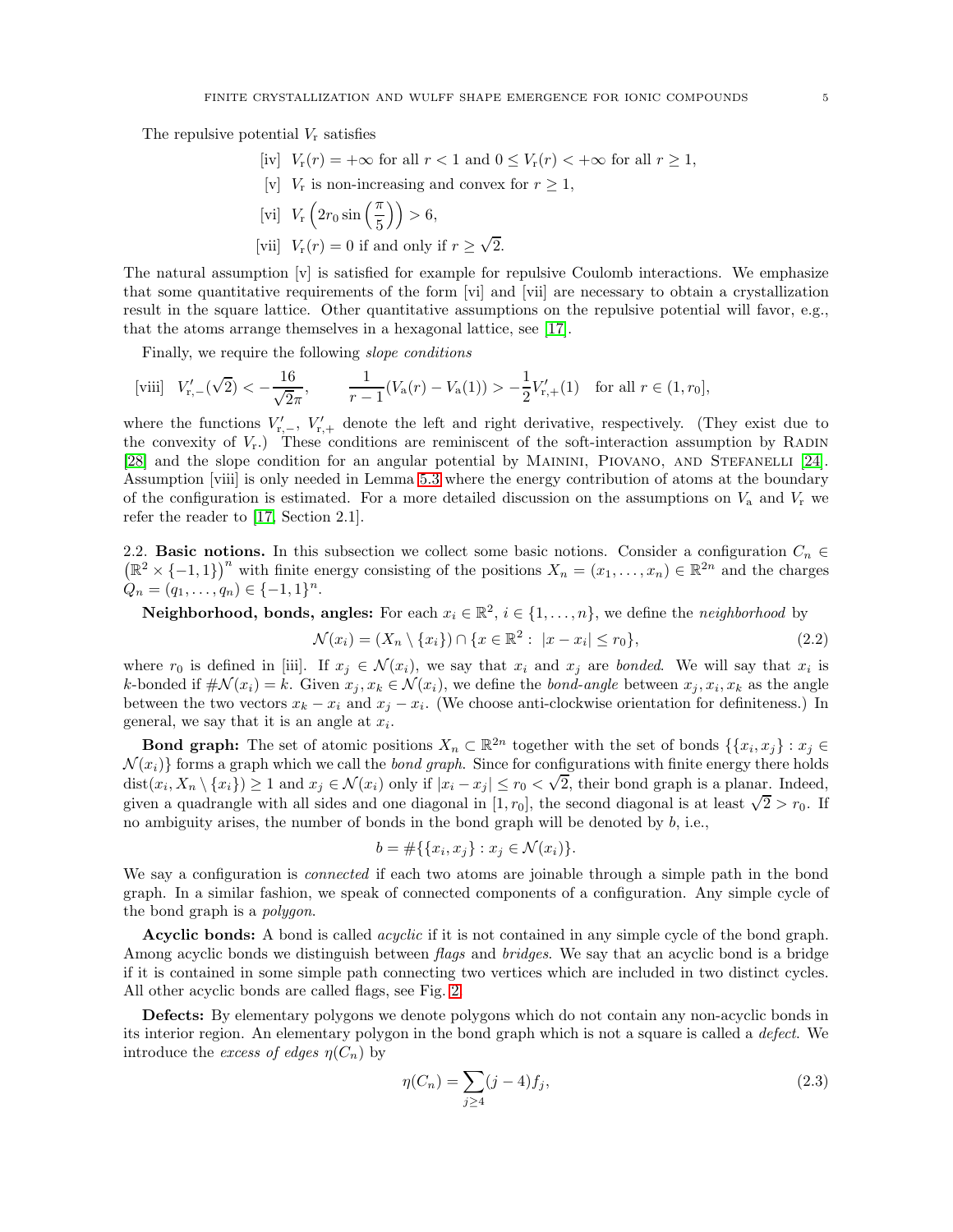The repulsive potential $V_\mathrm{r}$ satisfies

[iv] $V_\mathrm{r}(r) = +\infty$ for all $r < 1$ and $0 \leq V_\mathrm{r}(r) < +\infty$ for all $r \geq 1$,

[v] $V_\mathrm{r}$ is non-increasing and convex for $r \geq 1$,

[vi] $V_\mathrm{r}\left(2r_0 \sin\left(\frac{\pi}{5}\right)\right) > 6$,

[vii] $V_\mathrm{r}(r) = 0$ if and only if $r \geq \sqrt{2}$.

The natural assumption [v] is satisfied for example for repulsive Coulomb interactions. We emphasize that some quantitative requirements of the form [vi] and [vii] are necessary to obtain a crystallization result in the square lattice. Other quantitative assumptions on the repulsive potential will favor, e.g., that the atoms arrange themselves in a hexagonal lattice, see [17].

Finally, we require the following *slope conditions*

$$\text{[viii]} \quad V'_{\mathrm{r},-}(\sqrt{2}) < -\frac{16}{\sqrt{2}\pi}, \qquad \frac{1}{r-1}(V_\mathrm{a}(r) - V_\mathrm{a}(1)) > -\frac{1}{2}V'_{\mathrm{r},+}(1) \quad \text{for all } r \in (1, r_0],$$

where the functions $V'_{\mathrm{r},-}$, $V'_{\mathrm{r},+}$ denote the left and right derivative, respectively. (They exist due to the convexity of $V_\mathrm{r}$.) These conditions are reminiscent of the soft-interaction assumption by Radin [28] and the slope condition for an angular potential by Mainini, Piovano, and Stefanelli [24]. Assumption [viii] is only needed in Lemma 5.3 where the energy contribution of atoms at the boundary of the configuration is estimated. For a more detailed discussion on the assumptions on $V_\mathrm{a}$ and $V_\mathrm{r}$ we refer the reader to [17, Section 2.1].

2.2. **Basic notions.** In this subsection we collect some basic notions. Consider a configuration $C_n \in \left(\mathbb{R}^2 \times \{-1, 1\}\right)^n$ with finite energy consisting of the positions $X_n = (x_1, \ldots, x_n) \in \mathbb{R}^{2n}$ and the charges $Q_n = (q_1, \ldots, q_n) \in \{-1, 1\}^n$.

**Neighborhood, bonds, angles:** For each $x_i \in \mathbb{R}^2$, $i \in \{1, \ldots, n\}$, we define the *neighborhood* by

$$\mathcal{N}(x_i) = (X_n \setminus \{x_i\}) \cap \{x \in \mathbb{R}^2 : \ |x - x_i| \leq r_0\}, \tag{2.2}$$

where $r_0$ is defined in [iii]. If $x_j \in \mathcal{N}(x_i)$, we say that $x_i$ and $x_j$ are *bonded*. We will say that $x_i$ is $k$-bonded if $\#\mathcal{N}(x_i) = k$. Given $x_j, x_k \in \mathcal{N}(x_i)$, we define the *bond-angle* between $x_j, x_i, x_k$ as the angle between the two vectors $x_k - x_i$ and $x_j - x_i$. (We choose anti-clockwise orientation for definiteness.) In general, we say that it is an angle at $x_i$.

**Bond graph:** The set of atomic positions $X_n \subset \mathbb{R}^{2n}$ together with the set of bonds $\{\{x_i, x_j\} : x_j \in \mathcal{N}(x_i)\}$ forms a graph which we call the *bond graph*. Since for configurations with finite energy there holds $\mathrm{dist}(x_i, X_n \setminus \{x_i\}) \geq 1$ and $x_j \in \mathcal{N}(x_i)$ only if $|x_i - x_j| \leq r_0 < \sqrt{2}$, their bond graph is a planar. Indeed, given a quadrangle with all sides and one diagonal in $[1, r_0]$, the second diagonal is at least $\sqrt{2} > r_0$. If no ambiguity arises, the number of bonds in the bond graph will be denoted by $b$, i.e.,

$$b = \#\{\{x_i, x_j\} : x_j \in \mathcal{N}(x_i)\}.$$

We say a configuration is *connected* if each two atoms are joinable through a simple path in the bond graph. In a similar fashion, we speak of connected components of a configuration. Any simple cycle of the bond graph is a *polygon*.

**Acyclic bonds:** A bond is called *acyclic* if it is not contained in any simple cycle of the bond graph. Among acyclic bonds we distinguish between *flags* and *bridges*. We say that an acyclic bond is a bridge if it is contained in some simple path connecting two vertices which are included in two distinct cycles. All other acyclic bonds are called flags, see Fig. 2.

**Defects:** By elementary polygons we denote polygons which do not contain any non-acyclic bonds in its interior region. An elementary polygon in the bond graph which is not a square is called a *defect*. We introduce the *excess of edges* $\eta(C_n)$ by

$$\eta(C_n) = \sum_{j \geq 4} (j - 4) f_j, \tag{2.3}$$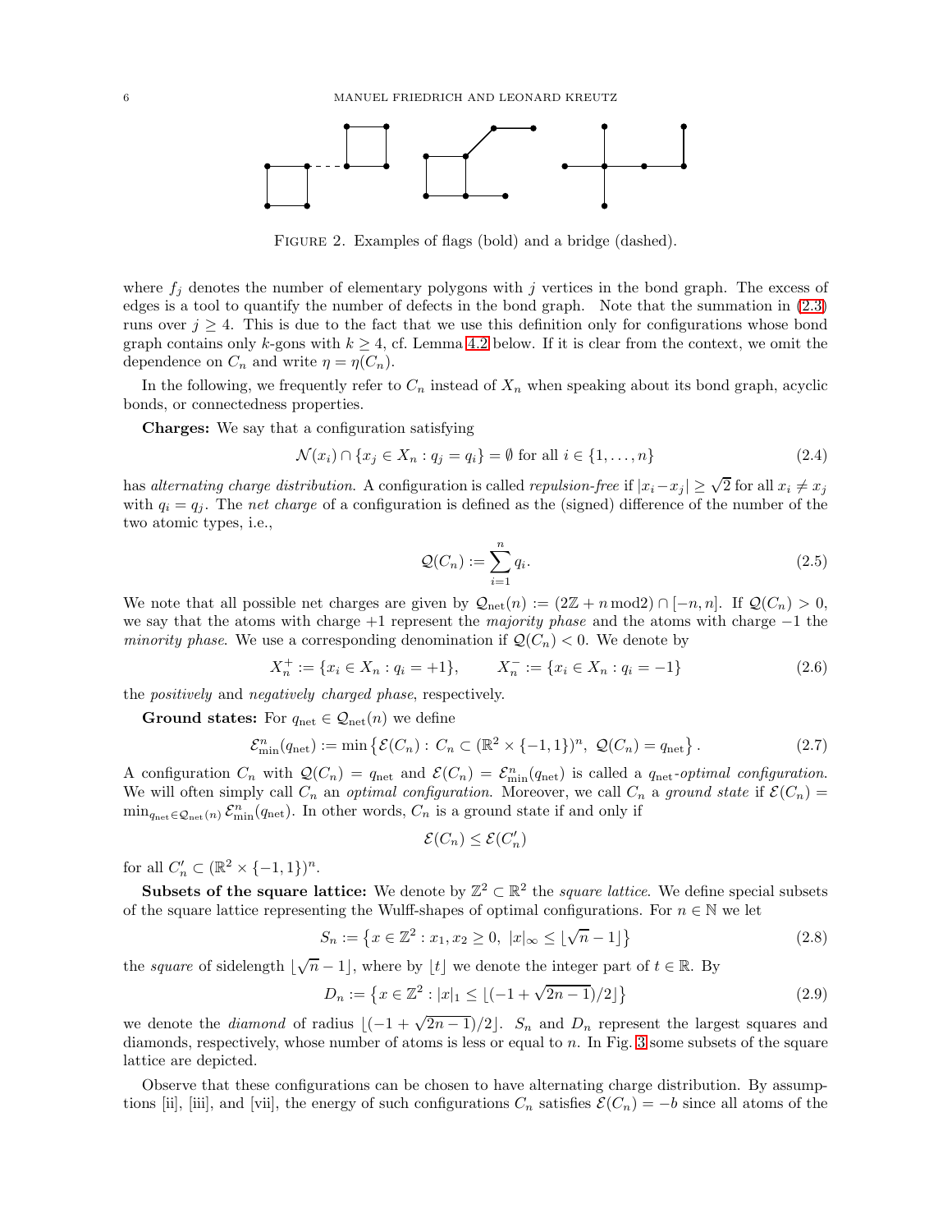FIGURE 2. Examples of flags (bold) and a bridge (dashed).

where $f_j$ denotes the number of elementary polygons with $j$ vertices in the bond graph. The excess of edges is a tool to quantify the number of defects in the bond graph. Note that the summation in (2.3) runs over $j \geq 4$. This is due to the fact that we use this definition only for configurations whose bond graph contains only $k$-gons with $k \geq 4$, cf. Lemma 4.2 below. If it is clear from the context, we omit the dependence on $C_n$ and write $\eta = \eta(C_n)$.

In the following, we frequently refer to $C_n$ instead of $X_n$ when speaking about its bond graph, acyclic bonds, or connectedness properties.

**Charges:** We say that a configuration satisfying

$$\mathcal{N}(x_i) \cap \{x_j \in X_n : q_j = q_i\} = \emptyset \text{ for all } i \in \{1, \ldots, n\} \tag{2.4}$$

has *alternating charge distribution.* A configuration is called *repulsion-free* if $|x_i - x_j| \geq \sqrt{2}$ for all $x_i \neq x_j$ with $q_i = q_j$. The *net charge* of a configuration is defined as the (signed) difference of the number of the two atomic types, i.e.,

$$\mathcal{Q}(C_n) := \sum_{i=1}^{n} q_i. \tag{2.5}$$

We note that all possible net charges are given by $\mathcal{Q}_{\rm net}(n) := (2\mathbb{Z} + n \bmod 2) \cap [-n, n]$. If $\mathcal{Q}(C_n) > 0$, we say that the atoms with charge $+1$ represent the *majority phase* and the atoms with charge $-1$ the *minority phase*. We use a corresponding denomination if $\mathcal{Q}(C_n) < 0$. We denote by

$$X_n^+ := \{x_i \in X_n : q_i = +1\}, \qquad X_n^- := \{x_i \in X_n : q_i = -1\} \tag{2.6}$$

the *positively* and *negatively charged phase*, respectively.

**Ground states:** For $q_{\rm net} \in \mathcal{Q}_{\rm net}(n)$ we define

$$\mathcal{E}^n_{\rm min}(q_{\rm net}) := \min \left\{ \mathcal{E}(C_n) : \, C_n \subset (\mathbb{R}^2 \times \{-1, 1\})^n, \, \mathcal{Q}(C_n) = q_{\rm net} \right\}. \tag{2.7}$$

A configuration $C_n$ with $\mathcal{Q}(C_n) = q_{\rm net}$ and $\mathcal{E}(C_n) = \mathcal{E}^n_{\rm min}(q_{\rm net})$ is called a $q_{\rm net}$*-optimal configuration.* We will often simply call $C_n$ an *optimal configuration*. Moreover, we call $C_n$ a *ground state* if $\mathcal{E}(C_n) = \min_{q_{\rm net} \in \mathcal{Q}_{\rm net}(n)} \mathcal{E}^n_{\rm min}(q_{\rm net})$. In other words, $C_n$ is a ground state if and only if

$$\mathcal{E}(C_n) \leq \mathcal{E}(C_n')$$

for all $C_n' \subset (\mathbb{R}^2 \times \{-1, 1\})^n$.

**Subsets of the square lattice:** We denote by $\mathbb{Z}^2 \subset \mathbb{R}^2$ the *square lattice*. We define special subsets of the square lattice representing the Wulff-shapes of optimal configurations. For $n \in \mathbb{N}$ we let

$$S_n := \left\{ x \in \mathbb{Z}^2 : x_1, x_2 \geq 0, \; |x|_\infty \leq \lfloor \sqrt{n} - 1 \rfloor \right\} \tag{2.8}$$

the *square* of sidelength $\lfloor \sqrt{n} - 1 \rfloor$, where by $\lfloor t \rfloor$ we denote the integer part of $t \in \mathbb{R}$. By

$$D_n := \left\{ x \in \mathbb{Z}^2 : |x|_1 \leq \lfloor (-1 + \sqrt{2n-1})/2 \rfloor \right\} \tag{2.9}$$

we denote the *diamond* of radius $\lfloor (-1 + \sqrt{2n-1})/2 \rfloor$. $S_n$ and $D_n$ represent the largest squares and diamonds, respectively, whose number of atoms is less or equal to $n$. In Fig. 3 some subsets of the square lattice are depicted.

Observe that these configurations can be chosen to have alternating charge distribution. By assumptions [ii], [iii], and [vii], the energy of such configurations $C_n$ satisfies $\mathcal{E}(C_n) = -b$ since all atoms of the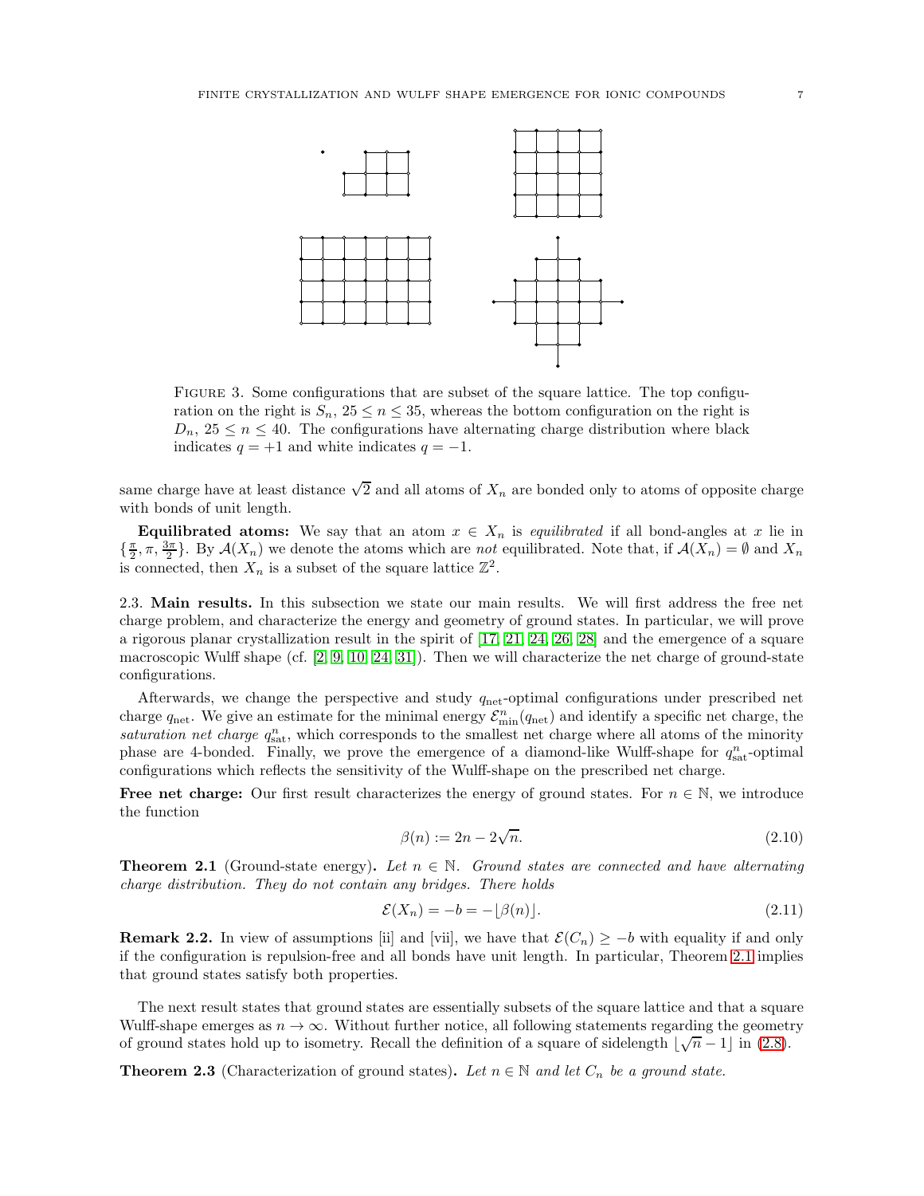FIGURE 3. Some configurations that are subset of the square lattice. The top configuration on the right is $S_n$, $25 \leq n \leq 35$, whereas the bottom configuration on the right is $D_n$, $25 \leq n \leq 40$. The configurations have alternating charge distribution where black indicates $q = +1$ and white indicates $q = -1$.

same charge have at least distance $\sqrt{2}$ and all atoms of $X_n$ are bonded only to atoms of opposite charge with bonds of unit length.

**Equilibrated atoms:** We say that an atom $x \in X_n$ is *equilibrated* if all bond-angles at $x$ lie in $\{\frac{\pi}{2}, \pi, \frac{3\pi}{2}\}$. By $\mathcal{A}(X_n)$ we denote the atoms which are *not* equilibrated. Note that, if $\mathcal{A}(X_n) = \emptyset$ and $X_n$ is connected, then $X_n$ is a subset of the square lattice $\mathbb{Z}^2$.

## 2.3. Main results.

In this subsection we state our main results. We will first address the free net charge problem, and characterize the energy and geometry of ground states. In particular, we will prove a rigorous planar crystallization result in the spirit of [17, 21, 24, 26, 28] and the emergence of a square macroscopic Wulff shape (cf. [2, 9, 10, 24, 31]). Then we will characterize the net charge of ground-state configurations.

Afterwards, we change the perspective and study $q_{\rm net}$-optimal configurations under prescribed net charge $q_{\rm net}$. We give an estimate for the minimal energy $\mathcal{E}^n_{\rm min}(q_{\rm net})$ and identify a specific net charge, the *saturation net charge* $q^n_{\rm sat}$, which corresponds to the smallest net charge where all atoms of the minority phase are 4-bonded. Finally, we prove the emergence of a diamond-like Wulff-shape for $q^n_{\rm sat}$-optimal configurations which reflects the sensitivity of the Wulff-shape on the prescribed net charge.

**Free net charge:** Our first result characterizes the energy of ground states. For $n \in \mathbb{N}$, we introduce the function

$$\beta(n) := 2n - 2\sqrt{n}. \tag{2.10}$$

**Theorem 2.1** (Ground-state energy). *Let $n \in \mathbb{N}$. Ground states are connected and have alternating charge distribution. They do not contain any bridges. There holds*

$$\mathcal{E}(X_n) = -b = -\lfloor \beta(n) \rfloor. \tag{2.11}$$

**Remark 2.2.** In view of assumptions [ii] and [vii], we have that $\mathcal{E}(C_n) \geq -b$ with equality if and only if the configuration is repulsion-free and all bonds have unit length. In particular, Theorem 2.1 implies that ground states satisfy both properties.

The next result states that ground states are essentially subsets of the square lattice and that a square Wulff-shape emerges as $n \to \infty$. Without further notice, all following statements regarding the geometry of ground states hold up to isometry. Recall the definition of a square of sidelength $\lfloor \sqrt{n} - 1 \rfloor$ in (2.8).

**Theorem 2.3** (Characterization of ground states). *Let $n \in \mathbb{N}$ and let $C_n$ be a ground state.*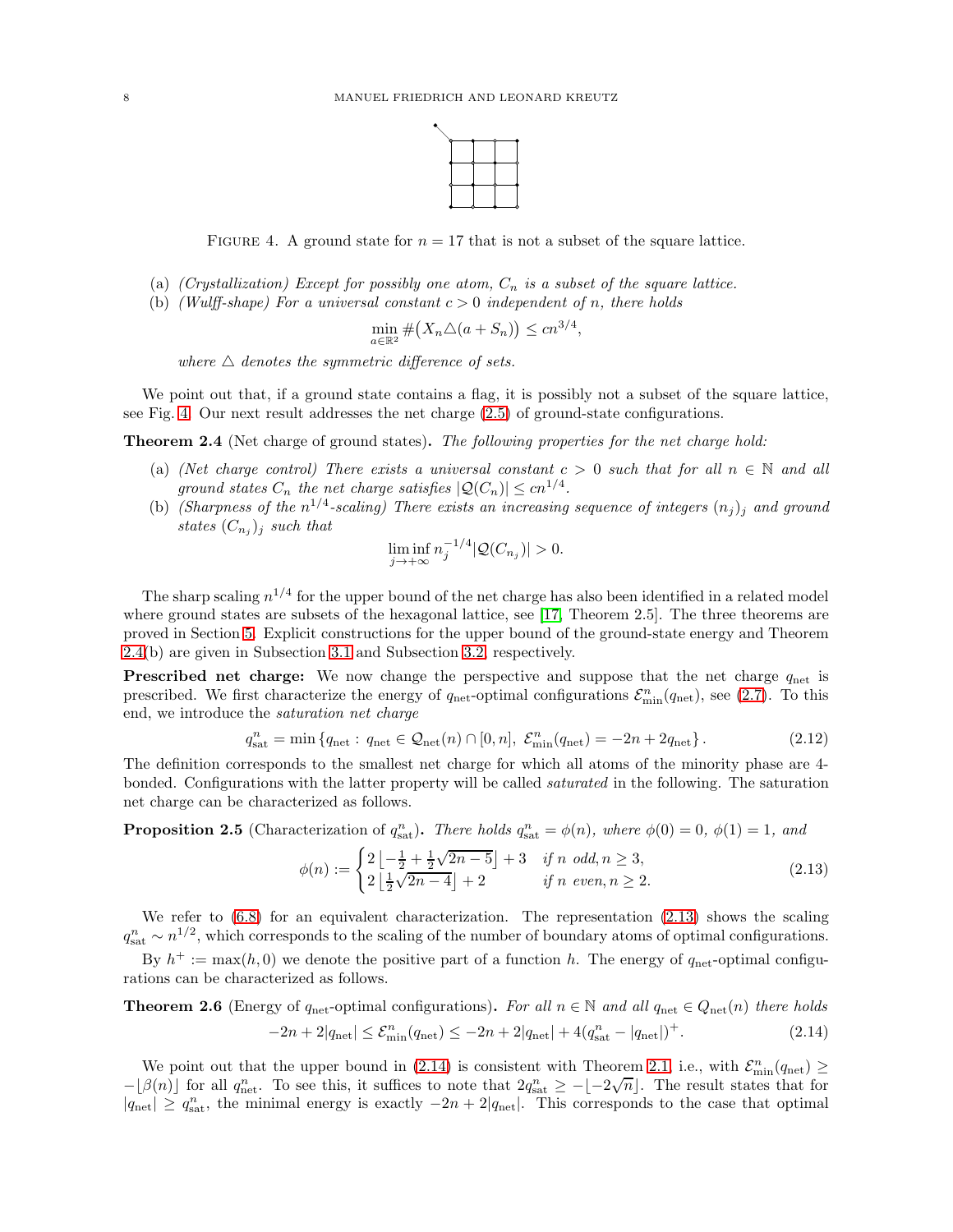FIGURE 4. A ground state for $n = 17$ that is not a subset of the square lattice.

(a) *(Crystallization) Except for possibly one atom, $C_n$ is a subset of the square lattice.*
(b) *(Wulff-shape) For a universal constant $c > 0$ independent of $n$, there holds*

$$\min_{a \in \mathbb{R}^2} \#\big(X_n \triangle (a + S_n)\big) \le c n^{3/4},$$

*where $\triangle$ denotes the symmetric difference of sets.*

We point out that, if a ground state contains a flag, it is possibly not a subset of the square lattice, see Fig. 4. Our next result addresses the net charge (2.5) of ground-state configurations.

**Theorem 2.4** (Net charge of ground states)**.** *The following properties for the net charge hold:*

(a) *(Net charge control) There exists a universal constant $c > 0$ such that for all $n \in \mathbb{N}$ and all ground states $C_n$ the net charge satisfies $|\mathcal{Q}(C_n)| \le c n^{1/4}$.*
(b) *(Sharpness of the $n^{1/4}$-scaling) There exists an increasing sequence of integers $(n_j)_j$ and ground states $(C_{n_j})_j$ such that*

$$\liminf_{j \to +\infty} n_j^{-1/4} |\mathcal{Q}(C_{n_j})| > 0.$$

The sharp scaling $n^{1/4}$ for the upper bound of the net charge has also been identified in a related model where ground states are subsets of the hexagonal lattice, see [17, Theorem 2.5]. The three theorems are proved in Section 5. Explicit constructions for the upper bound of the ground-state energy and Theorem 2.4(b) are given in Subsection 3.1 and Subsection 3.2, respectively.

**Prescribed net charge:** We now change the perspective and suppose that the net charge $q_{\rm net}$ is prescribed. We first characterize the energy of $q_{\rm net}$-optimal configurations $\mathcal{E}^n_{\min}(q_{\rm net})$, see (2.7). To this end, we introduce the *saturation net charge*

$$q^n_{\rm sat} = \min\left\{ q_{\rm net} : \, q_{\rm net} \in \mathcal{Q}_{\rm net}(n) \cap [0, n], \ \mathcal{E}^n_{\min}(q_{\rm net}) = -2n + 2q_{\rm net} \right\}. \tag{2.12}$$

The definition corresponds to the smallest net charge for which all atoms of the minority phase are 4-bonded. Configurations with the latter property will be called *saturated* in the following. The saturation net charge can be characterized as follows.

**Proposition 2.5** (Characterization of $q^n_{\rm sat}$)**.** *There holds $q^n_{\rm sat} = \phi(n)$, where $\phi(0) = 0$, $\phi(1) = 1$, and*

$$\phi(n) := \begin{cases} 2\left\lfloor -\frac{1}{2} + \frac{1}{2}\sqrt{2n-5} \right\rfloor + 3 & \text{if } n \text{ odd}, n \ge 3, \\ 2\left\lfloor \frac{1}{2}\sqrt{2n-4} \right\rfloor + 2 & \text{if } n \text{ even}, n \ge 2. \end{cases} \tag{2.13}$$

We refer to (6.8) for an equivalent characterization. The representation (2.13) shows the scaling $q^n_{\rm sat} \sim n^{1/2}$, which corresponds to the scaling of the number of boundary atoms of optimal configurations.

By $h^+ := \max(h, 0)$ we denote the positive part of a function $h$. The energy of $q_{\rm net}$-optimal configurations can be characterized as follows.

**Theorem 2.6** (Energy of $q_{\rm net}$-optimal configurations)**.** *For all $n \in \mathbb{N}$ and all $q_{\rm net} \in Q_{\rm net}(n)$ there holds*

$$-2n + 2|q_{\rm net}| \le \mathcal{E}^n_{\min}(q_{\rm net}) \le -2n + 2|q_{\rm net}| + 4(q^n_{\rm sat} - |q_{\rm net}|)^+. \tag{2.14}$$

We point out that the upper bound in (2.14) is consistent with Theorem 2.1, i.e., with $\mathcal{E}^n_{\min}(q_{\rm net}) \ge -\lfloor \beta(n) \rfloor$ for all $q^n_{\rm net}$. To see this, it suffices to note that $2q^n_{\rm sat} \ge -\lfloor -2\sqrt{n} \rfloor$. The result states that for $|q_{\rm net}| \ge q^n_{\rm sat}$, the minimal energy is exactly $-2n + 2|q_{\rm net}|$. This corresponds to the case that optimal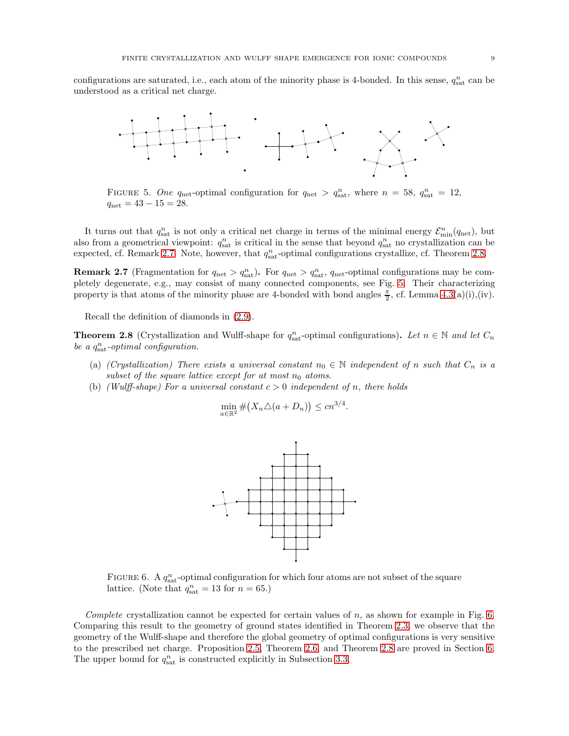configurations are saturated, i.e., each atom of the minority phase is 4-bonded. In this sense, $q^n_{\mathrm{sat}}$ can be understood as a critical net charge.

FIGURE 5. *One* $q_{\mathrm{net}}$-optimal configuration for $q_{\mathrm{net}} > q^n_{\mathrm{sat}}$, where $n = 58$, $q^n_{\mathrm{sat}} = 12$, $q_{\mathrm{net}} = 43 - 15 = 28$.

It turns out that $q^n_{\mathrm{sat}}$ is not only a critical net charge in terms of the minimal energy $\mathcal{E}^n_{\min}(q_{\mathrm{net}})$, but also from a geometrical viewpoint: $q^n_{\mathrm{sat}}$ is critical in the sense that beyond $q^n_{\mathrm{sat}}$ no crystallization can be expected, cf. Remark 2.7. Note, however, that $q^n_{\mathrm{sat}}$-optimal configurations crystallize, cf. Theorem 2.8.

**Remark 2.7** (Fragmentation for $q_{\mathrm{net}} > q^n_{\mathrm{sat}}$)**.** For $q_{\mathrm{net}} > q^n_{\mathrm{sat}}$, $q_{\mathrm{net}}$-optimal configurations may be completely degenerate, e.g., may consist of many connected components, see Fig. 5. Their characterizing property is that atoms of the minority phase are 4-bonded with bond angles $\frac{\pi}{2}$, cf. Lemma 4.3(a)(i),(iv).

Recall the definition of diamonds in (2.9).

**Theorem 2.8** (Crystallization and Wulff-shape for $q^n_{\mathrm{sat}}$-optimal configurations)**.** *Let $n \in \mathbb{N}$ and let $C_n$ be a $q^n_{\mathrm{sat}}$-optimal configuration.*

- (a) *(Crystallization) There exists a universal constant $n_0 \in \mathbb{N}$ independent of $n$ such that $C_n$ is a subset of the square lattice except for at most $n_0$ atoms.*
- (b) *(Wulff-shape) For a universal constant $c > 0$ independent of $n$, there holds*

$$\min_{a \in \mathbb{R}^2} \#\big(X_n \triangle (a + D_n)\big) \leq c n^{3/4}.$$

FIGURE 6. A $q^n_{\mathrm{sat}}$-optimal configuration for which four atoms are not subset of the square lattice. (Note that $q^n_{\mathrm{sat}} = 13$ for $n = 65$.)

*Complete* crystallization cannot be expected for certain values of $n$, as shown for example in Fig. 6. Comparing this result to the geometry of ground states identified in Theorem 2.3, we observe that the geometry of the Wulff-shape and therefore the global geometry of optimal configurations is very sensitive to the prescribed net charge. Proposition 2.5, Theorem 2.6, and Theorem 2.8 are proved in Section 6. The upper bound for $q^n_{\mathrm{sat}}$ is constructed explicitly in Subsection 3.3.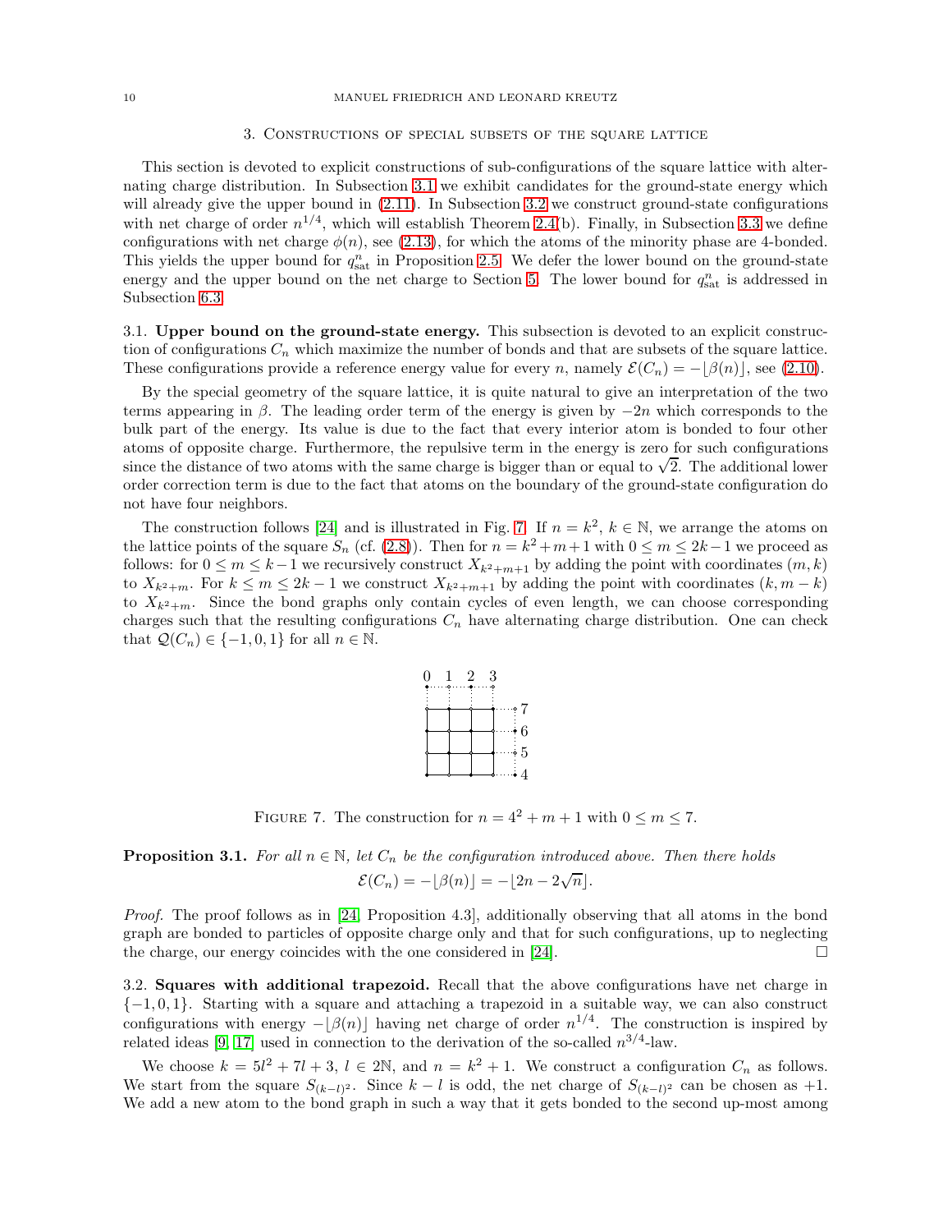## 3. Constructions of special subsets of the square lattice

This section is devoted to explicit constructions of sub-configurations of the square lattice with alternating charge distribution. In Subsection 3.1 we exhibit candidates for the ground-state energy which will already give the upper bound in (2.11). In Subsection 3.2 we construct ground-state configurations with net charge of order $n^{1/4}$, which will establish Theorem 2.4(b). Finally, in Subsection 3.3 we define configurations with net charge $\phi(n)$, see (2.13), for which the atoms of the minority phase are 4-bonded. This yields the upper bound for $q^n_{\rm sat}$ in Proposition 2.5. We defer the lower bound on the ground-state energy and the upper bound on the net charge to Section 5. The lower bound for $q^n_{\rm sat}$ is addressed in Subsection 6.3.

3.1. **Upper bound on the ground-state energy.** This subsection is devoted to an explicit construction of configurations $C_n$ which maximize the number of bonds and that are subsets of the square lattice. These configurations provide a reference energy value for every $n$, namely $\mathcal{E}(C_n) = -\lfloor \beta(n) \rfloor$, see (2.10).

By the special geometry of the square lattice, it is quite natural to give an interpretation of the two terms appearing in $\beta$. The leading order term of the energy is given by $-2n$ which corresponds to the bulk part of the energy. Its value is due to the fact that every interior atom is bonded to four other atoms of opposite charge. Furthermore, the repulsive term in the energy is zero for such configurations since the distance of two atoms with the same charge is bigger than or equal to $\sqrt{2}$. The additional lower order correction term is due to the fact that atoms on the boundary of the ground-state configuration do not have four neighbors.

The construction follows [24] and is illustrated in Fig. 7. If $n = k^2$, $k \in \mathbb{N}$, we arrange the atoms on the lattice points of the square $S_n$ (cf. (2.8)). Then for $n = k^2 + m + 1$ with $0 \le m \le 2k - 1$ we proceed as follows: for $0 \le m \le k-1$ we recursively construct $X_{k^2+m+1}$ by adding the point with coordinates $(m, k)$ to $X_{k^2+m}$. For $k \le m \le 2k-1$ we construct $X_{k^2+m+1}$ by adding the point with coordinates $(k, m-k)$ to $X_{k^2+m}$. Since the bond graphs only contain cycles of even length, we can choose corresponding charges such that the resulting configurations $C_n$ have alternating charge distribution. One can check that $\mathcal{Q}(C_n) \in \{-1, 0, 1\}$ for all $n \in \mathbb{N}$.

Figure 7. The construction for $n = 4^2 + m + 1$ with $0 \le m \le 7$.

**Proposition 3.1.** *For all $n \in \mathbb{N}$, let $C_n$ be the configuration introduced above. Then there holds*

$$\mathcal{E}(C_n) = -\lfloor \beta(n) \rfloor = -\lfloor 2n - 2\sqrt{n} \rfloor.$$

*Proof.* The proof follows as in [24, Proposition 4.3], additionally observing that all atoms in the bond graph are bonded to particles of opposite charge only and that for such configurations, up to neglecting the charge, our energy coincides with the one considered in [24]. □

3.2. **Squares with additional trapezoid.** Recall that the above configurations have net charge in $\{-1, 0, 1\}$. Starting with a square and attaching a trapezoid in a suitable way, we can also construct configurations with energy $-\lfloor \beta(n) \rfloor$ having net charge of order $n^{1/4}$. The construction is inspired by related ideas [9, 17] used in connection to the derivation of the so-called $n^{3/4}$-law.

We choose $k = 5l^2 + 7l + 3$, $l \in 2\mathbb{N}$, and $n = k^2 + 1$. We construct a configuration $C_n$ as follows. We start from the square $S_{(k-l)^2}$. Since $k - l$ is odd, the net charge of $S_{(k-l)^2}$ can be chosen as $+1$. We add a new atom to the bond graph in such a way that it gets bonded to the second up-most among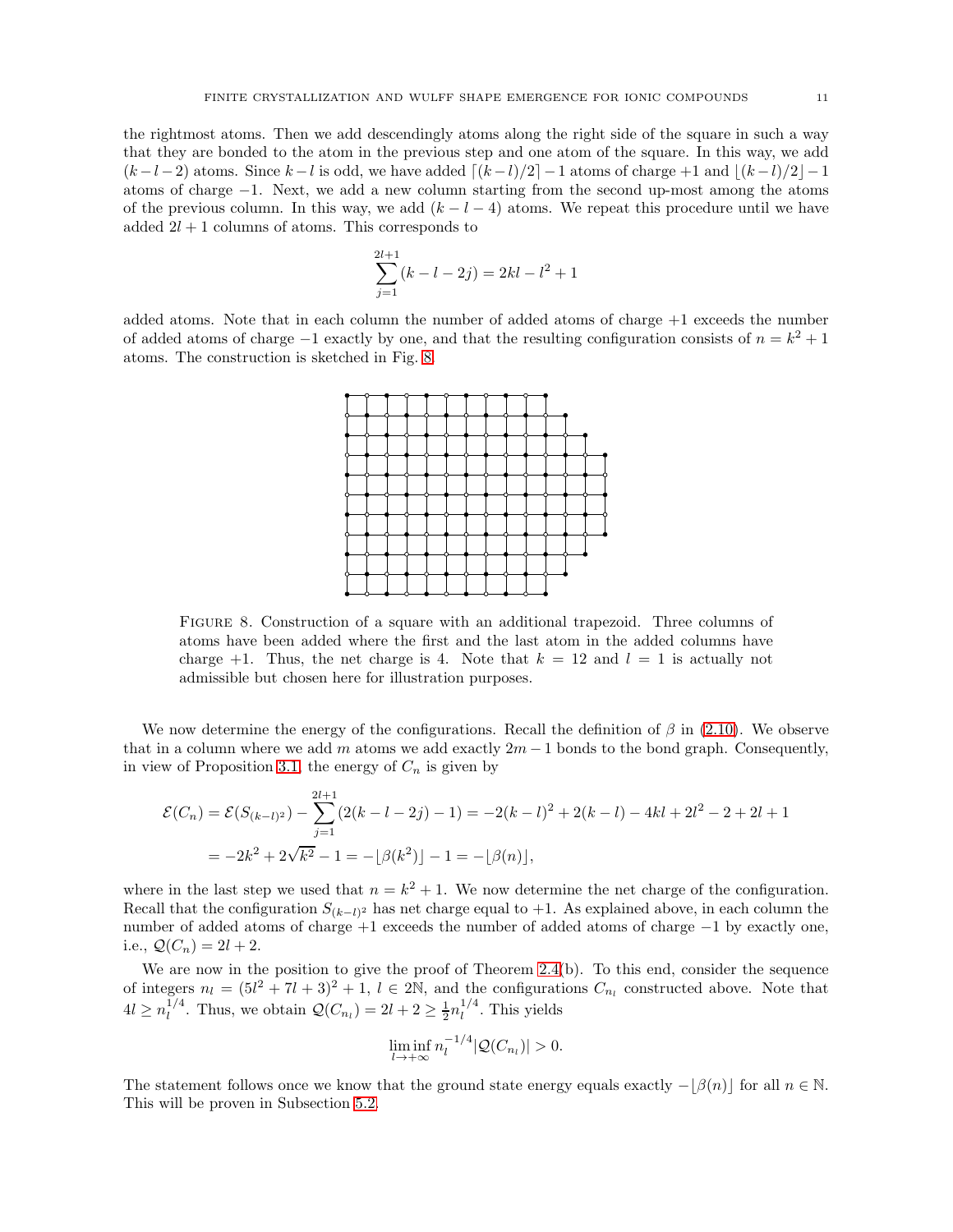the rightmost atoms. Then we add descendingly atoms along the right side of the square in such a way that they are bonded to the atom in the previous step and one atom of the square. In this way, we add $(k-l-2)$ atoms. Since $k-l$ is odd, we have added $\lceil (k-l)/2 \rceil - 1$ atoms of charge $+1$ and $\lfloor (k-l)/2 \rfloor - 1$ atoms of charge $-1$. Next, we add a new column starting from the second up-most among the atoms of the previous column. In this way, we add $(k-l-4)$ atoms. We repeat this procedure until we have added $2l+1$ columns of atoms. This corresponds to

$$\sum_{j=1}^{2l+1} (k-l-2j) = 2kl - l^2 + 1$$

added atoms. Note that in each column the number of added atoms of charge $+1$ exceeds the number of added atoms of charge $-1$ exactly by one, and that the resulting configuration consists of $n = k^2 + 1$ atoms. The construction is sketched in Fig. 8.

Figure 8. Construction of a square with an additional trapezoid. Three columns of atoms have been added where the first and the last atom in the added columns have charge $+1$. Thus, the net charge is 4. Note that $k = 12$ and $l = 1$ is actually not admissible but chosen here for illustration purposes.

We now determine the energy of the configurations. Recall the definition of $\beta$ in (2.10). We observe that in a column where we add $m$ atoms we add exactly $2m-1$ bonds to the bond graph. Consequently, in view of Proposition 3.1, the energy of $C_n$ is given by

$$\begin{aligned}\mathcal{E}(C_n) &= \mathcal{E}(S_{(k-l)^2}) - \sum_{j=1}^{2l+1} (2(k-l-2j) - 1) = -2(k-l)^2 + 2(k-l) - 4kl + 2l^2 - 2 + 2l + 1 \\ &= -2k^2 + 2\sqrt{k^2} - 1 = -\lfloor \beta(k^2) \rfloor - 1 = -\lfloor \beta(n) \rfloor,\end{aligned}$$

where in the last step we used that $n = k^2 + 1$. We now determine the net charge of the configuration. Recall that the configuration $S_{(k-l)^2}$ has net charge equal to $+1$. As explained above, in each column the number of added atoms of charge $+1$ exceeds the number of added atoms of charge $-1$ by exactly one, i.e., $\mathcal{Q}(C_n) = 2l + 2$.

We are now in the position to give the proof of Theorem 2.4(b). To this end, consider the sequence of integers $n_l = (5l^2 + 7l + 3)^2 + 1$, $l \in 2\mathbb{N}$, and the configurations $C_{n_l}$ constructed above. Note that $4l \geq n_l^{1/4}$. Thus, we obtain $\mathcal{Q}(C_{n_l}) = 2l + 2 \geq \frac{1}{2} n_l^{1/4}$. This yields

$$\liminf_{l \to +\infty} n_l^{-1/4} |\mathcal{Q}(C_{n_l})| > 0.$$

The statement follows once we know that the ground state energy equals exactly $-\lfloor \beta(n) \rfloor$ for all $n \in \mathbb{N}$. This will be proven in Subsection 5.2.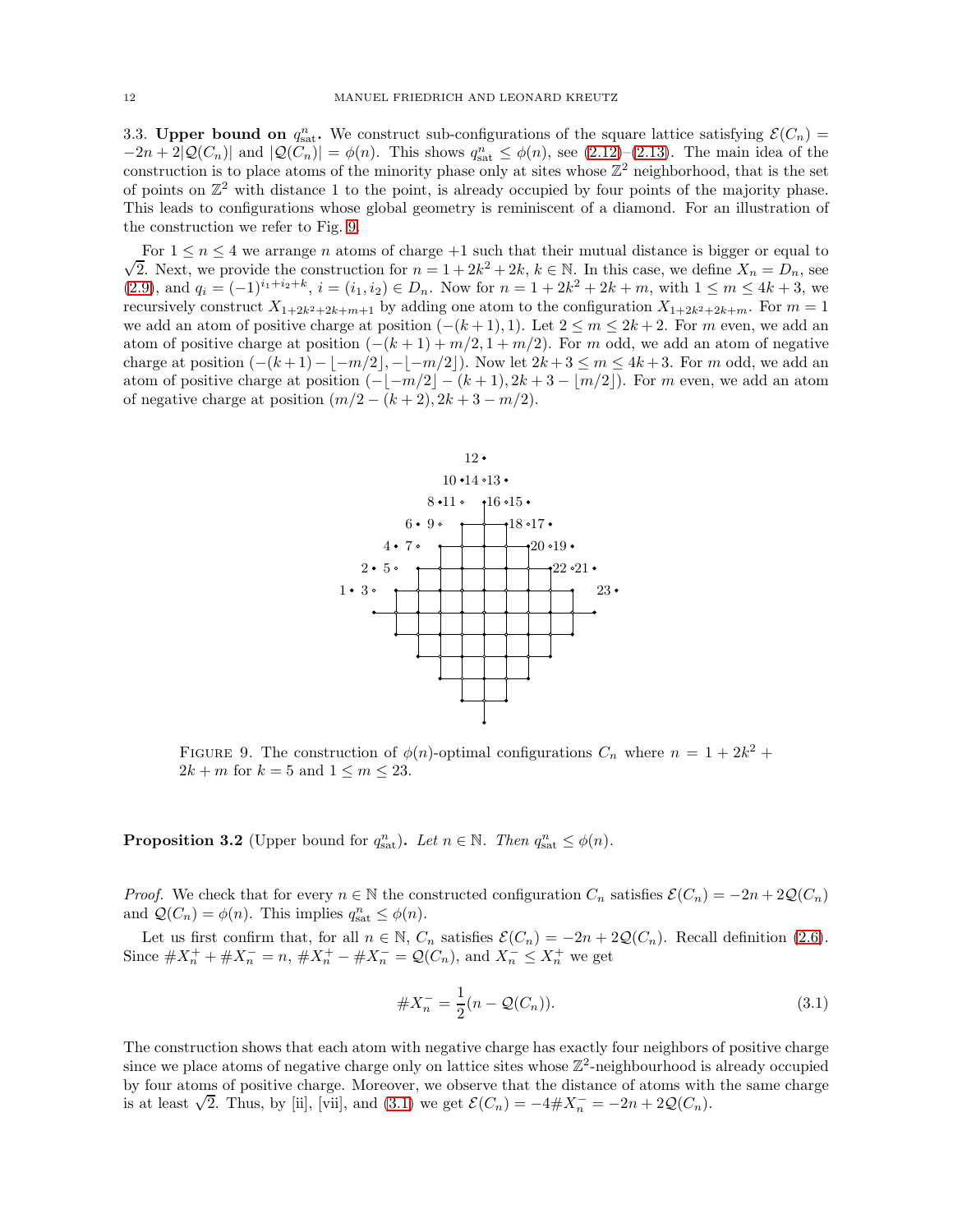3.3. **Upper bound on $q^n_{\rm sat}$.** We construct sub-configurations of the square lattice satisfying $\mathcal{E}(C_n) = -2n + 2|\mathcal{Q}(C_n)|$ and $|\mathcal{Q}(C_n)| = \phi(n)$. This shows $q^n_{\rm sat} \le \phi(n)$, see (2.12)–(2.13). The main idea of the construction is to place atoms of the minority phase only at sites whose $\mathbb{Z}^2$ neighborhood, that is the set of points on $\mathbb{Z}^2$ with distance 1 to the point, is already occupied by four points of the majority phase. This leads to configurations whose global geometry is reminiscent of a diamond. For an illustration of the construction we refer to Fig. 9.

For $1 \le n \le 4$ we arrange $n$ atoms of charge $+1$ such that their mutual distance is bigger or equal to $\sqrt{2}$. Next, we provide the construction for $n = 1 + 2k^2 + 2k$, $k \in \mathbb{N}$. In this case, we define $X_n = D_n$, see (2.9), and $q_i = (-1)^{i_1+i_2+k}$, $i = (i_1, i_2) \in D_n$. Now for $n = 1 + 2k^2 + 2k + m$, with $1 \le m \le 4k+3$, we recursively construct $X_{1+2k^2+2k+m+1}$ by adding one atom to the configuration $X_{1+2k^2+2k+m}$. For $m = 1$ we add an atom of positive charge at position $(-(k+1), 1)$. Let $2 \le m \le 2k+2$. For $m$ even, we add an atom of positive charge at position $(-(k+1) + m/2, 1 + m/2)$. For $m$ odd, we add an atom of negative charge at position $(-(k+1) - \lfloor -m/2 \rfloor, -\lfloor -m/2 \rfloor)$. Now let $2k+3 \le m \le 4k+3$. For $m$ odd, we add an atom of positive charge at position $(-\lfloor -m/2 \rfloor - (k+1), 2k+3 - \lfloor m/2 \rfloor)$. For $m$ even, we add an atom of negative charge at position $(m/2 - (k+2), 2k+3 - m/2)$.

FIGURE 9. The construction of $\phi(n)$-optimal configurations $C_n$ where $n = 1 + 2k^2 + 2k + m$ for $k = 5$ and $1 \le m \le 23$.

**Proposition 3.2** (Upper bound for $q^n_{\rm sat}$)**.** *Let $n \in \mathbb{N}$. Then $q^n_{\rm sat} \le \phi(n)$.*

*Proof.* We check that for every $n \in \mathbb{N}$ the constructed configuration $C_n$ satisfies $\mathcal{E}(C_n) = -2n + 2\mathcal{Q}(C_n)$ and $\mathcal{Q}(C_n) = \phi(n)$. This implies $q^n_{\rm sat} \le \phi(n)$.

Let us first confirm that, for all $n \in \mathbb{N}$, $C_n$ satisfies $\mathcal{E}(C_n) = -2n + 2\mathcal{Q}(C_n)$. Recall definition (2.6). Since $\#X^+_n + \#X^-_n = n$, $\#X^+_n - \#X^-_n = \mathcal{Q}(C_n)$, and $X^-_n \le X^+_n$ we get

$$\#X^-_n = \frac{1}{2}(n - \mathcal{Q}(C_n)). \tag{3.1}$$

The construction shows that each atom with negative charge has exactly four neighbors of positive charge since we place atoms of negative charge only on lattice sites whose $\mathbb{Z}^2$-neighbourhood is already occupied by four atoms of positive charge. Moreover, we observe that the distance of atoms with the same charge is at least $\sqrt{2}$. Thus, by [ii], [vii], and (3.1) we get $\mathcal{E}(C_n) = -4\#X^-_n = -2n + 2\mathcal{Q}(C_n)$.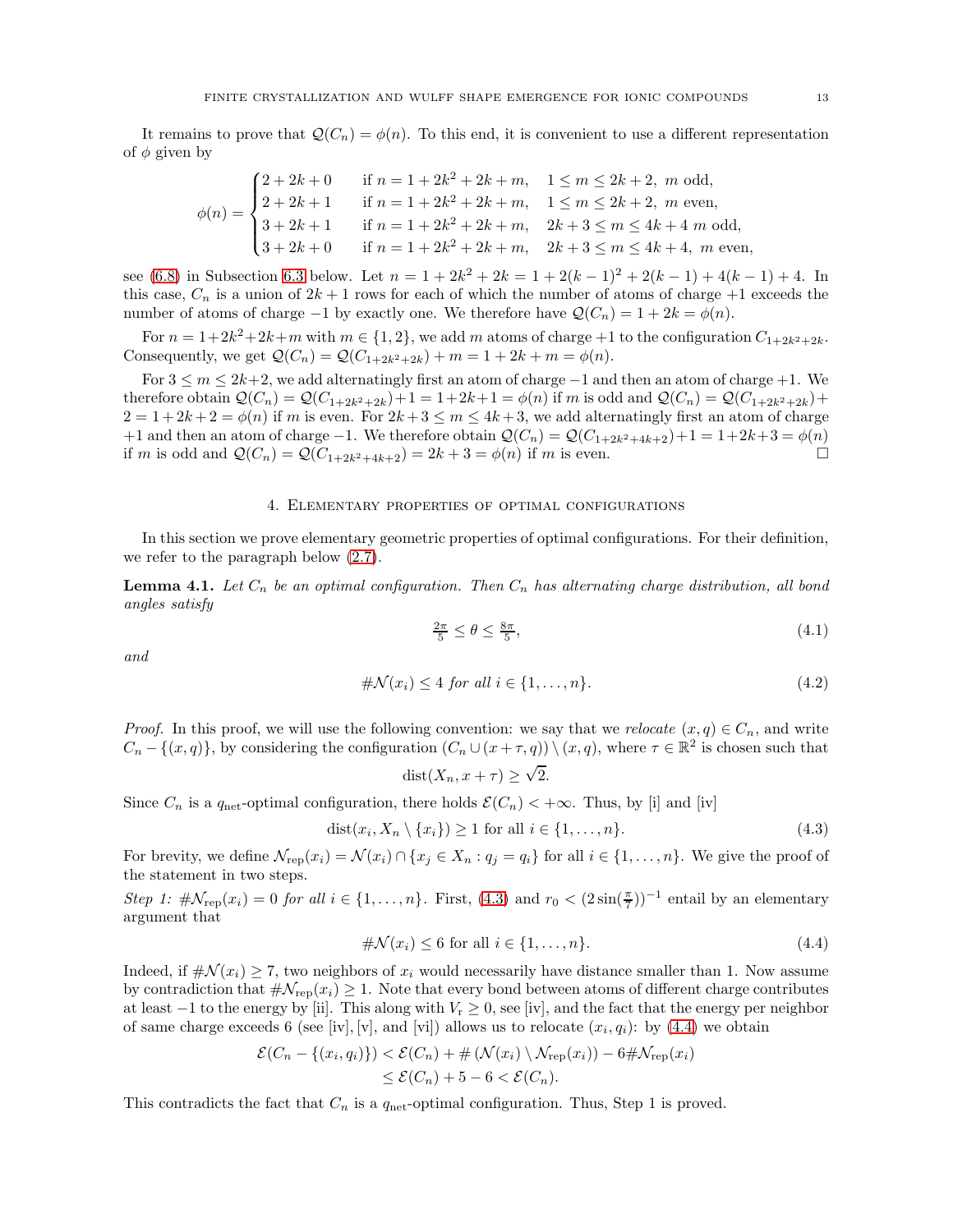It remains to prove that $\mathcal{Q}(C_n) = \phi(n)$. To this end, it is convenient to use a different representation of $\phi$ given by

$$\phi(n) = \begin{cases} 2+2k+0 & \text{if } n = 1+2k^2+2k+m, \quad 1 \le m \le 2k+2, \ m \text{ odd}, \\ 2+2k+1 & \text{if } n = 1+2k^2+2k+m, \quad 1 \le m \le 2k+2, \ m \text{ even}, \\ 3+2k+1 & \text{if } n = 1+2k^2+2k+m, \quad 2k+3 \le m \le 4k+4 \ m \text{ odd}, \\ 3+2k+0 & \text{if } n = 1+2k^2+2k+m, \quad 2k+3 \le m \le 4k+4, \ m \text{ even}, \end{cases}$$

see (6.8) in Subsection 6.3 below. Let $n = 1+2k^2+2k = 1+2(k-1)^2+2(k-1)+4(k-1)+4$. In this case, $C_n$ is a union of $2k+1$ rows for each of which the number of atoms of charge $+1$ exceeds the number of atoms of charge $-1$ by exactly one. We therefore have $\mathcal{Q}(C_n) = 1+2k = \phi(n)$.

For $n = 1+2k^2+2k+m$ with $m \in \{1,2\}$, we add $m$ atoms of charge $+1$ to the configuration $C_{1+2k^2+2k}$. Consequently, we get $\mathcal{Q}(C_n) = \mathcal{Q}(C_{1+2k^2+2k}) + m = 1+2k+m = \phi(n)$.

For $3 \le m \le 2k+2$, we add alternatingly first an atom of charge $-1$ and then an atom of charge $+1$. We therefore obtain $\mathcal{Q}(C_n) = \mathcal{Q}(C_{1+2k^2+2k})+1 = 1+2k+1 = \phi(n)$ if $m$ is odd and $\mathcal{Q}(C_n) = \mathcal{Q}(C_{1+2k^2+2k})+2 = 1+2k+2 = \phi(n)$ if $m$ is even. For $2k+3 \le m \le 4k+3$, we add alternatingly first an atom of charge $+1$ and then an atom of charge $-1$. We therefore obtain $\mathcal{Q}(C_n) = \mathcal{Q}(C_{1+2k^2+4k+2})+1 = 1+2k+3 = \phi(n)$ if $m$ is odd and $\mathcal{Q}(C_n) = \mathcal{Q}(C_{1+2k^2+4k+2}) = 2k+3 = \phi(n)$ if $m$ is even. $\square$

## 4. Elementary properties of optimal configurations

In this section we prove elementary geometric properties of optimal configurations. For their definition, we refer to the paragraph below (2.7).

**Lemma 4.1.** *Let $C_n$ be an optimal configuration. Then $C_n$ has alternating charge distribution, all bond angles satisfy*

$$\tfrac{2\pi}{5} \le \theta \le \tfrac{8\pi}{5}, \tag{4.1}$$

*and*

$$\#\mathcal{N}(x_i) \le 4 \text{ for all } i \in \{1,\dots,n\}. \tag{4.2}$$

*Proof.* In this proof, we will use the following convention: we say that we *relocate* $(x,q) \in C_n$, and write $C_n - \{(x,q)\}$, by considering the configuration $(C_n \cup (x+\tau, q)) \setminus (x,q)$, where $\tau \in \mathbb{R}^2$ is chosen such that

$$\mathrm{dist}(X_n, x+\tau) \ge \sqrt{2}.$$

Since $C_n$ is a $q_{\rm net}$-optimal configuration, there holds $\mathcal{E}(C_n) < +\infty$. Thus, by [i] and [iv]

$$\mathrm{dist}(x_i, X_n \setminus \{x_i\}) \ge 1 \text{ for all } i \in \{1,\dots,n\}. \tag{4.3}$$

For brevity, we define $\mathcal{N}_{\rm rep}(x_i) = \mathcal{N}(x_i) \cap \{x_j \in X_n : q_j = q_i\}$ for all $i \in \{1,\dots,n\}$. We give the proof of the statement in two steps.

*Step 1: $\#\mathcal{N}_{\rm rep}(x_i) = 0$ for all $i \in \{1,\dots,n\}$.* First, (4.3) and $r_0 < (2\sin(\frac{\pi}{7}))^{-1}$ entail by an elementary argument that

$$\#\mathcal{N}(x_i) \le 6 \text{ for all } i \in \{1,\dots,n\}. \tag{4.4}$$

Indeed, if $\#\mathcal{N}(x_i) \ge 7$, two neighbors of $x_i$ would necessarily have distance smaller than 1. Now assume by contradiction that $\#\mathcal{N}_{\rm rep}(x_i) \ge 1$. Note that every bond between atoms of different charge contributes at least $-1$ to the energy by [ii]. This along with $V_{\rm r} \ge 0$, see [iv], and the fact that the energy per neighbor of same charge exceeds 6 (see [iv], [v], and [vi]) allows us to relocate $(x_i, q_i)$: by (4.4) we obtain

$$\begin{aligned} \mathcal{E}(C_n - \{(x_i,q_i)\}) &< \mathcal{E}(C_n) + \#\left(\mathcal{N}(x_i) \setminus \mathcal{N}_{\rm rep}(x_i)\right) - 6\#\mathcal{N}_{\rm rep}(x_i) \\ &\le \mathcal{E}(C_n) + 5 - 6 < \mathcal{E}(C_n). \end{aligned}$$

This contradicts the fact that $C_n$ is a $q_{\rm net}$-optimal configuration. Thus, Step 1 is proved.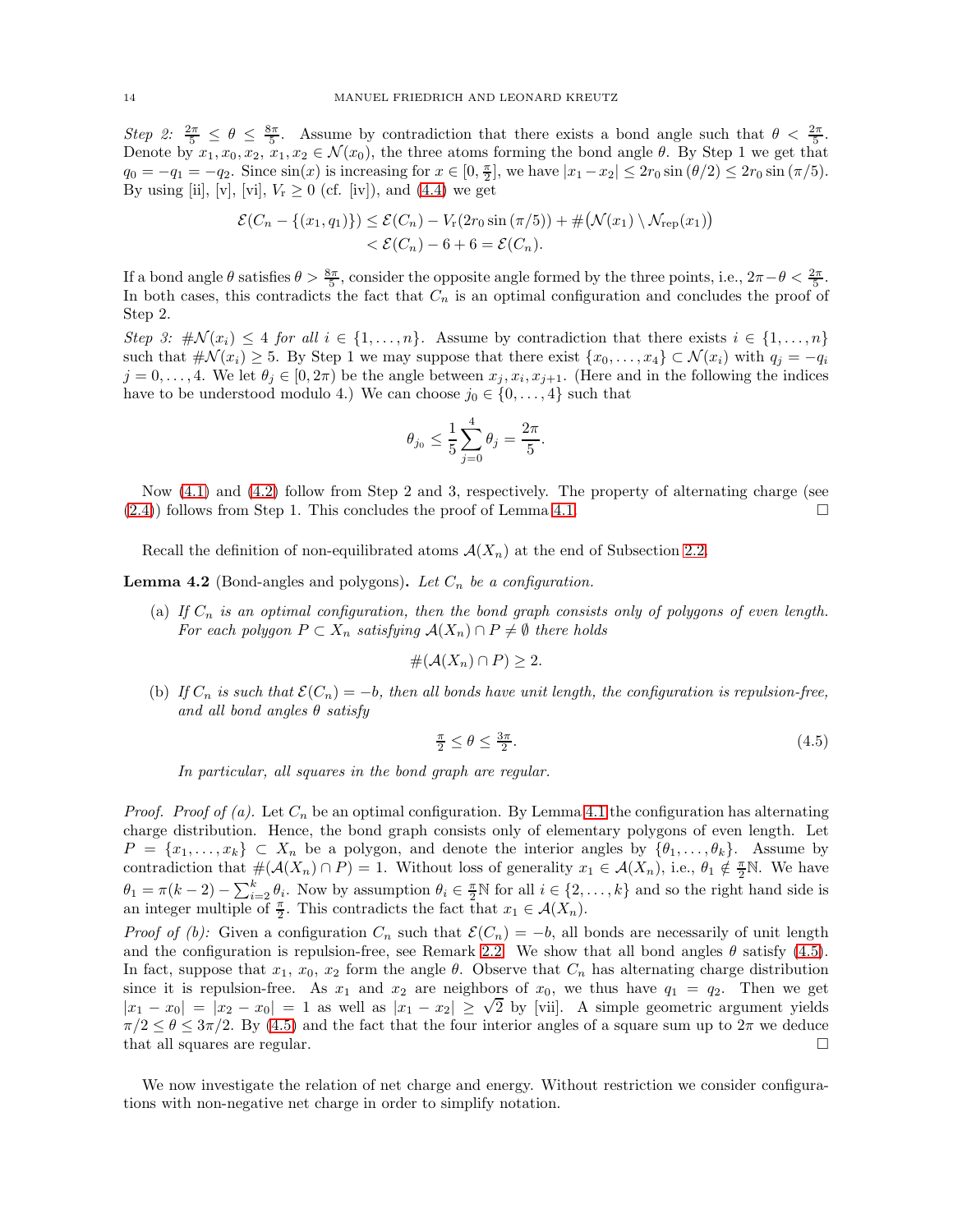*Step 2:* $\frac{2\pi}{5} \le \theta \le \frac{8\pi}{5}$. Assume by contradiction that there exists a bond angle such that $\theta < \frac{2\pi}{5}$. Denote by $x_1, x_0, x_2$, $x_1, x_2 \in \mathcal{N}(x_0)$, the three atoms forming the bond angle $\theta$. By Step 1 we get that $q_0 = -q_1 = -q_2$. Since $\sin(x)$ is increasing for $x \in [0, \frac{\pi}{2}]$, we have $|x_1 - x_2| \le 2r_0 \sin(\theta/2) \le 2r_0 \sin(\pi/5)$. By using [ii], [v], [vi], $V_{\rm r} \ge 0$ (cf. [iv]), and (4.4) we get

$$
\begin{aligned}
\mathcal{E}(C_n - \{(x_1, q_1)\}) &\le \mathcal{E}(C_n) - V_{\rm r}(2r_0 \sin(\pi/5)) + \#\big(\mathcal{N}(x_1) \setminus \mathcal{N}_{\rm rep}(x_1)\big) \\
&< \mathcal{E}(C_n) - 6 + 6 = \mathcal{E}(C_n).
\end{aligned}
$$

If a bond angle $\theta$ satisfies $\theta > \frac{8\pi}{5}$, consider the opposite angle formed by the three points, i.e., $2\pi - \theta < \frac{2\pi}{5}$. In both cases, this contradicts the fact that $C_n$ is an optimal configuration and concludes the proof of Step 2.

*Step 3:* $\#\mathcal{N}(x_i) \le 4$ *for all* $i \in \{1, \dots, n\}$. Assume by contradiction that there exists $i \in \{1, \dots, n\}$ such that $\#\mathcal{N}(x_i) \ge 5$. By Step 1 we may suppose that there exist $\{x_0, \dots, x_4\} \subset \mathcal{N}(x_i)$ with $q_j = -q_i$ $j = 0, \dots, 4$. We let $\theta_j \in [0, 2\pi)$ be the angle between $x_j, x_i, x_{j+1}$. (Here and in the following the indices have to be understood modulo 4.) We can choose $j_0 \in \{0, \dots, 4\}$ such that

$$
\theta_{j_0} \le \frac{1}{5} \sum_{j=0}^{4} \theta_j = \frac{2\pi}{5}.
$$

Now (4.1) and (4.2) follow from Step 2 and 3, respectively. The property of alternating charge (see (2.4)) follows from Step 1. This concludes the proof of Lemma 4.1. $\square$

Recall the definition of non-equilibrated atoms $\mathcal{A}(X_n)$ at the end of Subsection 2.2.

**Lemma 4.2** (Bond-angles and polygons)**.** *Let $C_n$ be a configuration.*

(a) *If $C_n$ is an optimal configuration, then the bond graph consists only of polygons of even length. For each polygon $P \subset X_n$ satisfying $\mathcal{A}(X_n) \cap P \neq \emptyset$ there holds*

$$
\#(\mathcal{A}(X_n) \cap P) \ge 2.
$$

(b) *If $C_n$ is such that $\mathcal{E}(C_n) = -b$, then all bonds have unit length, the configuration is repulsion-free, and all bond angles $\theta$ satisfy*

$$
\tfrac{\pi}{2} \le \theta \le \tfrac{3\pi}{2}. \tag{4.5}
$$

*In particular, all squares in the bond graph are regular.*

*Proof. Proof of (a).* Let $C_n$ be an optimal configuration. By Lemma 4.1 the configuration has alternating charge distribution. Hence, the bond graph consists only of elementary polygons of even length. Let $P = \{x_1, \dots, x_k\} \subset X_n$ be a polygon, and denote the interior angles by $\{\theta_1, \dots, \theta_k\}$. Assume by contradiction that $\#(\mathcal{A}(X_n) \cap P) = 1$. Without loss of generality $x_1 \in \mathcal{A}(X_n)$, i.e., $\theta_1 \notin \frac{\pi}{2}\mathbb{N}$. We have $\theta_1 = \pi(k-2) - \sum_{i=2}^{k} \theta_i$. Now by assumption $\theta_i \in \frac{\pi}{2}\mathbb{N}$ for all $i \in \{2, \dots, k\}$ and so the right hand side is an integer multiple of $\frac{\pi}{2}$. This contradicts the fact that $x_1 \in \mathcal{A}(X_n)$.

*Proof of (b):* Given a configuration $C_n$ such that $\mathcal{E}(C_n) = -b$, all bonds are necessarily of unit length and the configuration is repulsion-free, see Remark 2.2. We show that all bond angles $\theta$ satisfy (4.5). In fact, suppose that $x_1$, $x_0$, $x_2$ form the angle $\theta$. Observe that $C_n$ has alternating charge distribution since it is repulsion-free. As $x_1$ and $x_2$ are neighbors of $x_0$, we thus have $q_1 = q_2$. Then we get $|x_1 - x_0| = |x_2 - x_0| = 1$ as well as $|x_1 - x_2| \ge \sqrt{2}$ by [vii]. A simple geometric argument yields $\pi/2 \le \theta \le 3\pi/2$. By (4.5) and the fact that the four interior angles of a square sum up to $2\pi$ we deduce that all squares are regular. $\square$

We now investigate the relation of net charge and energy. Without restriction we consider configurations with non-negative net charge in order to simplify notation.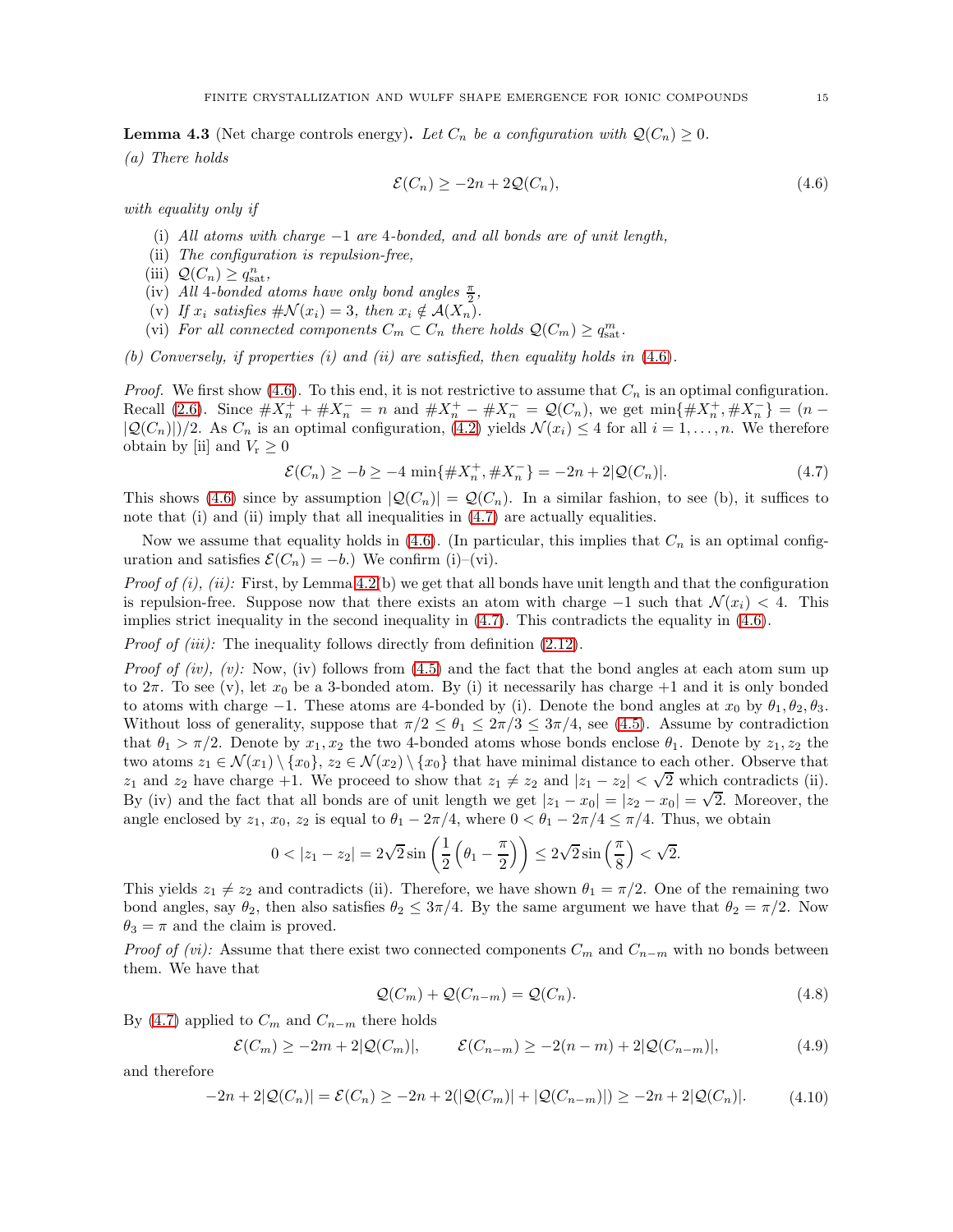**Lemma 4.3** (Net charge controls energy)**.** *Let $C_n$ be a configuration with $\mathcal{Q}(C_n) \geq 0$.*

*(a) There holds*

$$\mathcal{E}(C_n) \geq -2n + 2\mathcal{Q}(C_n), \tag{4.6}$$

*with equality only if*

- (i) *All atoms with charge $-1$ are 4-bonded, and all bonds are of unit length,*
- (ii) *The configuration is repulsion-free,*
- (iii) *$\mathcal{Q}(C_n) \geq q^n_{\rm sat}$,*
- (iv) *All 4-bonded atoms have only bond angles $\frac{\pi}{2}$,*
- (v) *If $x_i$ satisfies $\#\mathcal{N}(x_i) = 3$, then $x_i \notin \mathcal{A}(X_n)$.*
- (vi) *For all connected components $C_m \subset C_n$ there holds $\mathcal{Q}(C_m) \geq q^m_{\rm sat}$.*

*(b) Conversely, if properties (i) and (ii) are satisfied, then equality holds in (4.6).*

*Proof.* We first show (4.6). To this end, it is not restrictive to assume that $C_n$ is an optimal configuration. Recall (2.6). Since $\#X_n^+ + \#X_n^- = n$ and $\#X_n^+ - \#X_n^- = \mathcal{Q}(C_n)$, we get $\min\{\#X_n^+, \#X_n^-\} = (n - |\mathcal{Q}(C_n)|)/2$. As $C_n$ is an optimal configuration, (4.2) yields $\mathcal{N}(x_i) \leq 4$ for all $i = 1, \ldots, n$. We therefore obtain by [ii] and $V_{\rm r} \geq 0$

$$\mathcal{E}(C_n) \geq -b \geq -4\min\{\#X_n^+, \#X_n^-\} = -2n + 2|\mathcal{Q}(C_n)|. \tag{4.7}$$

This shows (4.6) since by assumption $|\mathcal{Q}(C_n)| = \mathcal{Q}(C_n)$. In a similar fashion, to see (b), it suffices to note that (i) and (ii) imply that all inequalities in (4.7) are actually equalities.

Now we assume that equality holds in (4.6). (In particular, this implies that $C_n$ is an optimal configuration and satisfies $\mathcal{E}(C_n) = -b$.) We confirm (i)–(vi).

*Proof of (i), (ii):* First, by Lemma 4.2(b) we get that all bonds have unit length and that the configuration is repulsion-free. Suppose now that there exists an atom with charge $-1$ such that $\mathcal{N}(x_i) < 4$. This implies strict inequality in the second inequality in (4.7). This contradicts the equality in (4.6).

*Proof of (iii):* The inequality follows directly from definition (2.12).

*Proof of (iv), (v):* Now, (iv) follows from (4.5) and the fact that the bond angles at each atom sum up to $2\pi$. To see (v), let $x_0$ be a 3-bonded atom. By (i) it necessarily has charge $+1$ and it is only bonded to atoms with charge $-1$. These atoms are 4-bonded by (i). Denote the bond angles at $x_0$ by $\theta_1, \theta_2, \theta_3$. Without loss of generality, suppose that $\pi/2 \leq \theta_1 \leq 2\pi/3 \leq 3\pi/4$, see (4.5). Assume by contradiction that $\theta_1 > \pi/2$. Denote by $x_1, x_2$ the two 4-bonded atoms whose bonds enclose $\theta_1$. Denote by $z_1, z_2$ the two atoms $z_1 \in \mathcal{N}(x_1) \setminus \{x_0\}$, $z_2 \in \mathcal{N}(x_2) \setminus \{x_0\}$ that have minimal distance to each other. Observe that $z_1$ and $z_2$ have charge $+1$. We proceed to show that $z_1 \neq z_2$ and $|z_1 - z_2| < \sqrt{2}$ which contradicts (ii). By (iv) and the fact that all bonds are of unit length we get $|z_1 - x_0| = |z_2 - x_0| = \sqrt{2}$. Moreover, the angle enclosed by $z_1$, $x_0$, $z_2$ is equal to $\theta_1 - 2\pi/4$, where $0 < \theta_1 - 2\pi/4 \leq \pi/4$. Thus, we obtain

$$0 < |z_1 - z_2| = 2\sqrt{2}\sin\left(\frac{1}{2}\left(\theta_1 - \frac{\pi}{2}\right)\right) \leq 2\sqrt{2}\sin\left(\frac{\pi}{8}\right) < \sqrt{2}.$$

This yields $z_1 \neq z_2$ and contradicts (ii). Therefore, we have shown $\theta_1 = \pi/2$. One of the remaining two bond angles, say $\theta_2$, then also satisfies $\theta_2 \leq 3\pi/4$. By the same argument we have that $\theta_2 = \pi/2$. Now $\theta_3 = \pi$ and the claim is proved.

*Proof of (vi):* Assume that there exist two connected components $C_m$ and $C_{n-m}$ with no bonds between them. We have that

$$\mathcal{Q}(C_m) + \mathcal{Q}(C_{n-m}) = \mathcal{Q}(C_n). \tag{4.8}$$

By (4.7) applied to $C_m$ and $C_{n-m}$ there holds

$$\mathcal{E}(C_m) \geq -2m + 2|\mathcal{Q}(C_m)|, \qquad \mathcal{E}(C_{n-m}) \geq -2(n-m) + 2|\mathcal{Q}(C_{n-m})|, \tag{4.9}$$

and therefore

$$-2n + 2|\mathcal{Q}(C_n)| = \mathcal{E}(C_n) \geq -2n + 2(|\mathcal{Q}(C_m)| + |\mathcal{Q}(C_{n-m})|) \geq -2n + 2|\mathcal{Q}(C_n)|. \tag{4.10}$$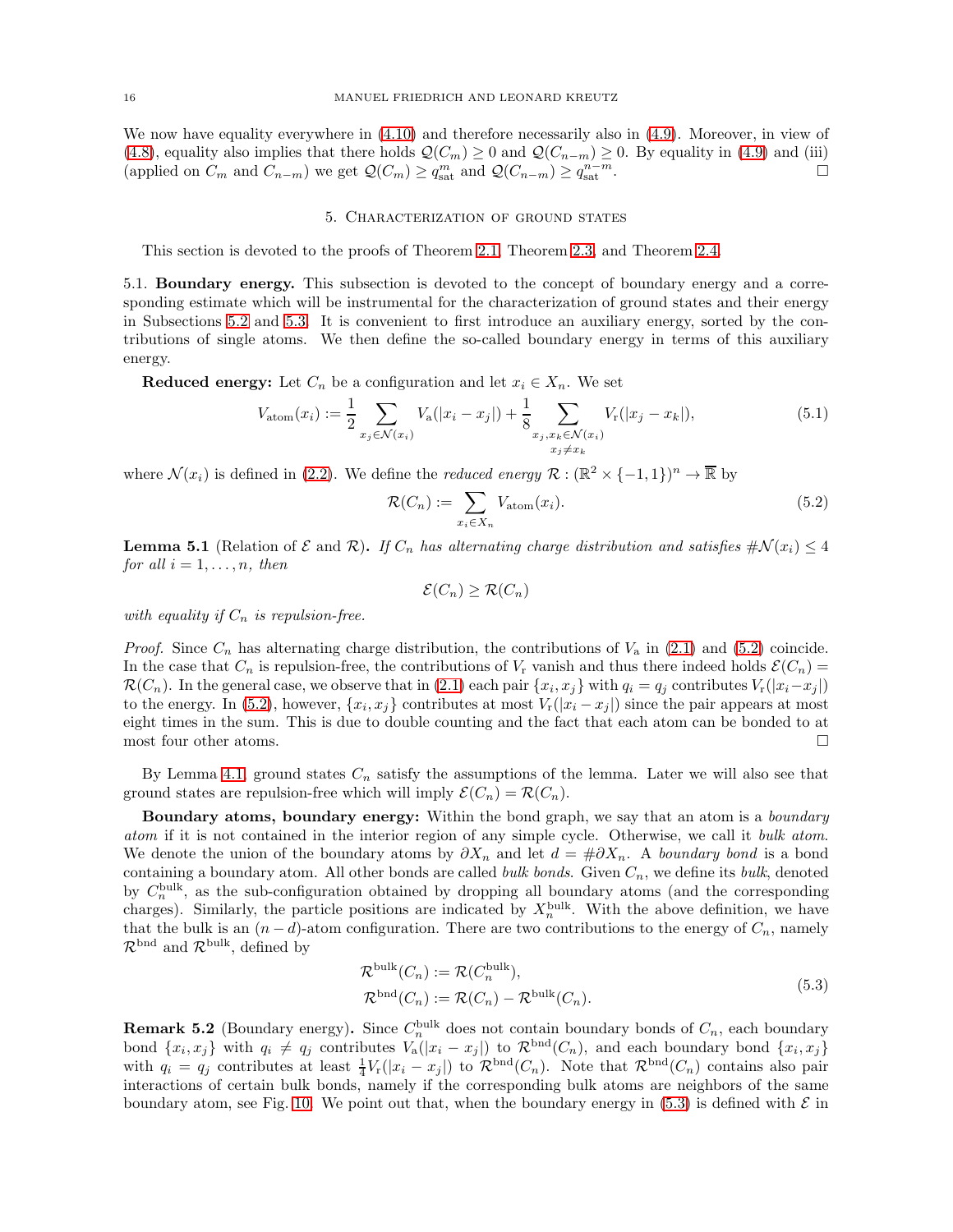We now have equality everywhere in (4.10) and therefore necessarily also in (4.9). Moreover, in view of (4.8), equality also implies that there holds $\mathcal{Q}(C_m) \geq 0$ and $\mathcal{Q}(C_{n-m}) \geq 0$. By equality in (4.9) and (iii) (applied on $C_m$ and $C_{n-m}$) we get $\mathcal{Q}(C_m) \geq q^m_{\rm sat}$ and $\mathcal{Q}(C_{n-m}) \geq q^{n-m}_{\rm sat}$. $\square$

## 5. Characterization of ground states

This section is devoted to the proofs of Theorem 2.1, Theorem 2.3, and Theorem 2.4.

### 5.1. Boundary energy.

This subsection is devoted to the concept of boundary energy and a corresponding estimate which will be instrumental for the characterization of ground states and their energy in Subsections 5.2 and 5.3. It is convenient to first introduce an auxiliary energy, sorted by the contributions of single atoms. We then define the so-called boundary energy in terms of this auxiliary energy.

**Reduced energy:** Let $C_n$ be a configuration and let $x_i \in X_n$. We set

$$V_{\rm atom}(x_i) := \frac{1}{2} \sum_{x_j \in \mathcal{N}(x_i)} V_{\rm a}(|x_i - x_j|) + \frac{1}{8} \sum_{\substack{x_j, x_k \in \mathcal{N}(x_i) \\ x_j \neq x_k}} V_{\rm r}(|x_j - x_k|), \tag{5.1}$$

where $\mathcal{N}(x_i)$ is defined in (2.2). We define the *reduced energy* $\mathcal{R} : (\mathbb{R}^2 \times \{-1,1\})^n \to \overline{\mathbb{R}}$ by

$$\mathcal{R}(C_n) := \sum_{x_i \in X_n} V_{\rm atom}(x_i). \tag{5.2}$$

**Lemma 5.1** (Relation of $\mathcal{E}$ and $\mathcal{R}$)**.** *If $C_n$ has alternating charge distribution and satisfies $\#\mathcal{N}(x_i) \leq 4$ for all $i = 1, \ldots, n$, then*

$$\mathcal{E}(C_n) \geq \mathcal{R}(C_n)$$

*with equality if $C_n$ is repulsion-free.*

*Proof.* Since $C_n$ has alternating charge distribution, the contributions of $V_{\rm a}$ in (2.1) and (5.2) coincide. In the case that $C_n$ is repulsion-free, the contributions of $V_{\rm r}$ vanish and thus there indeed holds $\mathcal{E}(C_n) = \mathcal{R}(C_n)$. In the general case, we observe that in (2.1) each pair $\{x_i, x_j\}$ with $q_i = q_j$ contributes $V_{\rm r}(|x_i - x_j|)$ to the energy. In (5.2), however, $\{x_i, x_j\}$ contributes at most $V_{\rm r}(|x_i - x_j|)$ since the pair appears at most eight times in the sum. This is due to double counting and the fact that each atom can be bonded to at most four other atoms. $\square$

By Lemma 4.1, ground states $C_n$ satisfy the assumptions of the lemma. Later we will also see that ground states are repulsion-free which will imply $\mathcal{E}(C_n) = \mathcal{R}(C_n)$.

**Boundary atoms, boundary energy:** Within the bond graph, we say that an atom is a *boundary atom* if it is not contained in the interior region of any simple cycle. Otherwise, we call it *bulk atom*. We denote the union of the boundary atoms by $\partial X_n$ and let $d = \#\partial X_n$. A *boundary bond* is a bond containing a boundary atom. All other bonds are called *bulk bonds*. Given $C_n$, we define its *bulk*, denoted by $C_n^{\rm bulk}$, as the sub-configuration obtained by dropping all boundary atoms (and the corresponding charges). Similarly, the particle positions are indicated by $X_n^{\rm bulk}$. With the above definition, we have that the bulk is an $(n-d)$-atom configuration. There are two contributions to the energy of $C_n$, namely $\mathcal{R}^{\rm bnd}$ and $\mathcal{R}^{\rm bulk}$, defined by

$$\begin{aligned} \mathcal{R}^{\rm bulk}(C_n) &:= \mathcal{R}(C_n^{\rm bulk}), \\ \mathcal{R}^{\rm bnd}(C_n) &:= \mathcal{R}(C_n) - \mathcal{R}^{\rm bulk}(C_n). \end{aligned} \tag{5.3}$$

**Remark 5.2** (Boundary energy)**.** Since $C_n^{\rm bulk}$ does not contain boundary bonds of $C_n$, each boundary bond $\{x_i, x_j\}$ with $q_i \neq q_j$ contributes $V_{\rm a}(|x_i - x_j|)$ to $\mathcal{R}^{\rm bnd}(C_n)$, and each boundary bond $\{x_i, x_j\}$ with $q_i = q_j$ contributes at least $\frac{1}{4} V_{\rm r}(|x_i - x_j|)$ to $\mathcal{R}^{\rm bnd}(C_n)$. Note that $\mathcal{R}^{\rm bnd}(C_n)$ contains also pair interactions of certain bulk bonds, namely if the corresponding bulk atoms are neighbors of the same boundary atom, see Fig. 10. We point out that, when the boundary energy in (5.3) is defined with $\mathcal{E}$ in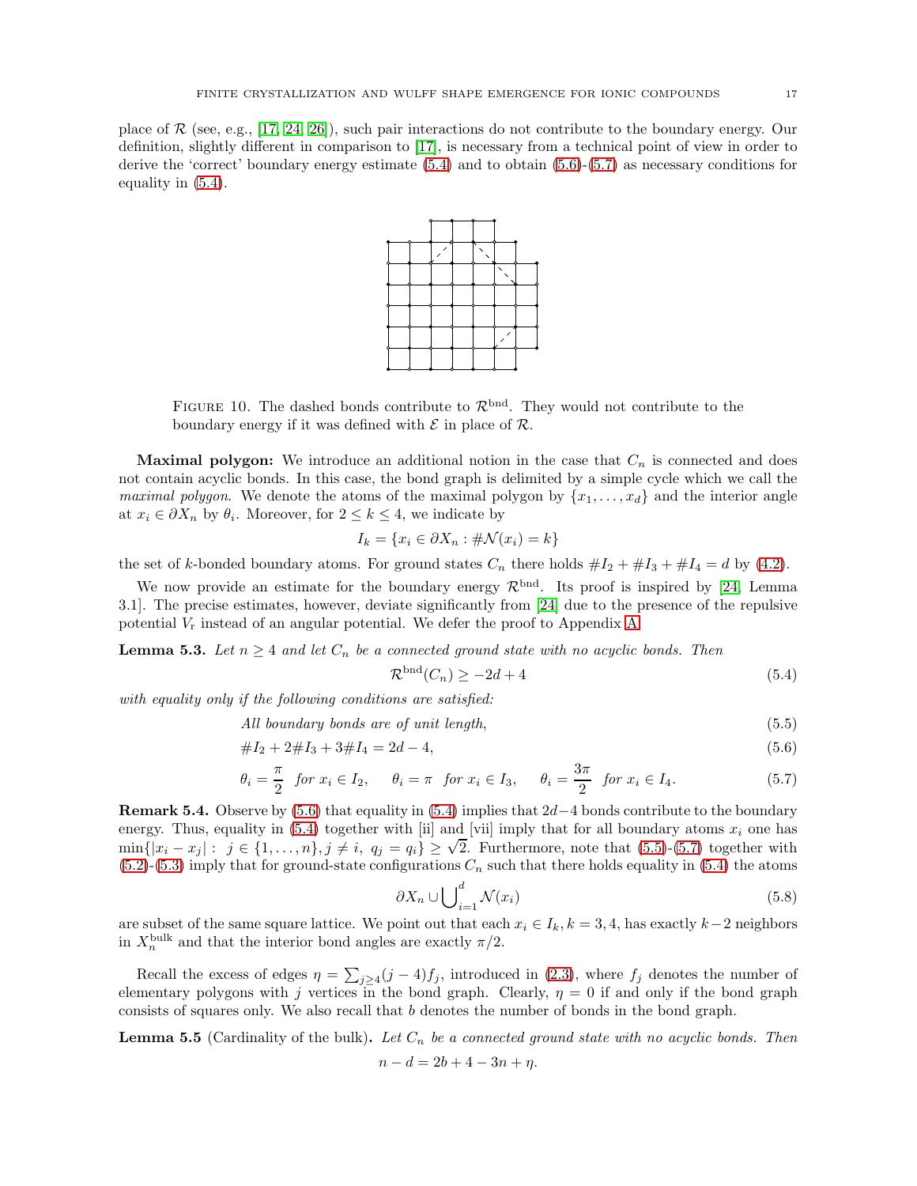place of $\mathcal{R}$ (see, e.g., [17, 24, 26]), such pair interactions do not contribute to the boundary energy. Our definition, slightly different in comparison to [17], is necessary from a technical point of view in order to derive the 'correct' boundary energy estimate (5.4) and to obtain (5.6)-(5.7) as necessary conditions for equality in (5.4).

FIGURE 10. The dashed bonds contribute to $\mathcal{R}^{\mathrm{bnd}}$. They would not contribute to the boundary energy if it was defined with $\mathcal{E}$ in place of $\mathcal{R}$.

**Maximal polygon:** We introduce an additional notion in the case that $C_n$ is connected and does not contain acyclic bonds. In this case, the bond graph is delimited by a simple cycle which we call the *maximal polygon*. We denote the atoms of the maximal polygon by $\{x_1, \ldots, x_d\}$ and the interior angle at $x_i \in \partial X_n$ by $\theta_i$. Moreover, for $2 \le k \le 4$, we indicate by

$$I_k = \{x_i \in \partial X_n : \#\mathcal{N}(x_i) = k\}$$

the set of $k$-bonded boundary atoms. For ground states $C_n$ there holds $\#I_2 + \#I_3 + \#I_4 = d$ by (4.2).

We now provide an estimate for the boundary energy $\mathcal{R}^{\mathrm{bnd}}$. Its proof is inspired by [24, Lemma 3.1]. The precise estimates, however, deviate significantly from [24] due to the presence of the repulsive potential $V_{\mathrm{r}}$ instead of an angular potential. We defer the proof to Appendix A.

**Lemma 5.3.** *Let $n \ge 4$ and let $C_n$ be a connected ground state with no acyclic bonds. Then*

$$\mathcal{R}^{\mathrm{bnd}}(C_n) \ge -2d + 4 \tag{5.4}$$

*with equality only if the following conditions are satisfied:*

$$\text{All boundary bonds are of unit length,} \tag{5.5}$$

$$\#I_2 + 2\#I_3 + 3\#I_4 = 2d - 4, \tag{5.6}$$

$$\theta_i = \frac{\pi}{2} \ \ \text{for } x_i \in I_2, \qquad \theta_i = \pi \ \ \text{for } x_i \in I_3, \qquad \theta_i = \frac{3\pi}{2} \ \ \text{for } x_i \in I_4. \tag{5.7}$$

**Remark 5.4.** Observe by (5.6) that equality in (5.4) implies that $2d-4$ bonds contribute to the boundary energy. Thus, equality in (5.4) together with [ii] and [vii] imply that for all boundary atoms $x_i$ one has $\min\{|x_i - x_j| : \ j \in \{1, \ldots, n\}, j \neq i, \ q_j = q_i\} \ge \sqrt{2}$. Furthermore, note that (5.5)-(5.7) together with (5.2)-(5.3) imply that for ground-state configurations $C_n$ such that there holds equality in (5.4) the atoms

$$\partial X_n \cup \bigcup_{i=1}^{d} \mathcal{N}(x_i) \tag{5.8}$$

are subset of the same square lattice. We point out that each $x_i \in I_k$, $k = 3, 4$, has exactly $k-2$ neighbors in $X_n^{\mathrm{bulk}}$ and that the interior bond angles are exactly $\pi/2$.

Recall the excess of edges $\eta = \sum_{j \ge 4} (j-4) f_j$, introduced in (2.3), where $f_j$ denotes the number of elementary polygons with $j$ vertices in the bond graph. Clearly, $\eta = 0$ if and only if the bond graph consists of squares only. We also recall that $b$ denotes the number of bonds in the bond graph.

**Lemma 5.5** (Cardinality of the bulk)**.** *Let $C_n$ be a connected ground state with no acyclic bonds. Then*

$$n - d = 2b + 4 - 3n + \eta.$$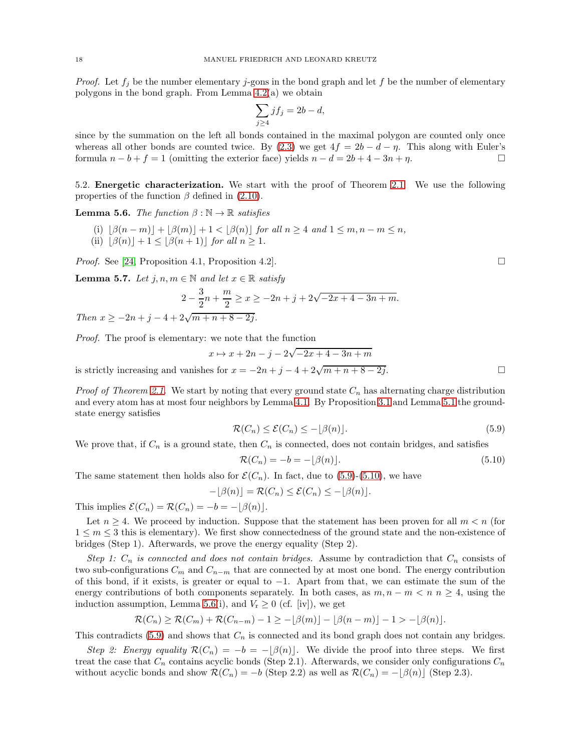*Proof.* Let $f_j$ be the number elementary $j$-gons in the bond graph and let $f$ be the number of elementary polygons in the bond graph. From Lemma 4.2(a) we obtain

$$\sum_{j\geq 4} jf_j = 2b - d,$$

since by the summation on the left all bonds contained in the maximal polygon are counted only once whereas all other bonds are counted twice. By (2.3) we get $4f = 2b - d - \eta$. This along with Euler's formula $n - b + f = 1$ (omitting the exterior face) yields $n - d = 2b + 4 - 3n + \eta$. $\square$

5.2. **Energetic characterization.** We start with the proof of Theorem 2.1. We use the following properties of the function $\beta$ defined in (2.10).

**Lemma 5.6.** *The function $\beta : \mathbb{N} \to \mathbb{R}$ satisfies*

(i) $\lfloor \beta(n-m) \rfloor + \lfloor \beta(m) \rfloor + 1 < \lfloor \beta(n) \rfloor$ *for all $n \geq 4$ and $1 \leq m, n-m \leq n$,*
(ii) $\lfloor \beta(n) \rfloor + 1 \leq \lfloor \beta(n+1) \rfloor$ *for all $n \geq 1$.*

*Proof.* See [24, Proposition 4.1, Proposition 4.2]. $\square$

**Lemma 5.7.** *Let $j, n, m \in \mathbb{N}$ and let $x \in \mathbb{R}$ satisfy*

$$2 - \frac{3}{2}n + \frac{m}{2} \geq x \geq -2n + j + 2\sqrt{-2x + 4 - 3n + m}.$$

*Then $x \geq -2n + j - 4 + 2\sqrt{m + n + 8 - 2j}$.*

*Proof.* The proof is elementary: we note that the function

$$x \mapsto x + 2n - j - 2\sqrt{-2x + 4 - 3n + m}$$

is strictly increasing and vanishes for $x = -2n + j - 4 + 2\sqrt{m + n + 8 - 2j}$. $\square$

*Proof of Theorem 2.1.* We start by noting that every ground state $C_n$ has alternating charge distribution and every atom has at most four neighbors by Lemma 4.1. By Proposition 3.1 and Lemma 5.1 the ground-state energy satisfies

$$\mathcal{R}(C_n) \leq \mathcal{E}(C_n) \leq -\lfloor \beta(n) \rfloor. \tag{5.9}$$

We prove that, if $C_n$ is a ground state, then $C_n$ is connected, does not contain bridges, and satisfies

$$\mathcal{R}(C_n) = -b = -\lfloor \beta(n) \rfloor. \tag{5.10}$$

The same statement then holds also for $\mathcal{E}(C_n)$. In fact, due to (5.9)-(5.10), we have

$$-\lfloor \beta(n) \rfloor = \mathcal{R}(C_n) \leq \mathcal{E}(C_n) \leq -\lfloor \beta(n) \rfloor.$$

This implies $\mathcal{E}(C_n) = \mathcal{R}(C_n) = -b = -\lfloor \beta(n) \rfloor$.

Let $n \geq 4$. We proceed by induction. Suppose that the statement has been proven for all $m < n$ (for $1 \leq m \leq 3$ this is elementary). We first show connectedness of the ground state and the non-existence of bridges (Step 1). Afterwards, we prove the energy equality (Step 2).

*Step 1: $C_n$ is connected and does not contain bridges.* Assume by contradiction that $C_n$ consists of two sub-configurations $C_m$ and $C_{n-m}$ that are connected by at most one bond. The energy contribution of this bond, if it exists, is greater or equal to $-1$. Apart from that, we can estimate the sum of the energy contributions of both components separately. In both cases, as $m, n-m < n$ $n \geq 4$, using the induction assumption, Lemma 5.6(i), and $V_{\rm r} \geq 0$ (cf. [iv]), we get

$$\mathcal{R}(C_n) \geq \mathcal{R}(C_m) + \mathcal{R}(C_{n-m}) - 1 \geq -\lfloor \beta(m) \rfloor - \lfloor \beta(n-m) \rfloor - 1 > -\lfloor \beta(n) \rfloor.$$

This contradicts (5.9) and shows that $C_n$ is connected and its bond graph does not contain any bridges.

*Step 2: Energy equality $\mathcal{R}(C_n) = -b = -\lfloor \beta(n) \rfloor$.* We divide the proof into three steps. We first treat the case that $C_n$ contains acyclic bonds (Step 2.1). Afterwards, we consider only configurations $C_n$ without acyclic bonds and show $\mathcal{R}(C_n) = -b$ (Step 2.2) as well as $\mathcal{R}(C_n) = -\lfloor \beta(n) \rfloor$ (Step 2.3).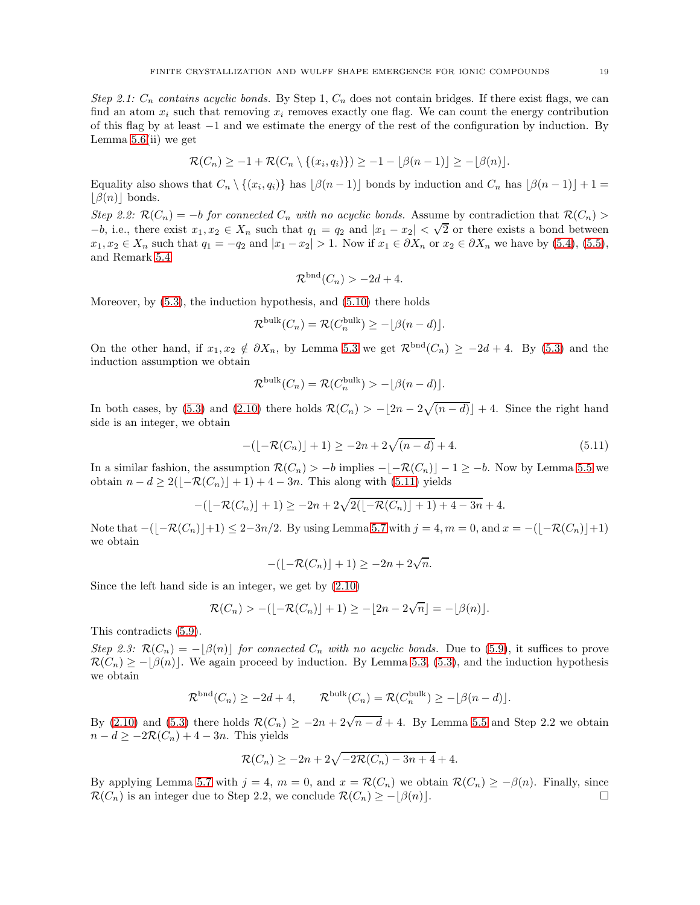*Step 2.1: $C_n$ contains acyclic bonds.* By Step 1, $C_n$ does not contain bridges. If there exist flags, we can find an atom $x_i$ such that removing $x_i$ removes exactly one flag. We can count the energy contribution of this flag by at least $-1$ and we estimate the energy of the rest of the configuration by induction. By Lemma 5.6(ii) we get

$$\mathcal{R}(C_n) \geq -1 + \mathcal{R}(C_n \setminus \{(x_i, q_i)\}) \geq -1 - \lfloor \beta(n-1) \rfloor \geq -\lfloor \beta(n) \rfloor.$$

Equality also shows that $C_n \setminus \{(x_i, q_i)\}$ has $\lfloor \beta(n-1) \rfloor$ bonds by induction and $C_n$ has $\lfloor \beta(n-1) \rfloor + 1 = \lfloor \beta(n) \rfloor$ bonds.

*Step 2.2: $\mathcal{R}(C_n) = -b$ for connected $C_n$ with no acyclic bonds.* Assume by contradiction that $\mathcal{R}(C_n) > -b$, i.e., there exist $x_1, x_2 \in X_n$ such that $q_1 = q_2$ and $|x_1 - x_2| < \sqrt{2}$ or there exists a bond between $x_1, x_2 \in X_n$ such that $q_1 = -q_2$ and $|x_1 - x_2| > 1$. Now if $x_1 \in \partial X_n$ or $x_2 \in \partial X_n$ we have by (5.4), (5.5), and Remark 5.4

$$\mathcal{R}^{\mathrm{bnd}}(C_n) > -2d + 4.$$

Moreover, by (5.3), the induction hypothesis, and (5.10) there holds

$$\mathcal{R}^{\mathrm{bulk}}(C_n) = \mathcal{R}(C_n^{\mathrm{bulk}}) \geq -\lfloor \beta(n-d) \rfloor.$$

On the other hand, if $x_1, x_2 \notin \partial X_n$, by Lemma 5.3 we get $\mathcal{R}^{\mathrm{bnd}}(C_n) \geq -2d + 4$. By (5.3) and the induction assumption we obtain

$$\mathcal{R}^{\mathrm{bulk}}(C_n) = \mathcal{R}(C_n^{\mathrm{bulk}}) > -\lfloor \beta(n-d) \rfloor.$$

In both cases, by (5.3) and (2.10) there holds $\mathcal{R}(C_n) > -\lfloor 2n - 2\sqrt{(n-d)} \rfloor + 4$. Since the right hand side is an integer, we obtain

$$-(\lfloor -\mathcal{R}(C_n) \rfloor + 1) \geq -2n + 2\sqrt{(n-d)} + 4. \tag{5.11}$$

In a similar fashion, the assumption $\mathcal{R}(C_n) > -b$ implies $-\lfloor -\mathcal{R}(C_n) \rfloor - 1 \geq -b$. Now by Lemma 5.5 we obtain $n - d \geq 2(\lfloor -\mathcal{R}(C_n) \rfloor + 1) + 4 - 3n$. This along with (5.11) yields

$$-(\lfloor -\mathcal{R}(C_n) \rfloor + 1) \geq -2n + 2\sqrt{2(\lfloor -\mathcal{R}(C_n) \rfloor + 1) + 4 - 3n} + 4.$$

Note that $-(\lfloor -\mathcal{R}(C_n) \rfloor + 1) \leq 2 - 3n/2$. By using Lemma 5.7 with $j = 4, m = 0$, and $x = -(\lfloor -\mathcal{R}(C_n) \rfloor + 1)$ we obtain

$$-(\lfloor -\mathcal{R}(C_n) \rfloor + 1) \geq -2n + 2\sqrt{n}.$$

Since the left hand side is an integer, we get by (2.10)

$$\mathcal{R}(C_n) > -(\lfloor -\mathcal{R}(C_n) \rfloor + 1) \geq -\lfloor 2n - 2\sqrt{n} \rfloor = -\lfloor \beta(n) \rfloor.$$

This contradicts (5.9).

*Step 2.3: $\mathcal{R}(C_n) = -\lfloor \beta(n) \rfloor$ for connected $C_n$ with no acyclic bonds.* Due to (5.9), it suffices to prove $\mathcal{R}(C_n) \geq -\lfloor \beta(n) \rfloor$. We again proceed by induction. By Lemma 5.3, (5.3), and the induction hypothesis we obtain

$$\mathcal{R}^{\mathrm{bnd}}(C_n) \geq -2d + 4, \qquad \mathcal{R}^{\mathrm{bulk}}(C_n) = \mathcal{R}(C_n^{\mathrm{bulk}}) \geq -\lfloor \beta(n-d) \rfloor.$$

By (2.10) and (5.3) there holds $\mathcal{R}(C_n) \geq -2n + 2\sqrt{n-d} + 4$. By Lemma 5.5 and Step 2.2 we obtain $n - d \geq -2\mathcal{R}(C_n) + 4 - 3n$. This yields

$$\mathcal{R}(C_n) \geq -2n + 2\sqrt{-2\mathcal{R}(C_n) - 3n + 4} + 4.$$

By applying Lemma 5.7 with $j = 4$, $m = 0$, and $x = \mathcal{R}(C_n)$ we obtain $\mathcal{R}(C_n) \geq -\beta(n)$. Finally, since $\mathcal{R}(C_n)$ is an integer due to Step 2.2, we conclude $\mathcal{R}(C_n) \geq -\lfloor \beta(n) \rfloor$. □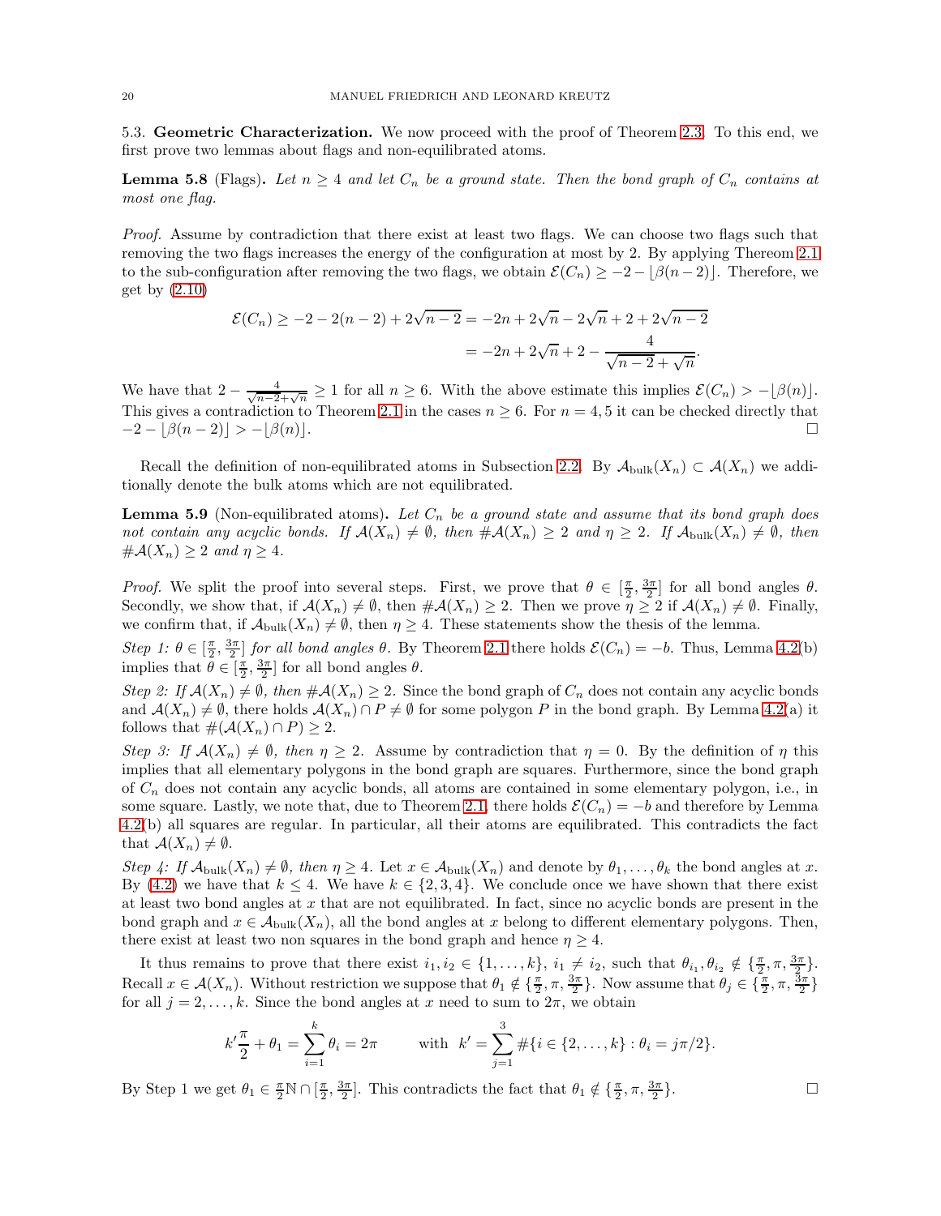5.3. **Geometric Characterization.** We now proceed with the proof of Theorem 2.3. To this end, we first prove two lemmas about flags and non-equilibrated atoms.

**Lemma 5.8** (Flags)**.** *Let $n \geq 4$ and let $C_n$ be a ground state. Then the bond graph of $C_n$ contains at most one flag.*

*Proof.* Assume by contradiction that there exist at least two flags. We can choose two flags such that removing the two flags increases the energy of the configuration at most by 2. By applying Thereom 2.1 to the sub-configuration after removing the two flags, we obtain $\mathcal{E}(C_n) \geq -2 - \lfloor \beta(n-2) \rfloor$. Therefore, we get by (2.10)

$$
\begin{aligned}
\mathcal{E}(C_n) \geq -2 - 2(n-2) + 2\sqrt{n-2} &= -2n + 2\sqrt{n} - 2\sqrt{n} + 2 + 2\sqrt{n-2} \\
&= -2n + 2\sqrt{n} + 2 - \frac{4}{\sqrt{n-2} + \sqrt{n}}.
\end{aligned}
$$

We have that $2 - \frac{4}{\sqrt{n-2}+\sqrt{n}} \geq 1$ for all $n \geq 6$. With the above estimate this implies $\mathcal{E}(C_n) > -\lfloor \beta(n) \rfloor$. This gives a contradiction to Theorem 2.1 in the cases $n \geq 6$. For $n = 4, 5$ it can be checked directly that $-2 - \lfloor \beta(n-2) \rfloor > -\lfloor \beta(n) \rfloor$. $\square$

Recall the definition of non-equilibrated atoms in Subsection 2.2. By $\mathcal{A}_{\rm bulk}(X_n) \subset \mathcal{A}(X_n)$ we additionally denote the bulk atoms which are not equilibrated.

**Lemma 5.9** (Non-equilibrated atoms)**.** *Let $C_n$ be a ground state and assume that its bond graph does not contain any acyclic bonds. If $\mathcal{A}(X_n) \neq \emptyset$, then $\#\mathcal{A}(X_n) \geq 2$ and $\eta \geq 2$. If $\mathcal{A}_{\rm bulk}(X_n) \neq \emptyset$, then $\#\mathcal{A}(X_n) \geq 2$ and $\eta \geq 4$.*

*Proof.* We split the proof into several steps. First, we prove that $\theta \in [\frac{\pi}{2}, \frac{3\pi}{2}]$ for all bond angles $\theta$. Secondly, we show that, if $\mathcal{A}(X_n) \neq \emptyset$, then $\#\mathcal{A}(X_n) \geq 2$. Then we prove $\eta \geq 2$ if $\mathcal{A}(X_n) \neq \emptyset$. Finally, we confirm that, if $\mathcal{A}_{\rm bulk}(X_n) \neq \emptyset$, then $\eta \geq 4$. These statements show the thesis of the lemma.

*Step 1: $\theta \in [\frac{\pi}{2}, \frac{3\pi}{2}]$ for all bond angles $\theta$.* By Theorem 2.1 there holds $\mathcal{E}(C_n) = -b$. Thus, Lemma 4.2(b) implies that $\theta \in [\frac{\pi}{2}, \frac{3\pi}{2}]$ for all bond angles $\theta$.

*Step 2: If $\mathcal{A}(X_n) \neq \emptyset$, then $\#\mathcal{A}(X_n) \geq 2$.* Since the bond graph of $C_n$ does not contain any acyclic bonds and $\mathcal{A}(X_n) \neq \emptyset$, there holds $\mathcal{A}(X_n) \cap P \neq \emptyset$ for some polygon $P$ in the bond graph. By Lemma 4.2(a) it follows that $\#(\mathcal{A}(X_n) \cap P) \geq 2$.

*Step 3: If $\mathcal{A}(X_n) \neq \emptyset$, then $\eta \geq 2$.* Assume by contradiction that $\eta = 0$. By the definition of $\eta$ this implies that all elementary polygons in the bond graph are squares. Furthermore, since the bond graph of $C_n$ does not contain any acyclic bonds, all atoms are contained in some elementary polygon, i.e., in some square. Lastly, we note that, due to Theorem 2.1, there holds $\mathcal{E}(C_n) = -b$ and therefore by Lemma 4.2(b) all squares are regular. In particular, all their atoms are equilibrated. This contradicts the fact that $\mathcal{A}(X_n) \neq \emptyset$.

*Step 4: If $\mathcal{A}_{\rm bulk}(X_n) \neq \emptyset$, then $\eta \geq 4$.* Let $x \in \mathcal{A}_{\rm bulk}(X_n)$ and denote by $\theta_1, \ldots, \theta_k$ the bond angles at $x$. By (4.2) we have that $k \leq 4$. We have $k \in \{2, 3, 4\}$. We conclude once we have shown that there exist at least two bond angles at $x$ that are not equilibrated. In fact, since no acyclic bonds are present in the bond graph and $x \in \mathcal{A}_{\rm bulk}(X_n)$, all the bond angles at $x$ belong to different elementary polygons. Then, there exist at least two non squares in the bond graph and hence $\eta \geq 4$.

It thus remains to prove that there exist $i_1, i_2 \in \{1, \ldots, k\}$, $i_1 \neq i_2$, such that $\theta_{i_1}, \theta_{i_2} \notin \{\frac{\pi}{2}, \pi, \frac{3\pi}{2}\}$. Recall $x \in \mathcal{A}(X_n)$. Without restriction we suppose that $\theta_1 \notin \{\frac{\pi}{2}, \pi, \frac{3\pi}{2}\}$. Now assume that $\theta_j \in \{\frac{\pi}{2}, \pi, \frac{3\pi}{2}\}$ for all $j = 2, \ldots, k$. Since the bond angles at $x$ need to sum to $2\pi$, we obtain

$$
k'\frac{\pi}{2} + \theta_1 = \sum_{i=1}^{k} \theta_i = 2\pi \qquad \text{with } \ k' = \sum_{j=1}^{3} \#\{i \in \{2, \ldots, k\} : \theta_i = j\pi/2\}.
$$

By Step 1 we get $\theta_1 \in \frac{\pi}{2}\mathbb{N} \cap [\frac{\pi}{2}, \frac{3\pi}{2}]$. This contradicts the fact that $\theta_1 \notin \{\frac{\pi}{2}, \pi, \frac{3\pi}{2}\}$. $\square$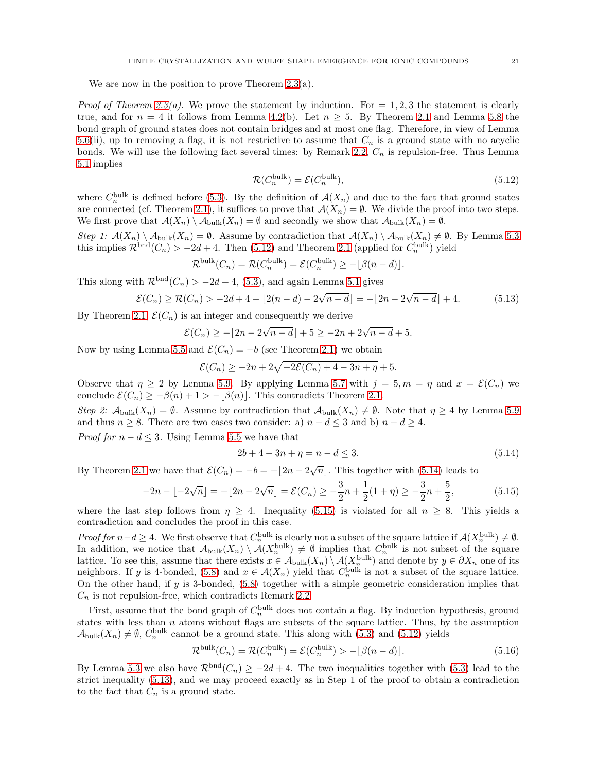We are now in the position to prove Theorem 2.3(a).

*Proof of Theorem 2.3(a).* We prove the statement by induction. For $= 1, 2, 3$ the statement is clearly true, and for $n = 4$ it follows from Lemma 4.2(b). Let $n \geq 5$. By Theorem 2.1 and Lemma 5.8 the bond graph of ground states does not contain bridges and at most one flag. Therefore, in view of Lemma 5.6(ii), up to removing a flag, it is not restrictive to assume that $C_n$ is a ground state with no acyclic bonds. We will use the following fact several times: by Remark 2.2, $C_n$ is repulsion-free. Thus Lemma 5.1 implies

$$\mathcal{R}(C_n^{\text{bulk}}) = \mathcal{E}(C_n^{\text{bulk}}), \tag{5.12}$$

where $C_n^{\text{bulk}}$ is defined before (5.3). By the definition of $\mathcal{A}(X_n)$ and due to the fact that ground states are connected (cf. Theorem 2.1), it suffices to prove that $\mathcal{A}(X_n) = \emptyset$. We divide the proof into two steps. We first prove that $\mathcal{A}(X_n) \setminus \mathcal{A}_{\text{bulk}}(X_n) = \emptyset$ and secondly we show that $\mathcal{A}_{\text{bulk}}(X_n) = \emptyset$.

*Step 1: $\mathcal{A}(X_n) \setminus \mathcal{A}_{\text{bulk}}(X_n) = \emptyset$.* Assume by contradiction that $\mathcal{A}(X_n) \setminus \mathcal{A}_{\text{bulk}}(X_n) \neq \emptyset$. By Lemma 5.3 this implies $\mathcal{R}^{\text{bnd}}(C_n) > -2d + 4$. Then (5.12) and Theorem 2.1 (applied for $C_n^{\text{bulk}}$) yield

$$\mathcal{R}^{\text{bulk}}(C_n) = \mathcal{R}(C_n^{\text{bulk}}) = \mathcal{E}(C_n^{\text{bulk}}) \geq -\lfloor \beta(n-d) \rfloor.$$

This along with $\mathcal{R}^{\text{bnd}}(C_n) > -2d + 4$, (5.3), and again Lemma 5.1 gives

$$\mathcal{E}(C_n) \geq \mathcal{R}(C_n) > -2d + 4 - \lfloor 2(n-d) - 2\sqrt{n-d} \rfloor = -\lfloor 2n - 2\sqrt{n-d} \rfloor + 4. \tag{5.13}$$

By Theorem 2.1, $\mathcal{E}(C_n)$ is an integer and consequently we derive

$$\mathcal{E}(C_n) \geq -\lfloor 2n - 2\sqrt{n-d} \rfloor + 5 \geq -2n + 2\sqrt{n-d} + 5.$$

Now by using Lemma 5.5 and $\mathcal{E}(C_n) = -b$ (see Theorem 2.1) we obtain

$$\mathcal{E}(C_n) \geq -2n + 2\sqrt{-2\mathcal{E}(C_n) + 4 - 3n + \eta} + 5.$$

Observe that $\eta \geq 2$ by Lemma 5.9. By applying Lemma 5.7 with $j = 5, m = \eta$ and $x = \mathcal{E}(C_n)$ we conclude $\mathcal{E}(C_n) \geq -\beta(n) + 1 > -\lfloor \beta(n) \rfloor$. This contradicts Theorem 2.1.

*Step 2: $\mathcal{A}_{\text{bulk}}(X_n) = \emptyset$.* Assume by contradiction that $\mathcal{A}_{\text{bulk}}(X_n) \neq \emptyset$. Note that $\eta \geq 4$ by Lemma 5.9 and thus $n \geq 8$. There are two cases two consider: a) $n - d \leq 3$ and b) $n - d \geq 4$.

*Proof for $n - d \leq 3$.* Using Lemma 5.5 we have that

$$2b + 4 - 3n + \eta = n - d \leq 3. \tag{5.14}$$

By Theorem 2.1 we have that $\mathcal{E}(C_n) = -b = -\lfloor 2n - 2\sqrt{n} \rfloor$. This together with (5.14) leads to

$$-2n - \lfloor -2\sqrt{n} \rfloor = -\lfloor 2n - 2\sqrt{n} \rfloor = \mathcal{E}(C_n) \geq -\frac{3}{2}n + \frac{1}{2}(1 + \eta) \geq -\frac{3}{2}n + \frac{5}{2}, \tag{5.15}$$

where the last step follows from $\eta \geq 4$. Inequality (5.15) is violated for all $n \geq 8$. This yields a contradiction and concludes the proof in this case.

*Proof for $n - d \geq 4$.* We first observe that $C_n^{\text{bulk}}$ is clearly not a subset of the square lattice if $\mathcal{A}(X_n^{\text{bulk}}) \neq \emptyset$. In addition, we notice that $\mathcal{A}_{\text{bulk}}(X_n) \setminus \mathcal{A}(X_n^{\text{bulk}}) \neq \emptyset$ implies that $C_n^{\text{bulk}}$ is not subset of the square lattice. To see this, assume that there exists $x \in \mathcal{A}_{\text{bulk}}(X_n) \setminus \mathcal{A}(X_n^{\text{bulk}})$ and denote by $y \in \partial X_n$ one of its neighbors. If $y$ is 4-bonded, (5.8) and $x \in \mathcal{A}(X_n)$ yield that $C_n^{\text{bulk}}$ is not a subset of the square lattice. On the other hand, if $y$ is 3-bonded, (5.8) together with a simple geometric consideration implies that $C_n$ is not repulsion-free, which contradicts Remark 2.2.

First, assume that the bond graph of $C_n^{\text{bulk}}$ does not contain a flag. By induction hypothesis, ground states with less than $n$ atoms without flags are subsets of the square lattice. Thus, by the assumption $\mathcal{A}_{\text{bulk}}(X_n) \neq \emptyset$, $C_n^{\text{bulk}}$ cannot be a ground state. This along with (5.3) and (5.12) yields

$$\mathcal{R}^{\text{bulk}}(C_n) = \mathcal{R}(C_n^{\text{bulk}}) = \mathcal{E}(C_n^{\text{bulk}}) > -\lfloor \beta(n-d) \rfloor. \tag{5.16}$$

By Lemma 5.3 we also have $\mathcal{R}^{\text{bnd}}(C_n) \geq -2d + 4$. The two inequalities together with (5.3) lead to the strict inequality (5.13), and we may proceed exactly as in Step 1 of the proof to obtain a contradiction to the fact that $C_n$ is a ground state.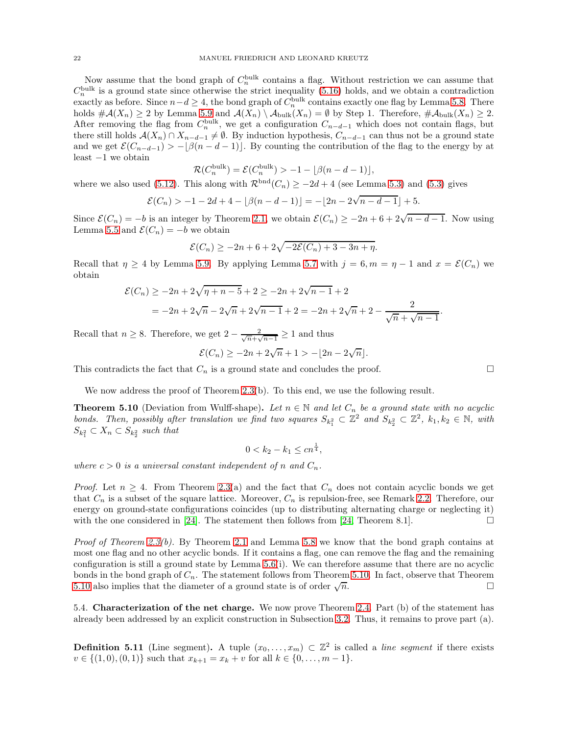Now assume that the bond graph of $C_n^{\rm bulk}$ contains a flag. Without restriction we can assume that $C_n^{\rm bulk}$ is a ground state since otherwise the strict inequality (5.16) holds, and we obtain a contradiction exactly as before. Since $n-d \geq 4$, the bond graph of $C_n^{\rm bulk}$ contains exactly one flag by Lemma 5.8. There holds $\#\mathcal{A}(X_n) \geq 2$ by Lemma 5.9 and $\mathcal{A}(X_n) \setminus \mathcal{A}_{\rm bulk}(X_n) = \emptyset$ by Step 1. Therefore, $\#\mathcal{A}_{\rm bulk}(X_n) \geq 2$. After removing the flag from $C_n^{\rm bulk}$, we get a configuration $C_{n-d-1}$ which does not contain flags, but there still holds $\mathcal{A}(X_n) \cap X_{n-d-1} \neq \emptyset$. By induction hypothesis, $C_{n-d-1}$ can thus not be a ground state and we get $\mathcal{E}(C_{n-d-1}) > -\lfloor \beta(n-d-1) \rfloor$. By counting the contribution of the flag to the energy by at least $-1$ we obtain

$$\mathcal{R}(C_n^{\rm bulk}) = \mathcal{E}(C_n^{\rm bulk}) > -1 - \lfloor \beta(n-d-1) \rfloor,$$

where we also used (5.12). This along with $\mathcal{R}^{\rm bnd}(C_n) \geq -2d+4$ (see Lemma 5.3) and (5.3) gives

$$\mathcal{E}(C_n) > -1 - 2d + 4 - \lfloor \beta(n-d-1) \rfloor = -\lfloor 2n - 2\sqrt{n-d-1} \rfloor + 5.$$

Since $\mathcal{E}(C_n) = -b$ is an integer by Theorem 2.1, we obtain $\mathcal{E}(C_n) \geq -2n + 6 + 2\sqrt{n-d-1}$. Now using Lemma 5.5 and $\mathcal{E}(C_n) = -b$ we obtain

$$\mathcal{E}(C_n) \geq -2n + 6 + 2\sqrt{-2\mathcal{E}(C_n) + 3 - 3n + \eta}.$$

Recall that $\eta \geq 4$ by Lemma 5.9. By applying Lemma 5.7 with $j = 6, m = \eta - 1$ and $x = \mathcal{E}(C_n)$ we obtain

$$\begin{aligned}
\mathcal{E}(C_n) &\geq -2n + 2\sqrt{\eta + n - 5} + 2 \geq -2n + 2\sqrt{n-1} + 2 \\
&= -2n + 2\sqrt{n} - 2\sqrt{n} + 2\sqrt{n-1} + 2 = -2n + 2\sqrt{n} + 2 - \frac{2}{\sqrt{n} + \sqrt{n-1}}.
\end{aligned}$$

Recall that $n \geq 8$. Therefore, we get $2 - \frac{2}{\sqrt{n}+\sqrt{n-1}} \geq 1$ and thus

$$\mathcal{E}(C_n) \geq -2n + 2\sqrt{n} + 1 > -\lfloor 2n - 2\sqrt{n} \rfloor.$$

This contradicts the fact that $C_n$ is a ground state and concludes the proof. □

We now address the proof of Theorem 2.3(b). To this end, we use the following result.

**Theorem 5.10** (Deviation from Wulff-shape)**.** *Let $n \in \mathbb{N}$ and let $C_n$ be a ground state with no acyclic bonds. Then, possibly after translation we find two squares $S_{k_1^2} \subset \mathbb{Z}^2$ and $S_{k_2^2} \subset \mathbb{Z}^2$, $k_1, k_2 \in \mathbb{N}$, with $S_{k_1^2} \subset X_n \subset S_{k_2^2}$ such that*

$$0 < k_2 - k_1 \leq c n^{\frac{1}{4}},$$

*where $c > 0$ is a universal constant independent of $n$ and $C_n$.*

*Proof.* Let $n \geq 4$. From Theorem 2.3(a) and the fact that $C_n$ does not contain acyclic bonds we get that $C_n$ is a subset of the square lattice. Moreover, $C_n$ is repulsion-free, see Remark 2.2. Therefore, our energy on ground-state configurations coincides (up to distributing alternating charge or neglecting it) with the one considered in [24]. The statement then follows from [24, Theorem 8.1]. □

*Proof of Theorem 2.3(b).* By Theorem 2.1 and Lemma 5.8 we know that the bond graph contains at most one flag and no other acyclic bonds. If it contains a flag, one can remove the flag and the remaining configuration is still a ground state by Lemma 5.6(i). We can therefore assume that there are no acyclic bonds in the bond graph of $C_n$. The statement follows from Theorem 5.10. In fact, observe that Theorem 5.10 also implies that the diameter of a ground state is of order $\sqrt{n}$. □

## 5.4. Characterization of the net charge.

We now prove Theorem 2.4. Part (b) of the statement has already been addressed by an explicit construction in Subsection 3.2. Thus, it remains to prove part (a).

**Definition 5.11** (Line segment)**.** A tuple $(x_0, \ldots, x_m) \subset \mathbb{Z}^2$ is called a *line segment* if there exists $v \in \{(1,0),(0,1)\}$ such that $x_{k+1} = x_k + v$ for all $k \in \{0, \ldots, m-1\}$.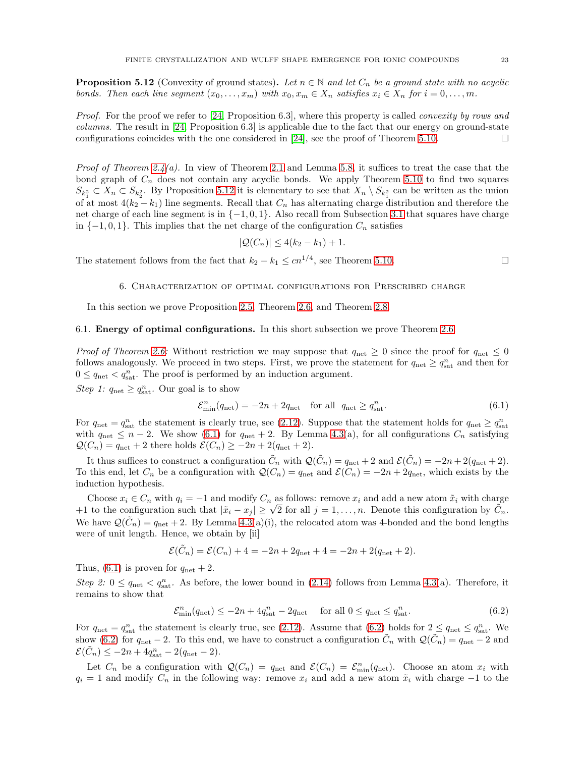**Proposition 5.12** (Convexity of ground states)**.** *Let $n \in \mathbb{N}$ and let $C_n$ be a ground state with no acyclic bonds. Then each line segment $(x_0, \ldots, x_m)$ with $x_0, x_m \in X_n$ satisfies $x_i \in X_n$ for $i = 0, \ldots, m$.*

*Proof.* For the proof we refer to [24, Proposition 6.3], where this property is called *convexity by rows and columns*. The result in [24, Proposition 6.3] is applicable due to the fact that our energy on ground-state configurations coincides with the one considered in [24], see the proof of Theorem 5.10. □

*Proof of Theorem 2.4(a).* In view of Theorem 2.1 and Lemma 5.8, it suffices to treat the case that the bond graph of $C_n$ does not contain any acyclic bonds. We apply Theorem 5.10 to find two squares $S_{k_1^2} \subset X_n \subset S_{k_2^2}$. By Proposition 5.12 it is elementary to see that $X_n \setminus S_{k_1^2}$ can be written as the union of at most $4(k_2 - k_1)$ line segments. Recall that $C_n$ has alternating charge distribution and therefore the net charge of each line segment is in $\{-1, 0, 1\}$. Also recall from Subsection 3.1 that squares have charge in $\{-1, 0, 1\}$. This implies that the net charge of the configuration $C_n$ satisfies

$$|\mathcal{Q}(C_n)| \leq 4(k_2 - k_1) + 1.$$

The statement follows from the fact that $k_2 - k_1 \leq cn^{1/4}$, see Theorem 5.10. □

## 6. Characterization of optimal configurations for Prescribed charge

In this section we prove Proposition 2.5, Theorem 2.6, and Theorem 2.8.

### 6.1. Energy of optimal configurations.

In this short subsection we prove Theorem 2.6.

*Proof of Theorem 2.6:* Without restriction we may suppose that $q_{\rm net} \geq 0$ since the proof for $q_{\rm net} \leq 0$ follows analogously. We proceed in two steps. First, we prove the statement for $q_{\rm net} \geq q^n_{\rm sat}$ and then for $0 \leq q_{\rm net} < q^n_{\rm sat}$. The proof is performed by an induction argument.

*Step 1: $q_{\rm net} \geq q^n_{\rm sat}$.* Our goal is to show

$$\mathcal{E}^n_{\min}(q_{\rm net}) = -2n + 2q_{\rm net} \quad \text{for all } \ q_{\rm net} \geq q^n_{\rm sat}. \tag{6.1}$$

For $q_{\rm net} = q^n_{\rm sat}$ the statement is clearly true, see (2.12). Suppose that the statement holds for $q_{\rm net} \geq q^n_{\rm sat}$ with $q_{\rm net} \leq n - 2$. We show (6.1) for $q_{\rm net} + 2$. By Lemma 4.3(a), for all configurations $C_n$ satisfying $\mathcal{Q}(C_n) = q_{\rm net} + 2$ there holds $\mathcal{E}(C_n) \geq -2n + 2(q_{\rm net} + 2)$.

It thus suffices to construct a configuration $\tilde{C}_n$ with $\mathcal{Q}(\tilde{C}_n) = q_{\rm net} + 2$ and $\mathcal{E}(\tilde{C}_n) = -2n + 2(q_{\rm net} + 2)$. To this end, let $C_n$ be a configuration with $\mathcal{Q}(C_n) = q_{\rm net}$ and $\mathcal{E}(C_n) = -2n + 2q_{\rm net}$, which exists by the induction hypothesis.

Choose $x_i \in C_n$ with $q_i = -1$ and modify $C_n$ as follows: remove $x_i$ and add a new atom $\tilde{x}_i$ with charge $+1$ to the configuration such that $|\tilde{x}_i - x_j| \geq \sqrt{2}$ for all $j = 1, \ldots, n$. Denote this configuration by $\tilde{C}_n$. We have $\mathcal{Q}(\tilde{C}_n) = q_{\rm net} + 2$. By Lemma 4.3(a)(i), the relocated atom was 4-bonded and the bond lengths were of unit length. Hence, we obtain by [ii]

$$\mathcal{E}(\tilde{C}_n) = \mathcal{E}(C_n) + 4 = -2n + 2q_{\rm net} + 4 = -2n + 2(q_{\rm net} + 2).$$

Thus, (6.1) is proven for $q_{\rm net} + 2$.

*Step 2: $0 \leq q_{\rm net} < q^n_{\rm sat}$.* As before, the lower bound in (2.14) follows from Lemma 4.3(a). Therefore, it remains to show that

$$\mathcal{E}^n_{\min}(q_{\rm net}) \leq -2n + 4q^n_{\rm sat} - 2q_{\rm net} \quad \text{ for all } 0 \leq q_{\rm net} \leq q^n_{\rm sat}. \tag{6.2}$$

For $q_{\rm net} = q^n_{\rm sat}$ the statement is clearly true, see (2.12). Assume that (6.2) holds for $2 \leq q_{\rm net} \leq q^n_{\rm sat}$. We show (6.2) for $q_{\rm net} - 2$. To this end, we have to construct a configuration $\tilde{C}_n$ with $\mathcal{Q}(\tilde{C}_n) = q_{\rm net} - 2$ and $\mathcal{E}(\tilde{C}_n) \leq -2n + 4q^n_{\rm sat} - 2(q_{\rm net} - 2)$.

Let $C_n$ be a configuration with $\mathcal{Q}(C_n) = q_{\rm net}$ and $\mathcal{E}(C_n) = \mathcal{E}^n_{\min}(q_{\rm net})$. Choose an atom $x_i$ with $q_i = 1$ and modify $C_n$ in the following way: remove $x_i$ and add a new atom $\tilde{x}_i$ with charge $-1$ to the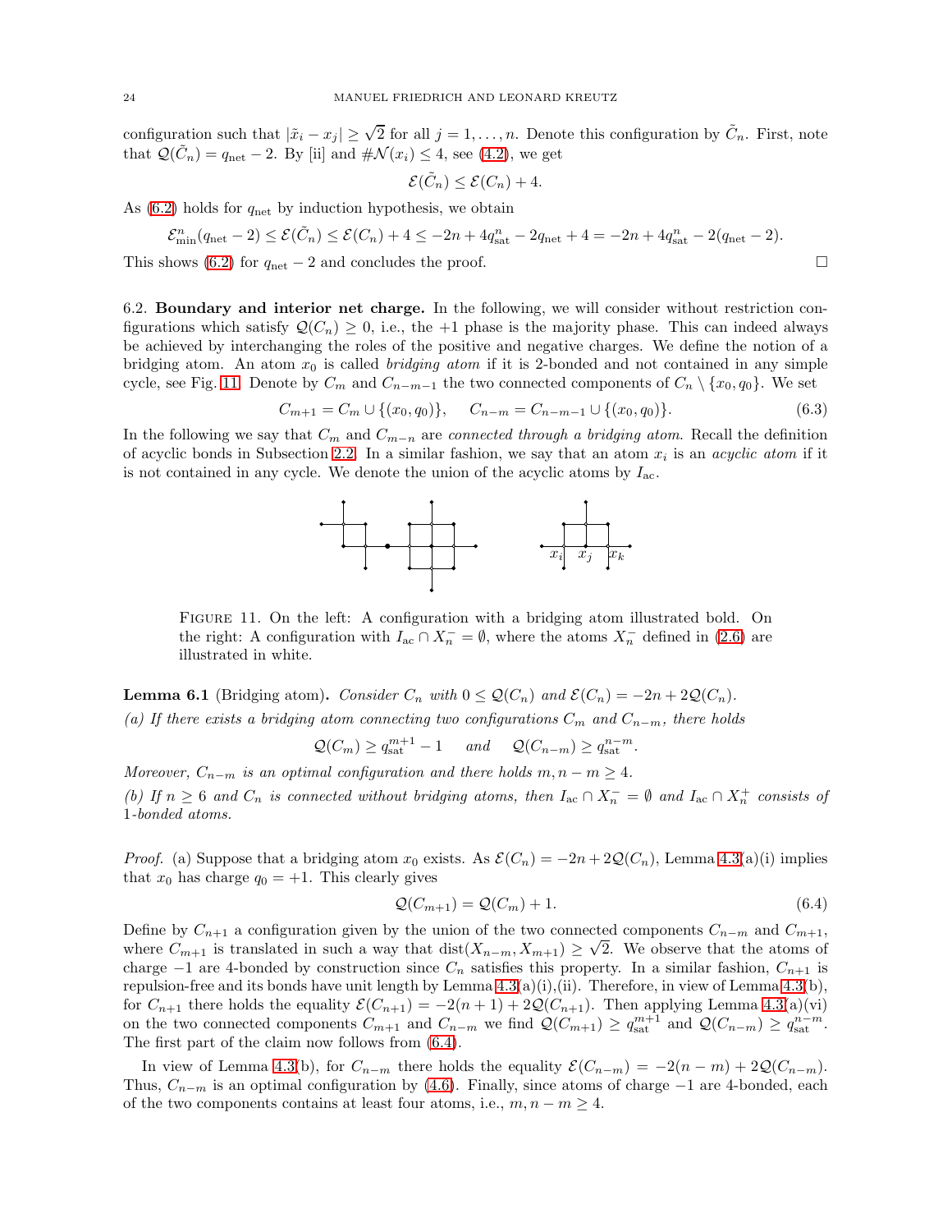configuration such that $|\tilde{x}_i - x_j| \geq \sqrt{2}$ for all $j = 1, \ldots, n$. Denote this configuration by $\tilde{C}_n$. First, note that $\mathcal{Q}(\tilde{C}_n) = q_{\rm net} - 2$. By [ii] and $\#\mathcal{N}(x_i) \leq 4$, see (4.2), we get

$$\mathcal{E}(\tilde{C}_n) \leq \mathcal{E}(C_n) + 4.$$

As (6.2) holds for $q_{\rm net}$ by induction hypothesis, we obtain

$$\mathcal{E}^n_{\min}(q_{\rm net} - 2) \leq \mathcal{E}(\tilde{C}_n) \leq \mathcal{E}(C_n) + 4 \leq -2n + 4q^n_{\rm sat} - 2q_{\rm net} + 4 = -2n + 4q^n_{\rm sat} - 2(q_{\rm net} - 2).$$

This shows (6.2) for $q_{\rm net} - 2$ and concludes the proof. □

6.2. **Boundary and interior net charge.** In the following, we will consider without restriction configurations which satisfy $\mathcal{Q}(C_n) \geq 0$, i.e., the $+1$ phase is the majority phase. This can indeed always be achieved by interchanging the roles of the positive and negative charges. We define the notion of a bridging atom. An atom $x_0$ is called *bridging atom* if it is 2-bonded and not contained in any simple cycle, see Fig. 11. Denote by $C_m$ and $C_{n-m-1}$ the two connected components of $C_n \setminus \{x_0, q_0\}$. We set

$$C_{m+1} = C_m \cup \{(x_0, q_0)\}, \qquad C_{n-m} = C_{n-m-1} \cup \{(x_0, q_0)\}. \tag{6.3}$$

In the following we say that $C_m$ and $C_{m-n}$ are *connected through a bridging atom*. Recall the definition of acyclic bonds in Subsection 2.2. In a similar fashion, we say that an atom $x_i$ is an *acyclic atom* if it is not contained in any cycle. We denote the union of the acyclic atoms by $I_{\rm ac}$.

FIGURE 11. On the left: A configuration with a bridging atom illustrated bold. On the right: A configuration with $I_{\rm ac} \cap X_n^- = \emptyset$, where the atoms $X_n^-$ defined in (2.6) are illustrated in white.

**Lemma 6.1** (Bridging atom). *Consider $C_n$ with $0 \leq \mathcal{Q}(C_n)$ and $\mathcal{E}(C_n) = -2n + 2\mathcal{Q}(C_n)$.*

*(a) If there exists a bridging atom connecting two configurations $C_m$ and $C_{n-m}$, there holds*

$$\mathcal{Q}(C_m) \geq q^{m+1}_{\rm sat} - 1 \quad \text{ and } \quad \mathcal{Q}(C_{n-m}) \geq q^{n-m}_{\rm sat}.$$

*Moreover, $C_{n-m}$ is an optimal configuration and there holds $m, n-m \geq 4$.*

*(b) If $n \geq 6$ and $C_n$ is connected without bridging atoms, then $I_{\rm ac} \cap X_n^- = \emptyset$ and $I_{\rm ac} \cap X_n^+$ consists of 1-bonded atoms.*

*Proof.* (a) Suppose that a bridging atom $x_0$ exists. As $\mathcal{E}(C_n) = -2n + 2\mathcal{Q}(C_n)$, Lemma 4.3(a)(i) implies that $x_0$ has charge $q_0 = +1$. This clearly gives

$$\mathcal{Q}(C_{m+1}) = \mathcal{Q}(C_m) + 1. \tag{6.4}$$

Define by $C_{n+1}$ a configuration given by the union of the two connected components $C_{n-m}$ and $C_{m+1}$, where $C_{m+1}$ is translated in such a way that $\text{dist}(X_{n-m}, X_{m+1}) \geq \sqrt{2}$. We observe that the atoms of charge $-1$ are 4-bonded by construction since $C_n$ satisfies this property. In a similar fashion, $C_{n+1}$ is repulsion-free and its bonds have unit length by Lemma 4.3(a)(i),(ii). Therefore, in view of Lemma 4.3(b), for $C_{n+1}$ there holds the equality $\mathcal{E}(C_{n+1}) = -2(n+1) + 2\mathcal{Q}(C_{n+1})$. Then applying Lemma 4.3(a)(vi) on the two connected components $C_{m+1}$ and $C_{n-m}$ we find $\mathcal{Q}(C_{m+1}) \geq q^{m+1}_{\rm sat}$ and $\mathcal{Q}(C_{n-m}) \geq q^{n-m}_{\rm sat}$. The first part of the claim now follows from (6.4).

In view of Lemma 4.3(b), for $C_{n-m}$ there holds the equality $\mathcal{E}(C_{n-m}) = -2(n-m) + 2\mathcal{Q}(C_{n-m})$. Thus, $C_{n-m}$ is an optimal configuration by (4.6). Finally, since atoms of charge $-1$ are 4-bonded, each of the two components contains at least four atoms, i.e., $m, n-m \geq 4$.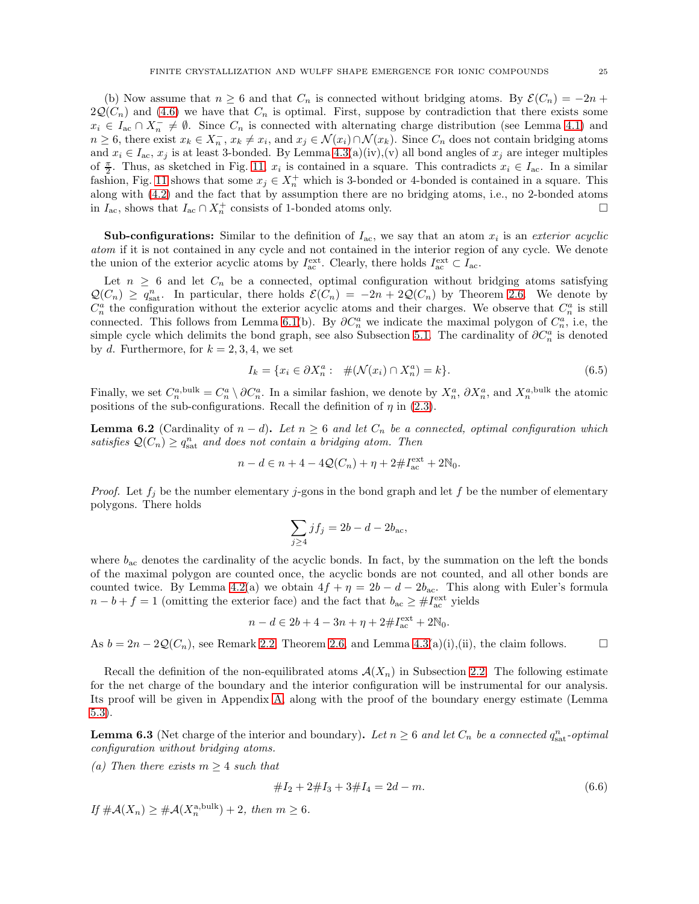(b) Now assume that $n \geq 6$ and that $C_n$ is connected without bridging atoms. By $\mathcal{E}(C_n) = -2n + 2\mathcal{Q}(C_n)$ and (4.6) we have that $C_n$ is optimal. First, suppose by contradiction that there exists some $x_i \in I_{\mathrm{ac}} \cap X_n^- \neq \emptyset$. Since $C_n$ is connected with alternating charge distribution (see Lemma 4.1) and $n \geq 6$, there exist $x_k \in X_n^-$, $x_k \neq x_i$, and $x_j \in \mathcal{N}(x_i) \cap \mathcal{N}(x_k)$. Since $C_n$ does not contain bridging atoms and $x_i \in I_{\mathrm{ac}}$, $x_j$ is at least 3-bonded. By Lemma 4.3(a)(iv),(v) all bond angles of $x_j$ are integer multiples of $\frac{\pi}{2}$. Thus, as sketched in Fig. 11, $x_i$ is contained in a square. This contradicts $x_i \in I_{\mathrm{ac}}$. In a similar fashion, Fig. 11 shows that some $x_j \in X_n^+$ which is 3-bonded or 4-bonded is contained in a square. This along with (4.2) and the fact that by assumption there are no bridging atoms, i.e., no 2-bonded atoms in $I_{\mathrm{ac}}$, shows that $I_{\mathrm{ac}} \cap X_n^+$ consists of 1-bonded atoms only. $\square$

**Sub-configurations:** Similar to the definition of $I_{\mathrm{ac}}$, we say that an atom $x_i$ is an *exterior acyclic atom* if it is not contained in any cycle and not contained in the interior region of any cycle. We denote the union of the exterior acyclic atoms by $I_{\mathrm{ac}}^{\mathrm{ext}}$. Clearly, there holds $I_{\mathrm{ac}}^{\mathrm{ext}} \subset I_{\mathrm{ac}}$.

Let $n \geq 6$ and let $C_n$ be a connected, optimal configuration without bridging atoms satisfying $\mathcal{Q}(C_n) \geq q_{\mathrm{sat}}^n$. In particular, there holds $\mathcal{E}(C_n) = -2n + 2\mathcal{Q}(C_n)$ by Theorem 2.6. We denote by $C_n^a$ the configuration without the exterior acyclic atoms and their charges. We observe that $C_n^a$ is still connected. This follows from Lemma 6.1(b). By $\partial C_n^a$ we indicate the maximal polygon of $C_n^a$, i.e, the simple cycle which delimits the bond graph, see also Subsection 5.1. The cardinality of $\partial C_n^a$ is denoted by $d$. Furthermore, for $k = 2, 3, 4$, we set

$$I_k = \{x_i \in \partial X_n^a : \ \#(\mathcal{N}(x_i) \cap X_n^a) = k\}. \tag{6.5}$$

Finally, we set $C_n^{a,\mathrm{bulk}} = C_n^a \setminus \partial C_n^a$. In a similar fashion, we denote by $X_n^a$, $\partial X_n^a$, and $X_n^{a,\mathrm{bulk}}$ the atomic positions of the sub-configurations. Recall the definition of $\eta$ in (2.3).

**Lemma 6.2** (Cardinality of $n - d$)**.** *Let $n \geq 6$ and let $C_n$ be a connected, optimal configuration which satisfies $\mathcal{Q}(C_n) \geq q_{\mathrm{sat}}^n$ and does not contain a bridging atom. Then*

$$n - d \in n + 4 - 4\mathcal{Q}(C_n) + \eta + 2\#I_{\mathrm{ac}}^{\mathrm{ext}} + 2\mathbb{N}_0.$$

*Proof.* Let $f_j$ be the number elementary $j$-gons in the bond graph and let $f$ be the number of elementary polygons. There holds

$$\sum_{j \geq 4} j f_j = 2b - d - 2b_{\mathrm{ac}},$$

where $b_{\mathrm{ac}}$ denotes the cardinality of the acyclic bonds. In fact, by the summation on the left the bonds of the maximal polygon are counted once, the acyclic bonds are not counted, and all other bonds are counted twice. By Lemma 4.2(a) we obtain $4f + \eta = 2b - d - 2b_{\mathrm{ac}}$. This along with Euler's formula $n - b + f = 1$ (omitting the exterior face) and the fact that $b_{\mathrm{ac}} \geq \#I_{\mathrm{ac}}^{\mathrm{ext}}$ yields

$$n - d \in 2b + 4 - 3n + \eta + 2\#I_{\mathrm{ac}}^{\mathrm{ext}} + 2\mathbb{N}_0.$$

As $b = 2n - 2\mathcal{Q}(C_n)$, see Remark 2.2, Theorem 2.6, and Lemma 4.3(a)(i),(ii), the claim follows. $\square$

Recall the definition of the non-equilibrated atoms $\mathcal{A}(X_n)$ in Subsection 2.2. The following estimate for the net charge of the boundary and the interior configuration will be instrumental for our analysis. Its proof will be given in Appendix A, along with the proof of the boundary energy estimate (Lemma 5.3).

**Lemma 6.3** (Net charge of the interior and boundary)**.** *Let $n \geq 6$ and let $C_n$ be a connected $q_{\mathrm{sat}}^n$-optimal configuration without bridging atoms.*

*(a) Then there exists $m \geq 4$ such that*

$$\#I_2 + 2\#I_3 + 3\#I_4 = 2d - m. \tag{6.6}$$

*If $\#\mathcal{A}(X_n) \geq \#\mathcal{A}(X_n^{\mathrm{a,bulk}}) + 2$, then $m \geq 6$.*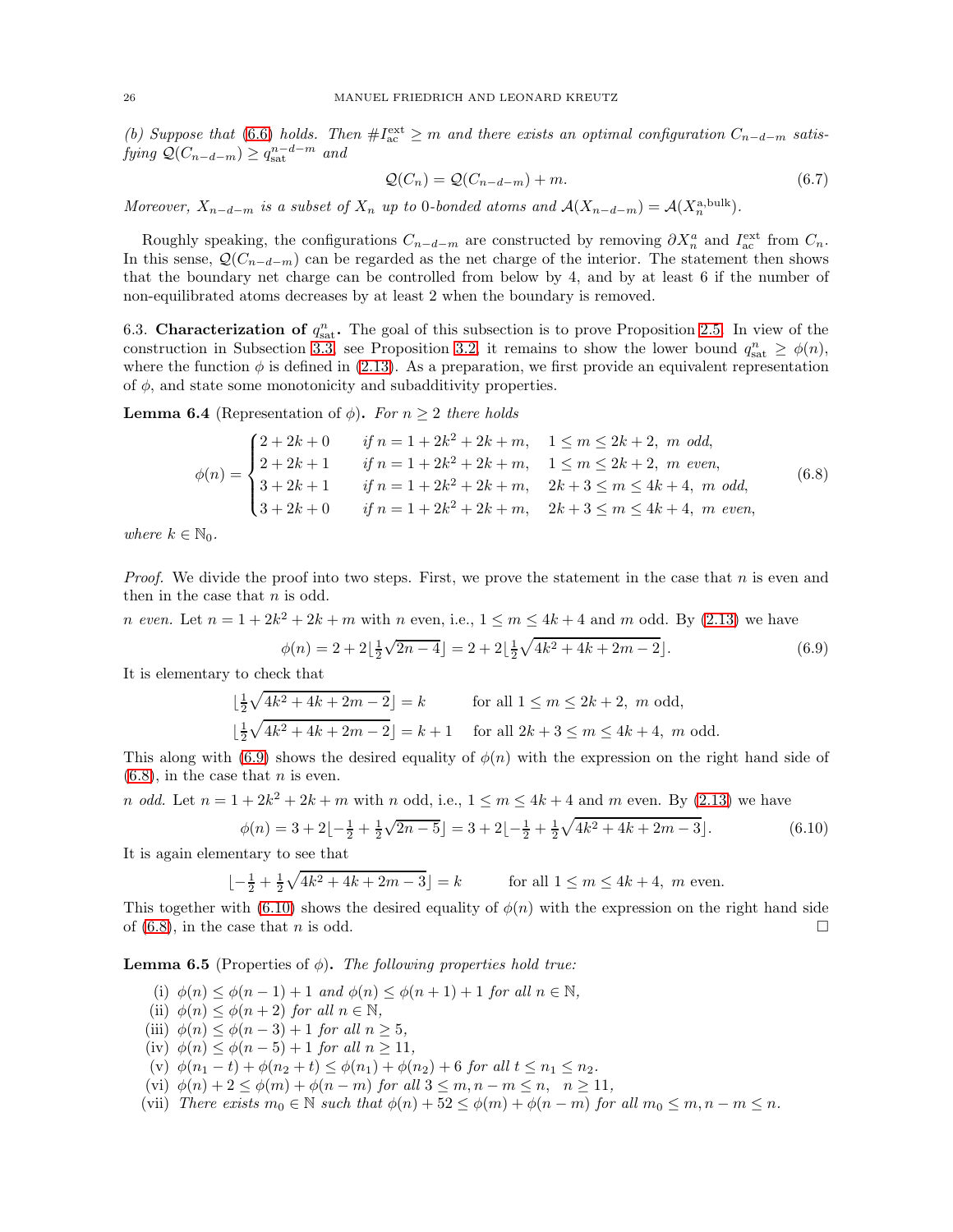*(b) Suppose that* (6.6) *holds. Then* $\#I_{\rm ac}^{\rm ext} \geq m$ *and there exists an optimal configuration* $C_{n-d-m}$ *satisfying* $\mathcal{Q}(C_{n-d-m}) \geq q_{\rm sat}^{n-d-m}$ *and*

$$\mathcal{Q}(C_n) = \mathcal{Q}(C_{n-d-m}) + m. \tag{6.7}$$

*Moreover,* $X_{n-d-m}$ *is a subset of* $X_n$ *up to 0-bonded atoms and* $\mathcal{A}(X_{n-d-m}) = \mathcal{A}(X_n^{\rm a,bulk})$.

Roughly speaking, the configurations $C_{n-d-m}$ are constructed by removing $\partial X_n^a$ and $I_{\rm ac}^{\rm ext}$ from $C_n$. In this sense, $\mathcal{Q}(C_{n-d-m})$ can be regarded as the net charge of the interior. The statement then shows that the boundary net charge can be controlled from below by 4, and by at least 6 if the number of non-equilibrated atoms decreases by at least 2 when the boundary is removed.

### 6.3. Characterization of $q_{\rm sat}^n$.

The goal of this subsection is to prove Proposition 2.5. In view of the construction in Subsection 3.3, see Proposition 3.2, it remains to show the lower bound $q_{\rm sat}^n \geq \phi(n)$, where the function $\phi$ is defined in (2.13). As a preparation, we first provide an equivalent representation of $\phi$, and state some monotonicity and subadditivity properties.

**Lemma 6.4** (Representation of $\phi$)**.** *For* $n \geq 2$ *there holds*

$$\phi(n) = \begin{cases} 2 + 2k + 0 & \text{if } n = 1 + 2k^2 + 2k + m, \quad 1 \leq m \leq 2k+2, \ m \text{ odd}, \\ 2 + 2k + 1 & \text{if } n = 1 + 2k^2 + 2k + m, \quad 1 \leq m \leq 2k+2, \ m \text{ even}, \\ 3 + 2k + 1 & \text{if } n = 1 + 2k^2 + 2k + m, \quad 2k+3 \leq m \leq 4k+4, \ m \text{ odd}, \\ 3 + 2k + 0 & \text{if } n = 1 + 2k^2 + 2k + m, \quad 2k+3 \leq m \leq 4k+4, \ m \text{ even}, \end{cases} \tag{6.8}$$

*where* $k \in \mathbb{N}_0$.

*Proof.* We divide the proof into two steps. First, we prove the statement in the case that $n$ is even and then in the case that $n$ is odd.

*$n$ even.* Let $n = 1 + 2k^2 + 2k + m$ with $n$ even, i.e., $1 \leq m \leq 4k+4$ and $m$ odd. By (2.13) we have

$$\phi(n) = 2 + 2\lfloor \tfrac{1}{2}\sqrt{2n-4} \rfloor = 2 + 2\lfloor \tfrac{1}{2}\sqrt{4k^2 + 4k + 2m - 2} \rfloor. \tag{6.9}$$

It is elementary to check that

$$\lfloor \tfrac{1}{2}\sqrt{4k^2 + 4k + 2m - 2} \rfloor = k \qquad \text{for all } 1 \leq m \leq 2k+2, \ m \text{ odd},$$
$$\lfloor \tfrac{1}{2}\sqrt{4k^2 + 4k + 2m - 2} \rfloor = k+1 \quad \text{for all } 2k+3 \leq m \leq 4k+4, \ m \text{ odd}.$$

This along with (6.9) shows the desired equality of $\phi(n)$ with the expression on the right hand side of (6.8), in the case that $n$ is even.

*$n$ odd.* Let $n = 1 + 2k^2 + 2k + m$ with $n$ odd, i.e., $1 \leq m \leq 4k+4$ and $m$ even. By (2.13) we have

$$\phi(n) = 3 + 2\lfloor -\tfrac{1}{2} + \tfrac{1}{2}\sqrt{2n-5} \rfloor = 3 + 2\lfloor -\tfrac{1}{2} + \tfrac{1}{2}\sqrt{4k^2 + 4k + 2m - 3} \rfloor. \tag{6.10}$$

It is again elementary to see that

$$\lfloor -\tfrac{1}{2} + \tfrac{1}{2}\sqrt{4k^2 + 4k + 2m - 3} \rfloor = k \qquad \text{for all } 1 \leq m \leq 4k+4, \ m \text{ even}.$$

This together with (6.10) shows the desired equality of $\phi(n)$ with the expression on the right hand side of (6.8), in the case that $n$ is odd. $\square$

**Lemma 6.5** (Properties of $\phi$)**.** *The following properties hold true:*

- (i) $\phi(n) \leq \phi(n-1) + 1$ *and* $\phi(n) \leq \phi(n+1) + 1$ *for all* $n \in \mathbb{N}$,
- (ii) $\phi(n) \leq \phi(n+2)$ *for all* $n \in \mathbb{N}$,
- (iii) $\phi(n) \leq \phi(n-3) + 1$ *for all* $n \geq 5$,
- (iv) $\phi(n) \leq \phi(n-5) + 1$ *for all* $n \geq 11$,
- (v) $\phi(n_1 - t) + \phi(n_2 + t) \leq \phi(n_1) + \phi(n_2) + 6$ *for all* $t \leq n_1 \leq n_2$.
- (vi) $\phi(n) + 2 \leq \phi(m) + \phi(n-m)$ *for all* $3 \leq m, n-m \leq n, \ \ n \geq 11$,
- (vii) *There exists* $m_0 \in \mathbb{N}$ *such that* $\phi(n) + 52 \leq \phi(m) + \phi(n-m)$ *for all* $m_0 \leq m, n-m \leq n$.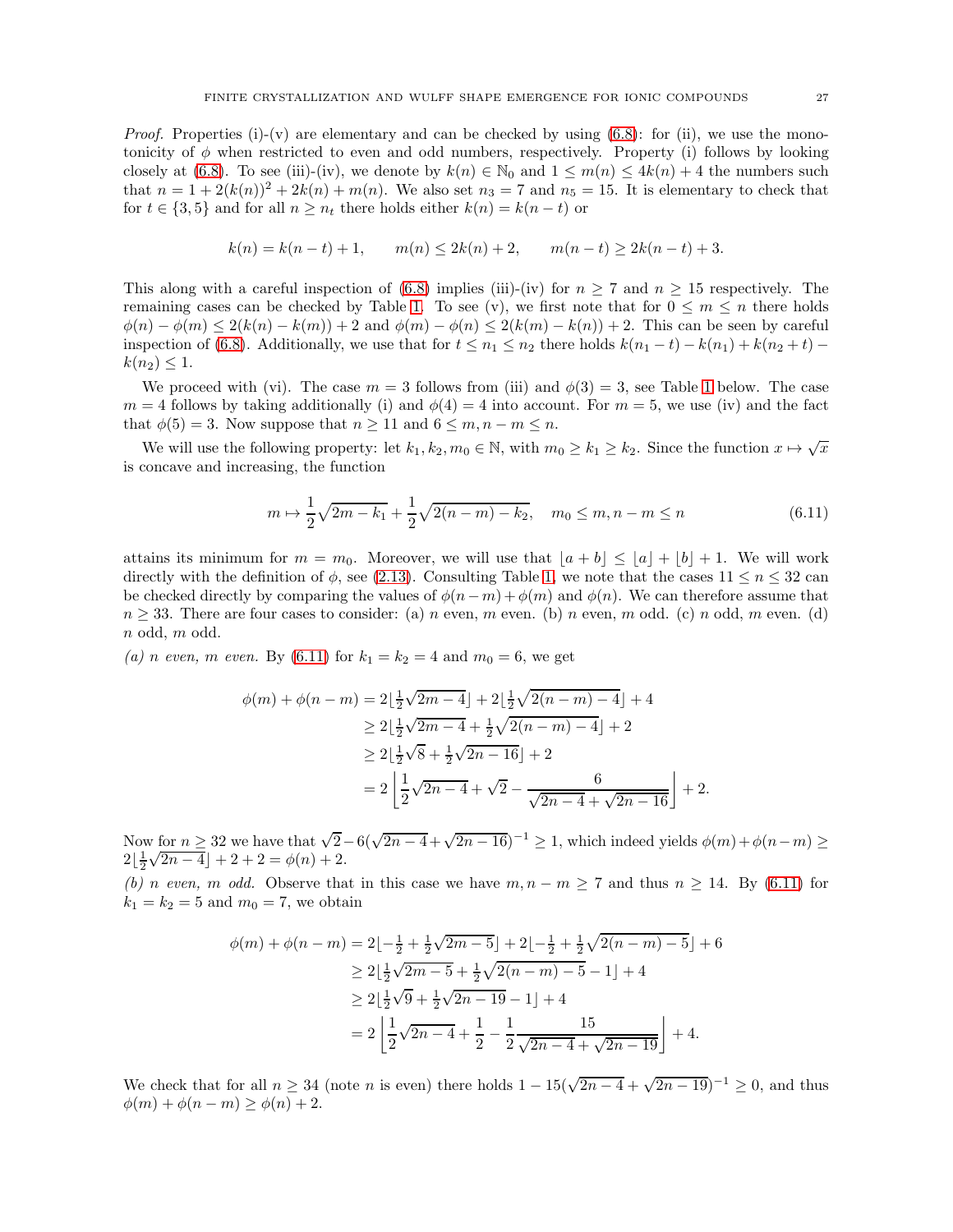*Proof.* Properties (i)-(v) are elementary and can be checked by using (6.8): for (ii), we use the monotonicity of $\phi$ when restricted to even and odd numbers, respectively. Property (i) follows by looking closely at (6.8). To see (iii)-(iv), we denote by $k(n) \in \mathbb{N}_0$ and $1 \le m(n) \le 4k(n)+4$ the numbers such that $n = 1 + 2(k(n))^2 + 2k(n) + m(n)$. We also set $n_3 = 7$ and $n_5 = 15$. It is elementary to check that for $t \in \{3, 5\}$ and for all $n \ge n_t$ there holds either $k(n) = k(n-t)$ or

$$k(n) = k(n-t) + 1, \qquad m(n) \le 2k(n) + 2, \qquad m(n-t) \ge 2k(n-t) + 3.$$

This along with a careful inspection of (6.8) implies (iii)-(iv) for $n \ge 7$ and $n \ge 15$ respectively. The remaining cases can be checked by Table 1. To see (v), we first note that for $0 \le m \le n$ there holds $\phi(n) - \phi(m) \le 2(k(n) - k(m)) + 2$ and $\phi(m) - \phi(n) \le 2(k(m) - k(n)) + 2$. This can be seen by careful inspection of (6.8). Additionally, we use that for $t \le n_1 \le n_2$ there holds $k(n_1 - t) - k(n_1) + k(n_2 + t) - k(n_2) \le 1$.

We proceed with (vi). The case $m = 3$ follows from (iii) and $\phi(3) = 3$, see Table 1 below. The case $m = 4$ follows by taking additionally (i) and $\phi(4) = 4$ into account. For $m = 5$, we use (iv) and the fact that $\phi(5) = 3$. Now suppose that $n \ge 11$ and $6 \le m, n - m \le n$.

We will use the following property: let $k_1, k_2, m_0 \in \mathbb{N}$, with $m_0 \ge k_1 \ge k_2$. Since the function $x \mapsto \sqrt{x}$ is concave and increasing, the function

$$m \mapsto \frac{1}{2}\sqrt{2m - k_1} + \frac{1}{2}\sqrt{2(n-m) - k_2}, \quad m_0 \le m, n - m \le n \tag{6.11}$$

attains its minimum for $m = m_0$. Moreover, we will use that $\lfloor a + b \rfloor \le \lfloor a \rfloor + \lfloor b \rfloor + 1$. We will work directly with the definition of $\phi$, see (2.13). Consulting Table 1, we note that the cases $11 \le n \le 32$ can be checked directly by comparing the values of $\phi(n-m) + \phi(m)$ and $\phi(n)$. We can therefore assume that $n \ge 33$. There are four cases to consider: (a) $n$ even, $m$ even. (b) $n$ even, $m$ odd. (c) $n$ odd, $m$ even. (d) $n$ odd, $m$ odd.

*(a) n even, m even.* By (6.11) for $k_1 = k_2 = 4$ and $m_0 = 6$, we get

$$\begin{aligned}
\phi(m) + \phi(n-m) &= 2\lfloor \tfrac{1}{2}\sqrt{2m-4} \rfloor + 2\lfloor \tfrac{1}{2}\sqrt{2(n-m)-4} \rfloor + 4 \\
&\ge 2\lfloor \tfrac{1}{2}\sqrt{2m-4} + \tfrac{1}{2}\sqrt{2(n-m)-4} \rfloor + 2 \\
&\ge 2\lfloor \tfrac{1}{2}\sqrt{8} + \tfrac{1}{2}\sqrt{2n-16} \rfloor + 2 \\
&= 2\left\lfloor \frac{1}{2}\sqrt{2n-4} + \sqrt{2} - \frac{6}{\sqrt{2n-4} + \sqrt{2n-16}} \right\rfloor + 2.
\end{aligned}$$

Now for $n \ge 32$ we have that $\sqrt{2} - 6(\sqrt{2n-4} + \sqrt{2n-16})^{-1} \ge 1$, which indeed yields $\phi(m) + \phi(n-m) \ge 2\lfloor \frac{1}{2}\sqrt{2n-4} \rfloor + 2 + 2 = \phi(n) + 2$.

*(b) n even, m odd.* Observe that in this case we have $m, n - m \ge 7$ and thus $n \ge 14$. By (6.11) for $k_1 = k_2 = 5$ and $m_0 = 7$, we obtain

$$\begin{aligned}
\phi(m) + \phi(n-m) &= 2\lfloor -\tfrac{1}{2} + \tfrac{1}{2}\sqrt{2m-5} \rfloor + 2\lfloor -\tfrac{1}{2} + \tfrac{1}{2}\sqrt{2(n-m)-5} \rfloor + 6 \\
&\ge 2\lfloor \tfrac{1}{2}\sqrt{2m-5} + \tfrac{1}{2}\sqrt{2(n-m)-5} - 1 \rfloor + 4 \\
&\ge 2\lfloor \tfrac{1}{2}\sqrt{9} + \tfrac{1}{2}\sqrt{2n-19} - 1 \rfloor + 4 \\
&= 2\left\lfloor \frac{1}{2}\sqrt{2n-4} + \frac{1}{2} - \frac{1}{2}\frac{15}{\sqrt{2n-4} + \sqrt{2n-19}} \right\rfloor + 4.
\end{aligned}$$

We check that for all $n \ge 34$ (note $n$ is even) there holds $1 - 15(\sqrt{2n-4} + \sqrt{2n-19})^{-1} \ge 0$, and thus $\phi(m) + \phi(n-m) \ge \phi(n) + 2$.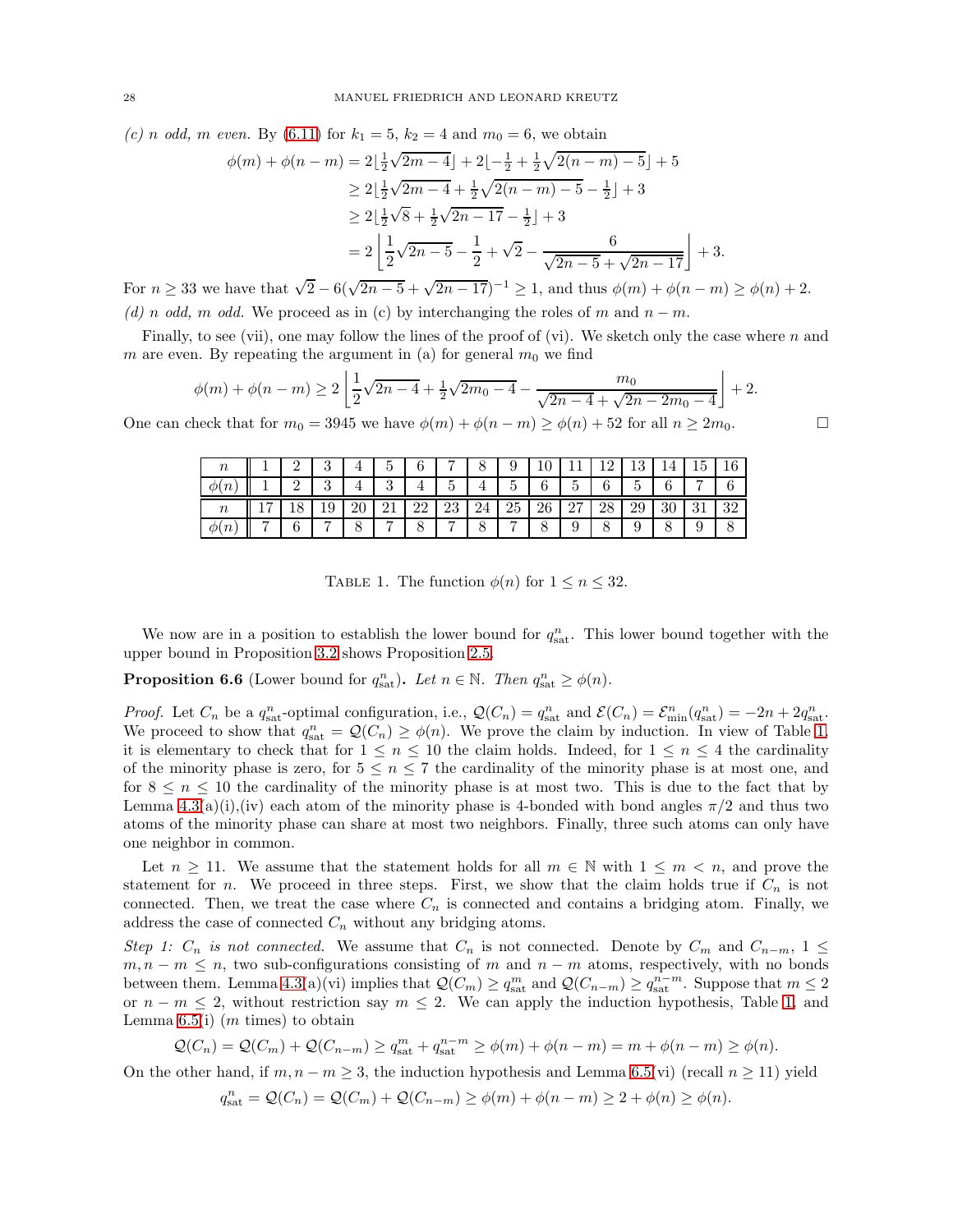*(c) $n$ odd, $m$ even.* By (6.11) for $k_1 = 5$, $k_2 = 4$ and $m_0 = 6$, we obtain

$$
\begin{aligned}
\phi(m) + \phi(n-m) &= 2\lfloor \tfrac{1}{2}\sqrt{2m-4} \rfloor + 2\lfloor -\tfrac{1}{2} + \tfrac{1}{2}\sqrt{2(n-m)-5} \rfloor + 5 \\
&\geq 2\lfloor \tfrac{1}{2}\sqrt{2m-4} + \tfrac{1}{2}\sqrt{2(n-m)-5} - \tfrac{1}{2} \rfloor + 3 \\
&\geq 2\lfloor \tfrac{1}{2}\sqrt{8} + \tfrac{1}{2}\sqrt{2n-17} - \tfrac{1}{2} \rfloor + 3 \\
&= 2\left\lfloor \frac{1}{2}\sqrt{2n-5} - \frac{1}{2} + \sqrt{2} - \frac{6}{\sqrt{2n-5} + \sqrt{2n-17}} \right\rfloor + 3.
\end{aligned}
$$

For $n \geq 33$ we have that $\sqrt{2} - 6(\sqrt{2n-5} + \sqrt{2n-17})^{-1} \geq 1$, and thus $\phi(m) + \phi(n-m) \geq \phi(n) + 2$.

*(d) $n$ odd, $m$ odd.* We proceed as in (c) by interchanging the roles of $m$ and $n - m$.

Finally, to see (vii), one may follow the lines of the proof of (vi). We sketch only the case where $n$ and $m$ are even. By repeating the argument in (a) for general $m_0$ we find

$$
\phi(m) + \phi(n-m) \geq 2\left\lfloor \frac{1}{2}\sqrt{2n-4} + \tfrac{1}{2}\sqrt{2m_0-4} - \frac{m_0}{\sqrt{2n-4} + \sqrt{2n-2m_0-4}} \right\rfloor + 2.
$$

One can check that for $m_0 = 3945$ we have $\phi(m) + \phi(n-m) \geq \phi(n) + 52$ for all $n \geq 2m_0$. $\square$

| $n$ | 1 | 2 | 3 | 4 | 5 | 6 | 7 | 8 | 9 | 10 | 11 | 12 | 13 | 14 | 15 | 16 |
|---|---|---|---|---|---|---|---|---|---|---|---|---|---|---|---|---|
| $\phi(n)$ | 1 | 2 | 3 | 4 | 3 | 4 | 5 | 4 | 5 | 6 | 5 | 6 | 5 | 6 | 7 | 6 |
| $n$ | 17 | 18 | 19 | 20 | 21 | 22 | 23 | 24 | 25 | 26 | 27 | 28 | 29 | 30 | 31 | 32 |
| $\phi(n)$ | 7 | 6 | 7 | 8 | 7 | 8 | 7 | 8 | 7 | 8 | 9 | 8 | 9 | 8 | 9 | 8 |

TABLE 1. The function $\phi(n)$ for $1 \leq n \leq 32$.

We now are in a position to establish the lower bound for $q^n_{\rm sat}$. This lower bound together with the upper bound in Proposition 3.2 shows Proposition 2.5.

**Proposition 6.6** (Lower bound for $q^n_{\rm sat}$)**.** *Let $n \in \mathbb{N}$. Then $q^n_{\rm sat} \geq \phi(n)$.*

*Proof.* Let $C_n$ be a $q^n_{\rm sat}$-optimal configuration, i.e., $\mathcal{Q}(C_n) = q^n_{\rm sat}$ and $\mathcal{E}(C_n) = \mathcal{E}^n_{\min}(q^n_{\rm sat}) = -2n + 2q^n_{\rm sat}$. We proceed to show that $q^n_{\rm sat} = \mathcal{Q}(C_n) \geq \phi(n)$. We prove the claim by induction. In view of Table 1, it is elementary to check that for $1 \leq n \leq 10$ the claim holds. Indeed, for $1 \leq n \leq 4$ the cardinality of the minority phase is zero, for $5 \leq n \leq 7$ the cardinality of the minority phase is at most one, and for $8 \leq n \leq 10$ the cardinality of the minority phase is at most two. This is due to the fact that by Lemma 4.3(a)(i),(iv) each atom of the minority phase is 4-bonded with bond angles $\pi/2$ and thus two atoms of the minority phase can share at most two neighbors. Finally, three such atoms can only have one neighbor in common.

Let $n \geq 11$. We assume that the statement holds for all $m \in \mathbb{N}$ with $1 \leq m < n$, and prove the statement for $n$. We proceed in three steps. First, we show that the claim holds true if $C_n$ is not connected. Then, we treat the case where $C_n$ is connected and contains a bridging atom. Finally, we address the case of connected $C_n$ without any bridging atoms.

*Step 1: $C_n$ is not connected.* We assume that $C_n$ is not connected. Denote by $C_m$ and $C_{n-m}$, $1 \leq m, n-m \leq n$, two sub-configurations consisting of $m$ and $n-m$ atoms, respectively, with no bonds between them. Lemma 4.3(a)(vi) implies that $\mathcal{Q}(C_m) \geq q^m_{\rm sat}$ and $\mathcal{Q}(C_{n-m}) \geq q^{n-m}_{\rm sat}$. Suppose that $m \leq 2$ or $n - m \leq 2$, without restriction say $m \leq 2$. We can apply the induction hypothesis, Table 1, and Lemma 6.5(i) ($m$ times) to obtain

$$
\mathcal{Q}(C_n) = \mathcal{Q}(C_m) + \mathcal{Q}(C_{n-m}) \geq q^m_{\rm sat} + q^{n-m}_{\rm sat} \geq \phi(m) + \phi(n-m) = m + \phi(n-m) \geq \phi(n).
$$

On the other hand, if $m, n-m \geq 3$, the induction hypothesis and Lemma 6.5(vi) (recall $n \geq 11$) yield

$$
q^n_{\rm sat} = \mathcal{Q}(C_n) = \mathcal{Q}(C_m) + \mathcal{Q}(C_{n-m}) \geq \phi(m) + \phi(n-m) \geq 2 + \phi(n) \geq \phi(n).
$$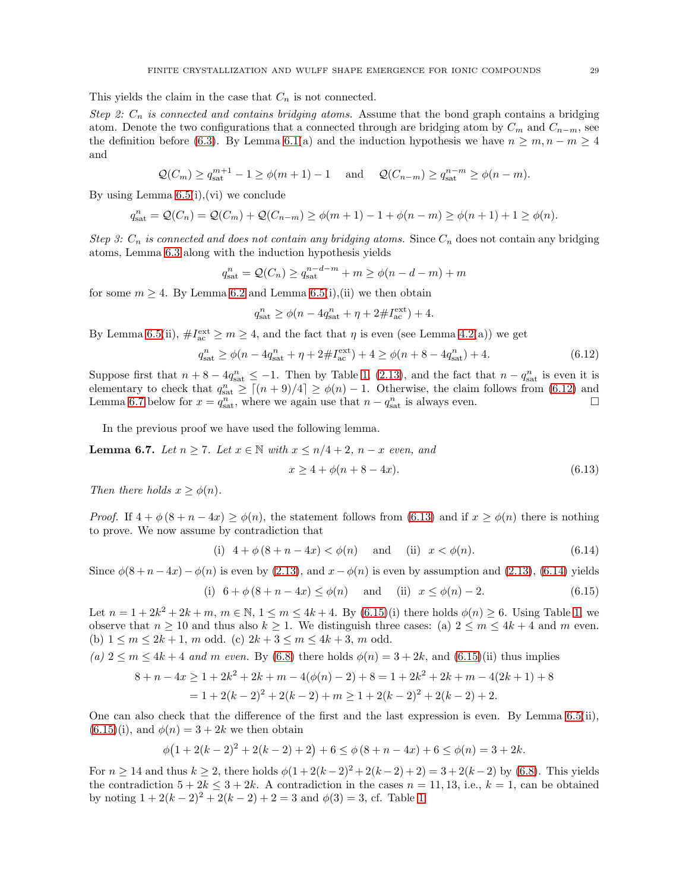This yields the claim in the case that $C_n$ is not connected.

*Step 2: $C_n$ is connected and contains bridging atoms.* Assume that the bond graph contains a bridging atom. Denote the two configurations that a connected through are bridging atom by $C_m$ and $C_{n-m}$, see the definition before (6.3). By Lemma 6.1(a) and the induction hypothesis we have $n \geq m, n-m \geq 4$ and

$$\mathcal{Q}(C_m) \geq q_{\rm sat}^{m+1} - 1 \geq \phi(m+1) - 1 \quad \text{ and } \quad \mathcal{Q}(C_{n-m}) \geq q_{\rm sat}^{n-m} \geq \phi(n-m).$$

By using Lemma 6.5(i),(vi) we conclude

$$q_{\rm sat}^n = \mathcal{Q}(C_n) = \mathcal{Q}(C_m) + \mathcal{Q}(C_{n-m}) \geq \phi(m+1) - 1 + \phi(n-m) \geq \phi(n+1) + 1 \geq \phi(n).$$

*Step 3: $C_n$ is connected and does not contain any bridging atoms.* Since $C_n$ does not contain any bridging atoms, Lemma 6.3 along with the induction hypothesis yields

$$q_{\rm sat}^n = \mathcal{Q}(C_n) \geq q_{\rm sat}^{n-d-m} + m \geq \phi(n-d-m) + m$$

for some $m \geq 4$. By Lemma 6.2 and Lemma 6.5(i),(ii) we then obtain

$$q_{\rm sat}^n \geq \phi(n - 4q_{\rm sat}^n + \eta + 2\#I_{\rm ac}^{\rm ext}) + 4.$$

By Lemma 6.5(ii), $\#I_{\rm ac}^{\rm ext} \geq m \geq 4$, and the fact that $\eta$ is even (see Lemma 4.2(a)) we get

$$q_{\rm sat}^n \geq \phi(n - 4q_{\rm sat}^n + \eta + 2\#I_{\rm ac}^{\rm ext}) + 4 \geq \phi(n + 8 - 4q_{\rm sat}^n) + 4. \tag{6.12}$$

Suppose first that $n + 8 - 4q_{\rm sat}^n \leq -1$. Then by Table 1, (2.13), and the fact that $n - q_{\rm sat}^n$ is even it is elementary to check that $q_{\rm sat}^n \geq \lceil (n+9)/4 \rceil \geq \phi(n) - 1$. Otherwise, the claim follows from (6.12) and Lemma 6.7 below for $x = q_{\rm sat}^n$, where we again use that $n - q_{\rm sat}^n$ is always even. $\square$

In the previous proof we have used the following lemma.

**Lemma 6.7.** *Let $n \geq 7$. Let $x \in \mathbb{N}$ with $x \leq n/4 + 2$, $n - x$ even, and*

$$x \geq 4 + \phi(n + 8 - 4x). \tag{6.13}$$

*Then there holds $x \geq \phi(n)$.*

*Proof.* If $4 + \phi(8 + n - 4x) \geq \phi(n)$, the statement follows from (6.13) and if $x \geq \phi(n)$ there is nothing to prove. We now assume by contradiction that

$$\text{(i)} \ \ 4 + \phi(8 + n - 4x) < \phi(n) \quad \text{ and } \quad \text{(ii)} \ \ x < \phi(n). \tag{6.14}$$

Since $\phi(8 + n - 4x) - \phi(n)$ is even by (2.13), and $x - \phi(n)$ is even by assumption and (2.13), (6.14) yields

$$\text{(i)} \ \ 6 + \phi(8 + n - 4x) \leq \phi(n) \quad \text{ and } \quad \text{(ii)} \ \ x \leq \phi(n) - 2. \tag{6.15}$$

Let $n = 1 + 2k^2 + 2k + m$, $m \in \mathbb{N}$, $1 \leq m \leq 4k+4$. By (6.15)(i) there holds $\phi(n) \geq 6$. Using Table 1, we observe that $n \geq 10$ and thus also $k \geq 1$. We distinguish three cases: (a) $2 \leq m \leq 4k+4$ and $m$ even. (b) $1 \leq m \leq 2k+1$, $m$ odd. (c) $2k+3 \leq m \leq 4k+3$, $m$ odd.

*(a) $2 \leq m \leq 4k+4$ and $m$ even.* By (6.8) there holds $\phi(n) = 3 + 2k$, and (6.15)(ii) thus implies

$$\begin{aligned}
8 + n - 4x &\geq 1 + 2k^2 + 2k + m - 4(\phi(n) - 2) + 8 = 1 + 2k^2 + 2k + m - 4(2k+1) + 8 \\
&= 1 + 2(k-2)^2 + 2(k-2) + m \geq 1 + 2(k-2)^2 + 2(k-2) + 2.
\end{aligned}$$

One can also check that the difference of the first and the last expression is even. By Lemma 6.5(ii), (6.15)(i), and $\phi(n) = 3 + 2k$ we then obtain

$$\phi\big(1 + 2(k-2)^2 + 2(k-2) + 2\big) + 6 \leq \phi\left(8 + n - 4x\right) + 6 \leq \phi(n) = 3 + 2k.$$

For $n \geq 14$ and thus $k \geq 2$, there holds $\phi(1 + 2(k-2)^2 + 2(k-2) + 2) = 3 + 2(k-2)$ by (6.8). This yields the contradiction $5 + 2k \leq 3 + 2k$. A contradiction in the cases $n = 11, 13$, i.e., $k = 1$, can be obtained by noting $1 + 2(k-2)^2 + 2(k-2) + 2 = 3$ and $\phi(3) = 3$, cf. Table 1.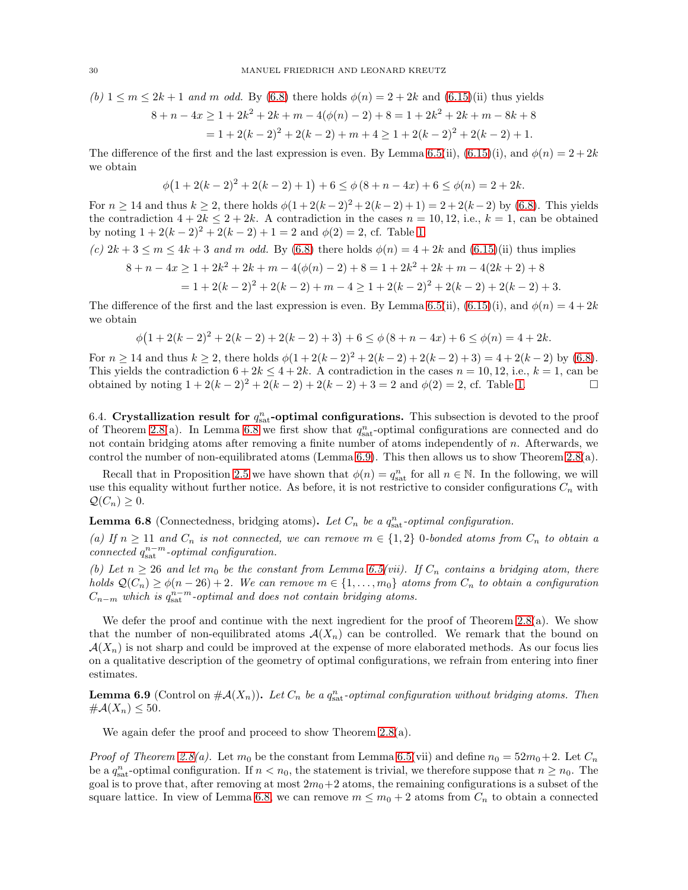*(b) $1 \le m \le 2k+1$ and $m$ odd.* By (6.8) there holds $\phi(n) = 2+2k$ and (6.15)(ii) thus yields

$$8 + n - 4x \ge 1 + 2k^2 + 2k + m - 4(\phi(n)-2) + 8 = 1 + 2k^2 + 2k + m - 8k + 8$$
$$= 1 + 2(k-2)^2 + 2(k-2) + m + 4 \ge 1 + 2(k-2)^2 + 2(k-2) + 1.$$

The difference of the first and the last expression is even. By Lemma 6.5(ii), (6.15)(i), and $\phi(n) = 2+2k$ we obtain

$$\phi\big(1 + 2(k-2)^2 + 2(k-2) + 1\big) + 6 \le \phi\,(8 + n - 4x) + 6 \le \phi(n) = 2 + 2k.$$

For $n \ge 14$ and thus $k \ge 2$, there holds $\phi(1 + 2(k-2)^2 + 2(k-2) + 1) = 2 + 2(k-2)$ by (6.8). This yields the contradiction $4 + 2k \le 2 + 2k$. A contradiction in the cases $n = 10, 12$, i.e., $k = 1$, can be obtained by noting $1 + 2(k-2)^2 + 2(k-2) + 1 = 2$ and $\phi(2) = 2$, cf. Table 1.

*(c) $2k+3 \le m \le 4k+3$ and $m$ odd.* By (6.8) there holds $\phi(n) = 4+2k$ and (6.15)(ii) thus implies

$$8 + n - 4x \ge 1 + 2k^2 + 2k + m - 4(\phi(n)-2) + 8 = 1 + 2k^2 + 2k + m - 4(2k+2) + 8$$
$$= 1 + 2(k-2)^2 + 2(k-2) + m - 4 \ge 1 + 2(k-2)^2 + 2(k-2) + 2(k-2) + 3.$$

The difference of the first and the last expression is even. By Lemma 6.5(ii), (6.15)(i), and $\phi(n) = 4+2k$ we obtain

$$\phi\big(1 + 2(k-2)^2 + 2(k-2) + 2(k-2) + 3\big) + 6 \le \phi\,(8 + n - 4x) + 6 \le \phi(n) = 4 + 2k.$$

For $n \ge 14$ and thus $k \ge 2$, there holds $\phi(1 + 2(k-2)^2 + 2(k-2) + 2(k-2) + 3) = 4 + 2(k-2)$ by (6.8). This yields the contradiction $6 + 2k \le 4 + 2k$. A contradiction in the cases $n = 10, 12$, i.e., $k = 1$, can be obtained by noting $1 + 2(k-2)^2 + 2(k-2) + 2(k-2) + 3 = 2$ and $\phi(2) = 2$, cf. Table 1. $\square$

6.4. **Crystallization result for $q^n_{\rm sat}$-optimal configurations.** This subsection is devoted to the proof of Theorem 2.8(a). In Lemma 6.8 we first show that $q^n_{\rm sat}$-optimal configurations are connected and do not contain bridging atoms after removing a finite number of atoms independently of $n$. Afterwards, we control the number of non-equilibrated atoms (Lemma 6.9). This then allows us to show Theorem 2.8(a).

Recall that in Proposition 2.5 we have shown that $\phi(n) = q^n_{\rm sat}$ for all $n \in \mathbb{N}$. In the following, we will use this equality without further notice. As before, it is not restrictive to consider configurations $C_n$ with $\mathcal{Q}(C_n) \ge 0$.

**Lemma 6.8** (Connectedness, bridging atoms)**.** *Let $C_n$ be a $q^n_{\rm sat}$-optimal configuration.*

*(a) If $n \ge 11$ and $C_n$ is not connected, we can remove $m \in \{1,2\}$ 0-bonded atoms from $C_n$ to obtain a connected $q^{n-m}_{\rm sat}$-optimal configuration.*

*(b) Let $n \ge 26$ and let $m_0$ be the constant from Lemma 6.5(vii). If $C_n$ contains a bridging atom, there holds $\mathcal{Q}(C_n) \ge \phi(n-26) + 2$. We can remove $m \in \{1, \ldots, m_0\}$ atoms from $C_n$ to obtain a configuration $C_{n-m}$ which is $q^{n-m}_{\rm sat}$-optimal and does not contain bridging atoms.*

We defer the proof and continue with the next ingredient for the proof of Theorem 2.8(a). We show that the number of non-equilibrated atoms $\mathcal{A}(X_n)$ can be controlled. We remark that the bound on $\mathcal{A}(X_n)$ is not sharp and could be improved at the expense of more elaborated methods. As our focus lies on a qualitative description of the geometry of optimal configurations, we refrain from entering into finer estimates.

**Lemma 6.9** (Control on $\#\mathcal{A}(X_n)$)**.** *Let $C_n$ be a $q^n_{\rm sat}$-optimal configuration without bridging atoms. Then $\#\mathcal{A}(X_n) \le 50$.*

We again defer the proof and proceed to show Theorem 2.8(a).

*Proof of Theorem 2.8(a).* Let $m_0$ be the constant from Lemma 6.5(vii) and define $n_0 = 52m_0 + 2$. Let $C_n$ be a $q^n_{\rm sat}$-optimal configuration. If $n < n_0$, the statement is trivial, we therefore suppose that $n \ge n_0$. The goal is to prove that, after removing at most $2m_0+2$ atoms, the remaining configurations is a subset of the square lattice. In view of Lemma 6.8, we can remove $m \le m_0 + 2$ atoms from $C_n$ to obtain a connected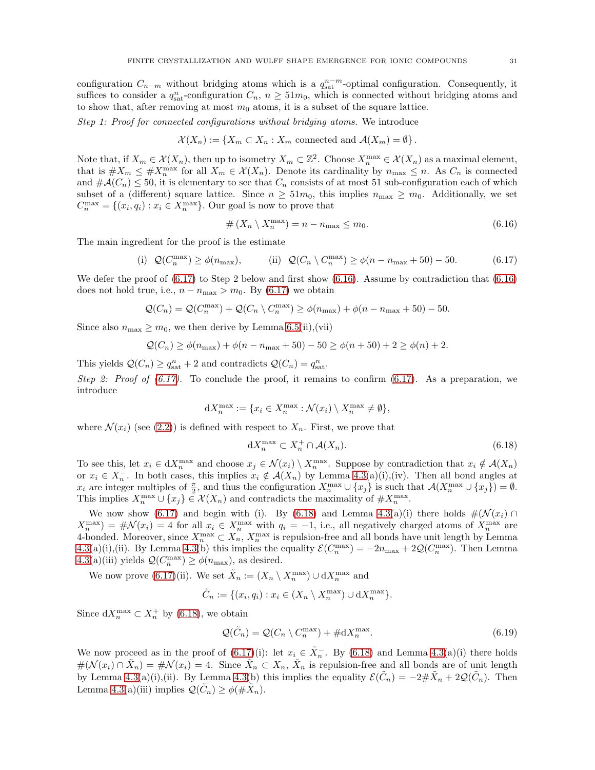configuration $C_{n-m}$ without bridging atoms which is a $q_{\rm sat}^{n-m}$-optimal configuration. Consequently, it suffices to consider a $q_{\rm sat}^n$-configuration $C_n$, $n \geq 51m_0$, which is connected without bridging atoms and to show that, after removing at most $m_0$ atoms, it is a subset of the square lattice.

*Step 1: Proof for connected configurations without bridging atoms.* We introduce

$$\mathcal{X}(X_n) := \{X_m \subset X_n : X_m \text{ connected and } \mathcal{A}(X_m) = \emptyset\}.$$

Note that, if $X_m \in \mathcal{X}(X_n)$, then up to isometry $X_m \subset \mathbb{Z}^2$. Choose $X_n^{\max} \in \mathcal{X}(X_n)$ as a maximal element, that is $\#X_m \leq \#X_n^{\max}$ for all $X_m \in \mathcal{X}(X_n)$. Denote its cardinality by $n_{\max} \leq n$. As $C_n$ is connected and $\#\mathcal{A}(C_n) \leq 50$, it is elementary to see that $C_n$ consists of at most 51 sub-configuration each of which subset of a (different) square lattice. Since $n \geq 51m_0$, this implies $n_{\max} \geq m_0$. Additionally, we set $C_n^{\max} = \{(x_i, q_i) : x_i \in X_n^{\max}\}$. Our goal is now to prove that

$$\# (X_n \setminus X_n^{\max}) = n - n_{\max} \leq m_0. \tag{6.16}$$

The main ingredient for the proof is the estimate

$$\text{(i)} \ \ \mathcal{Q}(C_n^{\max}) \geq \phi(n_{\max}), \qquad \text{(ii)} \ \ \mathcal{Q}(C_n \setminus C_n^{\max}) \geq \phi(n - n_{\max} + 50) - 50. \tag{6.17}$$

We defer the proof of (6.17) to Step 2 below and first show (6.16). Assume by contradiction that (6.16) does not hold true, i.e., $n - n_{\max} > m_0$. By (6.17) we obtain

$$\mathcal{Q}(C_n) = \mathcal{Q}(C_n^{\max}) + \mathcal{Q}(C_n \setminus C_n^{\max}) \geq \phi(n_{\max}) + \phi(n - n_{\max} + 50) - 50.$$

Since also $n_{\max} \geq m_0$, we then derive by Lemma 6.5(ii),(vii)

$$\mathcal{Q}(C_n) \geq \phi(n_{\max}) + \phi(n - n_{\max} + 50) - 50 \geq \phi(n + 50) + 2 \geq \phi(n) + 2.$$

This yields $\mathcal{Q}(C_n) \geq q_{\rm sat}^n + 2$ and contradicts $\mathcal{Q}(C_n) = q_{\rm sat}^n$.

*Step 2: Proof of (6.17).* To conclude the proof, it remains to confirm (6.17). As a preparation, we introduce

$${\rm d}X_n^{\max} := \{x_i \in X_n^{\max} : \mathcal{N}(x_i) \setminus X_n^{\max} \neq \emptyset\},$$

where $\mathcal{N}(x_i)$ (see (2.2)) is defined with respect to $X_n$. First, we prove that

$${\rm d}X_n^{\max} \subset X_n^+ \cap \mathcal{A}(X_n). \tag{6.18}$$

To see this, let $x_i \in {\rm d}X_n^{\max}$ and choose $x_j \in \mathcal{N}(x_i) \setminus X_n^{\max}$. Suppose by contradiction that $x_i \notin \mathcal{A}(X_n)$ or $x_i \in X_n^-$. In both cases, this implies $x_i \notin \mathcal{A}(X_n)$ by Lemma 4.3(a)(i),(iv). Then all bond angles at $x_i$ are integer multiples of $\frac{\pi}{2}$, and thus the configuration $X_n^{\max} \cup \{x_j\}$ is such that $\mathcal{A}(X_n^{\max} \cup \{x_j\}) = \emptyset$. This implies $X_n^{\max} \cup \{x_j\} \in \mathcal{X}(X_n)$ and contradicts the maximality of $\#X_n^{\max}$.

We now show (6.17) and begin with (i). By (6.18) and Lemma 4.3(a)(i) there holds $\#(\mathcal{N}(x_i) \cap X_n^{\max}) = \#\mathcal{N}(x_i) = 4$ for all $x_i \in X_n^{\max}$ with $q_i = -1$, i.e., all negatively charged atoms of $X_n^{\max}$ are 4-bonded. Moreover, since $X_n^{\max} \subset X_n$, $X_n^{\max}$ is repulsion-free and all bonds have unit length by Lemma 4.3(a)(i),(ii). By Lemma 4.3(b) this implies the equality $\mathcal{E}(C_n^{\max}) = -2n_{\max} + 2\mathcal{Q}(C_n^{\max})$. Then Lemma 4.3(a)(iii) yields $\mathcal{Q}(C_n^{\max}) \geq \phi(n_{\max})$, as desired.

We now prove (6.17)(ii). We set $\tilde{X}_n := (X_n \setminus X_n^{\max}) \cup {\rm d}X_n^{\max}$ and

$$\tilde{C}_n := \{(x_i, q_i) : x_i \in (X_n \setminus X_n^{\max}) \cup {\rm d}X_n^{\max}\}.$$

Since ${\rm d}X_n^{\max} \subset X_n^+$ by (6.18), we obtain

$$\mathcal{Q}(\tilde{C}_n) = \mathcal{Q}(C_n \setminus C_n^{\max}) + \#{\rm d}X_n^{\max}. \tag{6.19}$$

We now proceed as in the proof of (6.17)(i): let $x_i \in \tilde{X}_n^-$. By (6.18) and Lemma 4.3(a)(i) there holds $\#(\mathcal{N}(x_i) \cap \tilde{X}_n) = \#\mathcal{N}(x_i) = 4$. Since $\tilde{X}_n \subset X_n$, $\tilde{X}_n$ is repulsion-free and all bonds are of unit length by Lemma 4.3(a)(i),(ii). By Lemma 4.3(b) this implies the equality $\mathcal{E}(\tilde{C}_n) = -2\#\tilde{X}_n + 2\mathcal{Q}(\tilde{C}_n)$. Then Lemma 4.3(a)(iii) implies $\mathcal{Q}(\tilde{C}_n) \geq \phi(\#\tilde{X}_n)$.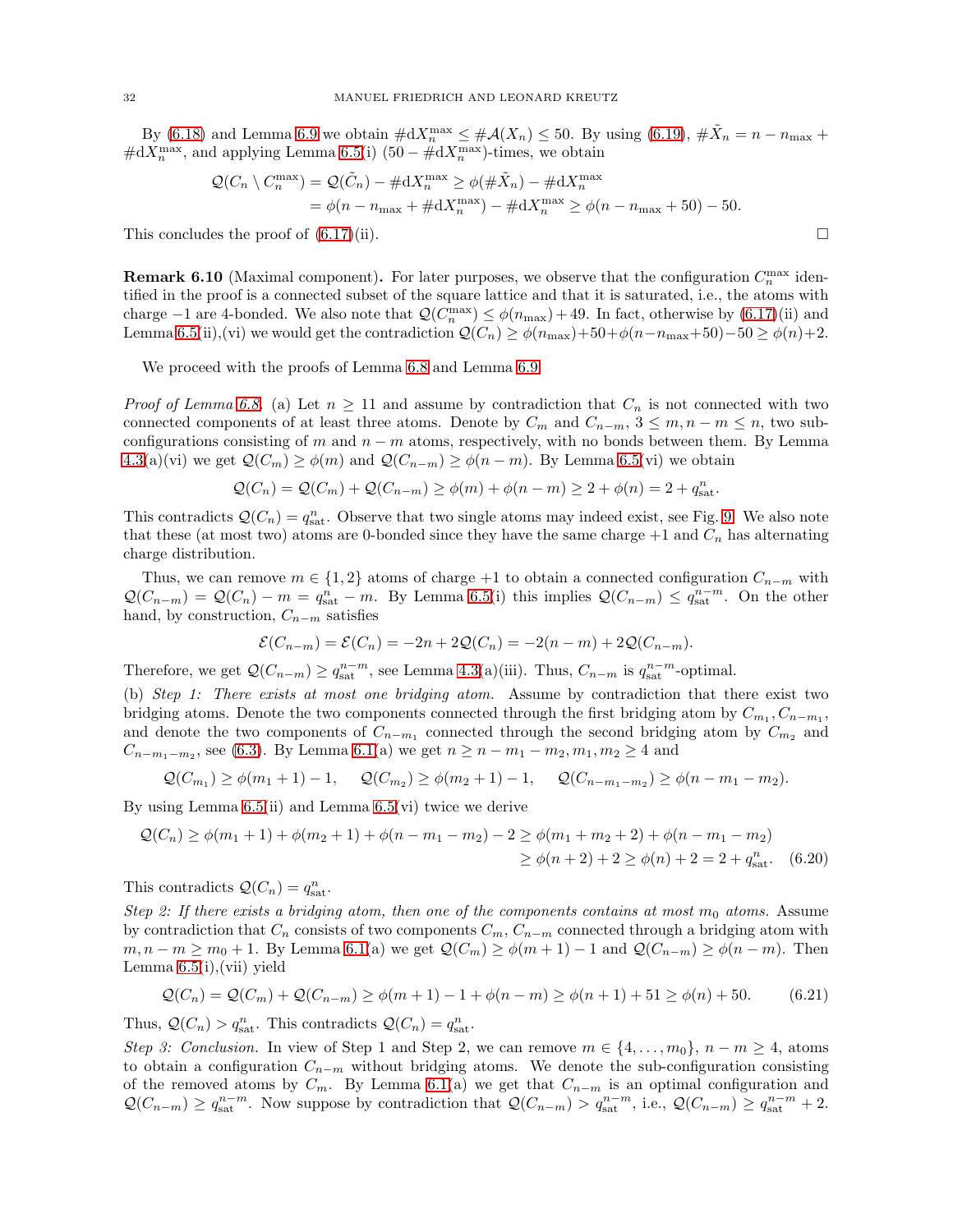By (6.18) and Lemma 6.9 we obtain $\#\mathrm{d}X_n^{\max} \le \#\mathcal{A}(X_n) \le 50$. By using (6.19), $\#\tilde{X}_n = n - n_{\max} + \#\mathrm{d}X_n^{\max}$, and applying Lemma 6.5(i) $(50 - \#\mathrm{d}X_n^{\max})$-times, we obtain

$$
\begin{aligned}
\mathcal{Q}(C_n \setminus C_n^{\max}) &= \mathcal{Q}(\tilde{C}_n) - \#\mathrm{d}X_n^{\max} \ge \phi(\#\tilde{X}_n) - \#\mathrm{d}X_n^{\max} \\
&= \phi(n - n_{\max} + \#\mathrm{d}X_n^{\max}) - \#\mathrm{d}X_n^{\max} \ge \phi(n - n_{\max} + 50) - 50.
\end{aligned}
$$

This concludes the proof of (6.17)(ii). □

**Remark 6.10** (Maximal component)**.** For later purposes, we observe that the configuration $C_n^{\max}$ identified in the proof is a connected subset of the square lattice and that it is saturated, i.e., the atoms with charge $-1$ are 4-bonded. We also note that $\mathcal{Q}(C_n^{\max}) \le \phi(n_{\max}) + 49$. In fact, otherwise by (6.17)(ii) and Lemma 6.5(ii),(vi) we would get the contradiction $\mathcal{Q}(C_n) \ge \phi(n_{\max}) + 50 + \phi(n - n_{\max} + 50) - 50 \ge \phi(n) + 2$.

We proceed with the proofs of Lemma 6.8 and Lemma 6.9.

*Proof of Lemma 6.8.* (a) Let $n \ge 11$ and assume by contradiction that $C_n$ is not connected with two connected components of at least three atoms. Denote by $C_m$ and $C_{n-m}$, $3 \le m, n-m \le n$, two subconfigurations consisting of $m$ and $n-m$ atoms, respectively, with no bonds between them. By Lemma 4.3(a)(vi) we get $\mathcal{Q}(C_m) \ge \phi(m)$ and $\mathcal{Q}(C_{n-m}) \ge \phi(n-m)$. By Lemma 6.5(vi) we obtain

$$
\mathcal{Q}(C_n) = \mathcal{Q}(C_m) + \mathcal{Q}(C_{n-m}) \ge \phi(m) + \phi(n-m) \ge 2 + \phi(n) = 2 + q^n_{\mathrm{sat}}.
$$

This contradicts $\mathcal{Q}(C_n) = q^n_{\mathrm{sat}}$. Observe that two single atoms may indeed exist, see Fig. 9. We also note that these (at most two) atoms are 0-bonded since they have the same charge $+1$ and $C_n$ has alternating charge distribution.

Thus, we can remove $m \in \{1, 2\}$ atoms of charge $+1$ to obtain a connected configuration $C_{n-m}$ with $\mathcal{Q}(C_{n-m}) = \mathcal{Q}(C_n) - m = q^n_{\mathrm{sat}} - m$. By Lemma 6.5(i) this implies $\mathcal{Q}(C_{n-m}) \le q^{n-m}_{\mathrm{sat}}$. On the other hand, by construction, $C_{n-m}$ satisfies

$$
\mathcal{E}(C_{n-m}) = \mathcal{E}(C_n) = -2n + 2\mathcal{Q}(C_n) = -2(n-m) + 2\mathcal{Q}(C_{n-m}).
$$

Therefore, we get $\mathcal{Q}(C_{n-m}) \ge q^{n-m}_{\mathrm{sat}}$, see Lemma 4.3(a)(iii). Thus, $C_{n-m}$ is $q^{n-m}_{\mathrm{sat}}$-optimal.

(b) *Step 1: There exists at most one bridging atom.* Assume by contradiction that there exist two bridging atoms. Denote the two components connected through the first bridging atom by $C_{m_1}, C_{n-m_1}$, and denote the two components of $C_{n-m_1}$ connected through the second bridging atom by $C_{m_2}$ and $C_{n-m_1-m_2}$, see (6.3). By Lemma 6.1(a) we get $n \ge n - m_1 - m_2, m_1, m_2 \ge 4$ and

$$
\mathcal{Q}(C_{m_1}) \ge \phi(m_1+1) - 1, \quad \mathcal{Q}(C_{m_2}) \ge \phi(m_2+1) - 1, \quad \mathcal{Q}(C_{n-m_1-m_2}) \ge \phi(n - m_1 - m_2).
$$

By using Lemma 6.5(ii) and Lemma 6.5(vi) twice we derive

$$
\begin{aligned}
\mathcal{Q}(C_n) \ge \phi(m_1+1) + \phi(m_2+1) + \phi(n - m_1 - m_2) - 2 &\ge \phi(m_1 + m_2 + 2) + \phi(n - m_1 - m_2) \\
&\ge \phi(n+2) + 2 \ge \phi(n) + 2 = 2 + q^n_{\mathrm{sat}}.
\end{aligned}
\tag{6.20}
$$

This contradicts $\mathcal{Q}(C_n) = q^n_{\mathrm{sat}}$.

*Step 2: If there exists a bridging atom, then one of the components contains at most $m_0$ atoms.* Assume by contradiction that $C_n$ consists of two components $C_m, C_{n-m}$ connected through a bridging atom with $m, n-m \ge m_0 + 1$. By Lemma 6.1(a) we get $\mathcal{Q}(C_m) \ge \phi(m+1) - 1$ and $\mathcal{Q}(C_{n-m}) \ge \phi(n-m)$. Then Lemma 6.5(i),(vii) yield

$$
\mathcal{Q}(C_n) = \mathcal{Q}(C_m) + \mathcal{Q}(C_{n-m}) \ge \phi(m+1) - 1 + \phi(n-m) \ge \phi(n+1) + 51 \ge \phi(n) + 50. \tag{6.21}
$$

Thus, $\mathcal{Q}(C_n) > q^n_{\mathrm{sat}}$. This contradicts $\mathcal{Q}(C_n) = q^n_{\mathrm{sat}}$.

*Step 3: Conclusion.* In view of Step 1 and Step 2, we can remove $m \in \{4, \ldots, m_0\}$, $n - m \ge 4$, atoms to obtain a configuration $C_{n-m}$ without bridging atoms. We denote the sub-configuration consisting of the removed atoms by $C_m$. By Lemma 6.1(a) we get that $C_{n-m}$ is an optimal configuration and $\mathcal{Q}(C_{n-m}) \ge q^{n-m}_{\mathrm{sat}}$. Now suppose by contradiction that $\mathcal{Q}(C_{n-m}) > q^{n-m}_{\mathrm{sat}}$, i.e., $\mathcal{Q}(C_{n-m}) \ge q^{n-m}_{\mathrm{sat}} + 2$.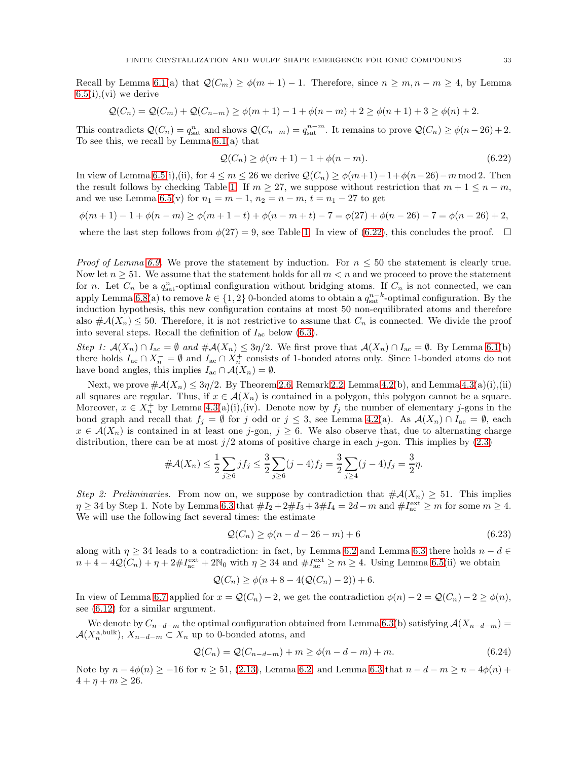Recall by Lemma 6.1(a) that $\mathcal{Q}(C_m) \geq \phi(m+1) - 1$. Therefore, since $n \geq m, n - m \geq 4$, by Lemma 6.5(i),(vi) we derive

$$\mathcal{Q}(C_n) = \mathcal{Q}(C_m) + \mathcal{Q}(C_{n-m}) \geq \phi(m+1) - 1 + \phi(n-m) + 2 \geq \phi(n+1) + 3 \geq \phi(n) + 2.$$

This contradicts $\mathcal{Q}(C_n) = q^n_{\rm sat}$ and shows $\mathcal{Q}(C_{n-m}) = q^{n-m}_{\rm sat}$. It remains to prove $\mathcal{Q}(C_n) \geq \phi(n-26) + 2$. To see this, we recall by Lemma 6.1(a) that

$$\mathcal{Q}(C_n) \geq \phi(m+1) - 1 + \phi(n-m). \tag{6.22}$$

In view of Lemma 6.5(i),(ii), for $4 \leq m \leq 26$ we derive $\mathcal{Q}(C_n) \geq \phi(m+1) - 1 + \phi(n-26) - m \bmod 2$. Then the result follows by checking Table 1. If $m \geq 27$, we suppose without restriction that $m + 1 \leq n - m$, and we use Lemma 6.5(v) for $n_1 = m+1$, $n_2 = n - m$, $t = n_1 - 27$ to get

$$\phi(m+1) - 1 + \phi(n-m) \geq \phi(m+1-t) + \phi(n-m+t) - 7 = \phi(27) + \phi(n-26) - 7 = \phi(n-26) + 2,$$

where the last step follows from $\phi(27) = 9$, see Table 1. In view of (6.22), this concludes the proof. $\square$

*Proof of Lemma 6.9.* We prove the statement by induction. For $n \leq 50$ the statement is clearly true. Now let $n \geq 51$. We assume that the statement holds for all $m < n$ and we proceed to prove the statement for $n$. Let $C_n$ be a $q^n_{\rm sat}$-optimal configuration without bridging atoms. If $C_n$ is not connected, we can apply Lemma 6.8(a) to remove $k \in \{1, 2\}$ 0-bonded atoms to obtain a $q^{n-k}_{\rm sat}$-optimal configuration. By the induction hypothesis, this new configuration contains at most 50 non-equilibrated atoms and therefore also $\#\mathcal{A}(X_n) \leq 50$. Therefore, it is not restrictive to assume that $C_n$ is connected. We divide the proof into several steps. Recall the definition of $I_{\rm ac}$ below (6.3).

*Step 1: $\mathcal{A}(X_n) \cap I_{\rm ac} = \emptyset$ and $\#\mathcal{A}(X_n) \leq 3\eta/2$.* We first prove that $\mathcal{A}(X_n) \cap I_{\rm ac} = \emptyset$. By Lemma 6.1(b) there holds $I_{\rm ac} \cap X_n^- = \emptyset$ and $I_{\rm ac} \cap X_n^+$ consists of 1-bonded atoms only. Since 1-bonded atoms do not have bond angles, this implies $I_{\rm ac} \cap \mathcal{A}(X_n) = \emptyset$.

Next, we prove $\#\mathcal{A}(X_n) \leq 3\eta/2$. By Theorem 2.6, Remark 2.2, Lemma 4.2(b), and Lemma 4.3(a)(i),(ii) all squares are regular. Thus, if $x \in \mathcal{A}(X_n)$ is contained in a polygon, this polygon cannot be a square. Moreover, $x \in X_n^+$ by Lemma 4.3(a)(i),(iv). Denote now by $f_j$ the number of elementary $j$-gons in the bond graph and recall that $f_j = \emptyset$ for $j$ odd or $j \leq 3$, see Lemma 4.2(a). As $\mathcal{A}(X_n) \cap I_{\rm ac} = \emptyset$, each $x \in \mathcal{A}(X_n)$ is contained in at least one $j$-gon, $j \geq 6$. We also observe that, due to alternating charge distribution, there can be at most $j/2$ atoms of positive charge in each $j$-gon. This implies by (2.3)

$$\#\mathcal{A}(X_n) \leq \frac{1}{2}\sum_{j\geq 6} j f_j \leq \frac{3}{2}\sum_{j \geq 6}(j-4) f_j = \frac{3}{2}\sum_{j\geq 4}(j-4)f_j = \frac{3}{2}\eta.$$

*Step 2: Preliminaries.* From now on, we suppose by contradiction that $\#\mathcal{A}(X_n) \geq 51$. This implies $\eta \geq 34$ by Step 1. Note by Lemma 6.3 that $\#I_2 + 2\#I_3 + 3\#I_4 = 2d - m$ and $\#I^{\rm ext}_{\rm ac} \geq m$ for some $m \geq 4$. We will use the following fact several times: the estimate

$$\mathcal{Q}(C_n) \geq \phi(n - d - 26 - m) + 6 \tag{6.23}$$

along with $\eta \geq 34$ leads to a contradiction: in fact, by Lemma 6.2 and Lemma 6.3 there holds $n - d \in n + 4 - 4\mathcal{Q}(C_n) + \eta + 2\#I^{\rm ext}_{\rm ac} + 2\mathbb{N}_0$ with $\eta \geq 34$ and $\#I^{\rm ext}_{\rm ac} \geq m \geq 4$. Using Lemma 6.5(ii) we obtain

$$\mathcal{Q}(C_n) \geq \phi(n + 8 - 4(\mathcal{Q}(C_n) - 2)) + 6.$$

In view of Lemma 6.7 applied for $x = \mathcal{Q}(C_n) - 2$, we get the contradiction $\phi(n) - 2 = \mathcal{Q}(C_n) - 2 \geq \phi(n)$, see (6.12) for a similar argument.

We denote by $C_{n-d-m}$ the optimal configuration obtained from Lemma 6.3(b) satisfying $\mathcal{A}(X_{n-d-m}) = \mathcal{A}(X_n^{\rm a,bulk})$, $X_{n-d-m} \subset X_n$ up to 0-bonded atoms, and

$$\mathcal{Q}(C_n) = \mathcal{Q}(C_{n-d-m}) + m \geq \phi(n-d-m) + m. \tag{6.24}$$

Note by $n - 4\phi(n) \geq -16$ for $n \geq 51$, (2.13), Lemma 6.2, and Lemma 6.3 that $n - d - m \geq n - 4\phi(n) + 4 + \eta + m \geq 26$.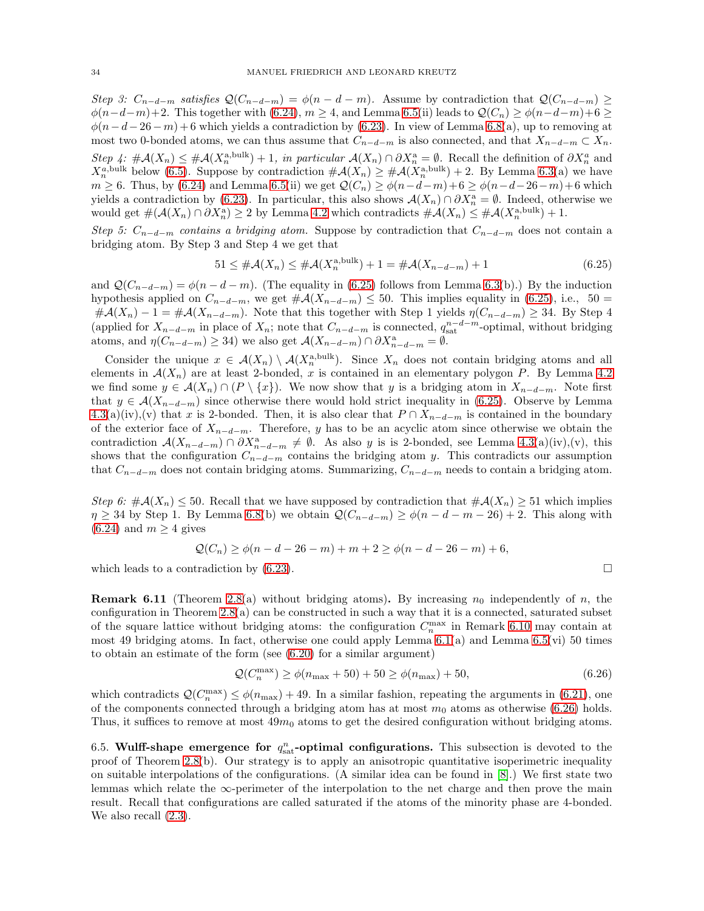*Step 3: $C_{n-d-m}$ satisfies $\mathcal{Q}(C_{n-d-m}) = \phi(n-d-m)$.* Assume by contradiction that $\mathcal{Q}(C_{n-d-m}) \geq \phi(n-d-m)+2$. This together with (6.24), $m \geq 4$, and Lemma 6.5(ii) leads to $\mathcal{Q}(C_n) \geq \phi(n-d-m)+6 \geq \phi(n-d-26-m)+6$ which yields a contradiction by (6.23). In view of Lemma 6.8(a), up to removing at most two 0-bonded atoms, we can thus assume that $C_{n-d-m}$ is also connected, and that $X_{n-d-m} \subset X_n$.

*Step 4: $\#\mathcal{A}(X_n) \leq \#\mathcal{A}(X_n^{\rm a,bulk}) + 1$, in particular $\mathcal{A}(X_n) \cap \partial X_n^{\rm a} = \emptyset$.* Recall the definition of $\partial X_n^a$ and $X_n^{a,\rm bulk}$ below (6.5). Suppose by contradiction $\#\mathcal{A}(X_n) \geq \#\mathcal{A}(X_n^{\rm a,bulk}) + 2$. By Lemma 6.3(a) we have $m \geq 6$. Thus, by (6.24) and Lemma 6.5(ii) we get $\mathcal{Q}(C_n) \geq \phi(n-d-m)+6 \geq \phi(n-d-26-m)+6$ which yields a contradiction by (6.23). In particular, this also shows $\mathcal{A}(X_n) \cap \partial X_n^{\rm a} = \emptyset$. Indeed, otherwise we would get $\#(\mathcal{A}(X_n) \cap \partial X_n^{\rm a}) \geq 2$ by Lemma 4.2 which contradicts $\#\mathcal{A}(X_n) \leq \#\mathcal{A}(X_n^{\rm a,bulk}) + 1$.

*Step 5: $C_{n-d-m}$ contains a bridging atom.* Suppose by contradiction that $C_{n-d-m}$ does not contain a bridging atom. By Step 3 and Step 4 we get that

$$51 \leq \#\mathcal{A}(X_n) \leq \#\mathcal{A}(X_n^{\rm a,bulk}) + 1 = \#\mathcal{A}(X_{n-d-m}) + 1 \tag{6.25}$$

and $\mathcal{Q}(C_{n-d-m}) = \phi(n-d-m)$. (The equality in (6.25) follows from Lemma 6.3(b).) By the induction hypothesis applied on $C_{n-d-m}$, we get $\#\mathcal{A}(X_{n-d-m}) \leq 50$. This implies equality in (6.25), i.e., $50 = \#\mathcal{A}(X_n) - 1 = \#\mathcal{A}(X_{n-d-m})$. Note that this together with Step 1 yields $\eta(C_{n-d-m}) \geq 34$. By Step 4 (applied for $X_{n-d-m}$ in place of $X_n$; note that $C_{n-d-m}$ is connected, $q_{\rm sat}^{n-d-m}$-optimal, without bridging atoms, and $\eta(C_{n-d-m}) \geq 34$) we also get $\mathcal{A}(X_{n-d-m}) \cap \partial X^{\rm a}_{n-d-m} = \emptyset$.

Consider the unique $x \in \mathcal{A}(X_n) \setminus \mathcal{A}(X_n^{\rm a,bulk})$. Since $X_n$ does not contain bridging atoms and all elements in $\mathcal{A}(X_n)$ are at least 2-bonded, $x$ is contained in an elementary polygon $P$. By Lemma 4.2 we find some $y \in \mathcal{A}(X_n) \cap (P \setminus \{x\})$. We now show that $y$ is a bridging atom in $X_{n-d-m}$. Note first that $y \in \mathcal{A}(X_{n-d-m})$ since otherwise there would hold strict inequality in (6.25). Observe by Lemma 4.3(a)(iv),(v) that $x$ is 2-bonded. Then, it is also clear that $P \cap X_{n-d-m}$ is contained in the boundary of the exterior face of $X_{n-d-m}$. Therefore, $y$ has to be an acyclic atom since otherwise we obtain the contradiction $\mathcal{A}(X_{n-d-m}) \cap \partial X^{\rm a}_{n-d-m} \neq \emptyset$. As also $y$ is 2-bonded, see Lemma 4.3(a)(iv),(v), this shows that the configuration $C_{n-d-m}$ contains the bridging atom $y$. This contradicts our assumption that $C_{n-d-m}$ does not contain bridging atoms. Summarizing, $C_{n-d-m}$ needs to contain a bridging atom.

*Step 6: $\#\mathcal{A}(X_n) \leq 50$.* Recall that we have supposed by contradiction that $\#\mathcal{A}(X_n) \geq 51$ which implies $\eta \geq 34$ by Step 1. By Lemma 6.8(b) we obtain $\mathcal{Q}(C_{n-d-m}) \geq \phi(n-d-m-26)+2$. This along with (6.24) and $m \geq 4$ gives

$$\mathcal{Q}(C_n) \geq \phi(n-d-26-m) + m + 2 \geq \phi(n-d-26-m) + 6,$$

which leads to a contradiction by (6.23). $\square$

**Remark 6.11** (Theorem 2.8(a) without bridging atoms)**.** By increasing $n_0$ independently of $n$, the configuration in Theorem 2.8(a) can be constructed in such a way that it is a connected, saturated subset of the square lattice without bridging atoms: the configuration $C_n^{\max}$ in Remark 6.10 may contain at most 49 bridging atoms. In fact, otherwise one could apply Lemma 6.1(a) and Lemma 6.5(vi) 50 times to obtain an estimate of the form (see (6.20) for a similar argument)

$$\mathcal{Q}(C_n^{\max}) \geq \phi(n_{\max} + 50) + 50 \geq \phi(n_{\max}) + 50, \tag{6.26}$$

which contradicts $\mathcal{Q}(C_n^{\max}) \leq \phi(n_{\max}) + 49$. In a similar fashion, repeating the arguments in (6.21), one of the components connected through a bridging atom has at most $m_0$ atoms as otherwise (6.26) holds. Thus, it suffices to remove at most $49m_0$ atoms to get the desired configuration without bridging atoms.

6.5. **Wulff-shape emergence for $q^n_{\rm sat}$-optimal configurations.** This subsection is devoted to the proof of Theorem 2.8(b). Our strategy is to apply an anisotropic quantitative isoperimetric inequality on suitable interpolations of the configurations. (A similar idea can be found in [8].) We first state two lemmas which relate the $\infty$-perimeter of the interpolation to the net charge and then prove the main result. Recall that configurations are called saturated if the atoms of the minority phase are 4-bonded. We also recall (2.3).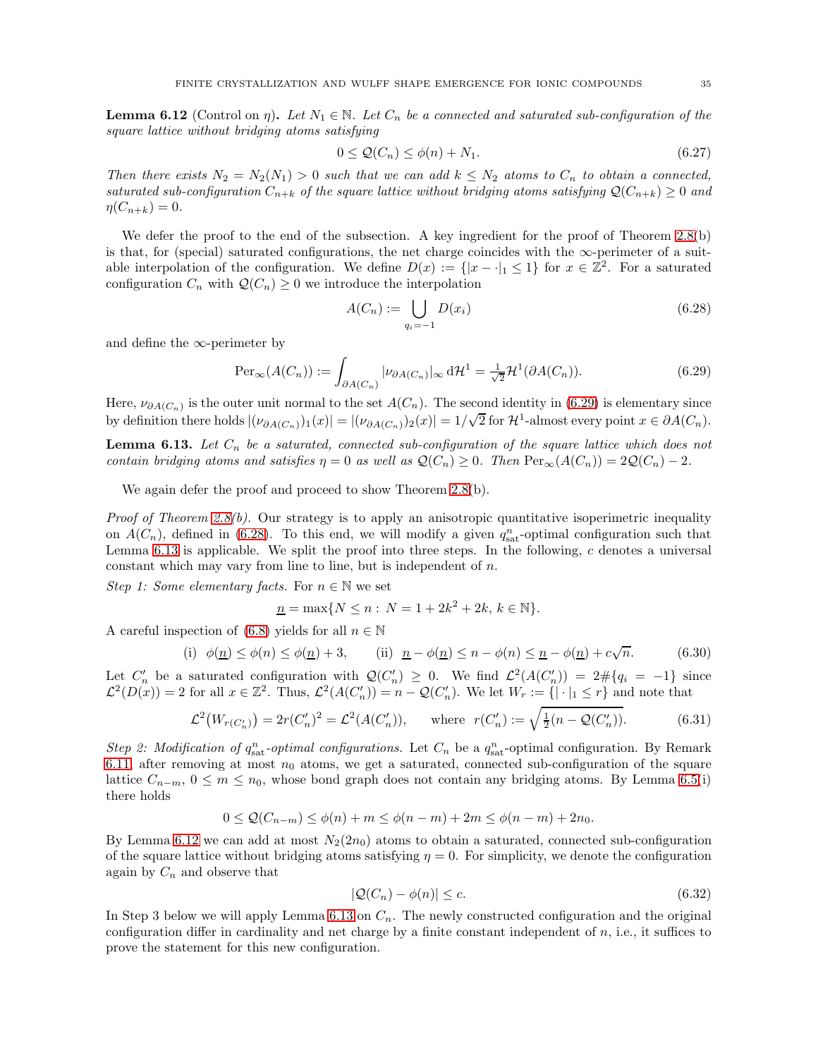**Lemma 6.12** (Control on $\eta$)**.** *Let $N_1 \in \mathbb{N}$. Let $C_n$ be a connected and saturated sub-configuration of the square lattice without bridging atoms satisfying*

$$0 \le \mathcal{Q}(C_n) \le \phi(n) + N_1. \tag{6.27}$$

*Then there exists $N_2 = N_2(N_1) > 0$ such that we can add $k \le N_2$ atoms to $C_n$ to obtain a connected, saturated sub-configuration $C_{n+k}$ of the square lattice without bridging atoms satisfying $\mathcal{Q}(C_{n+k}) \ge 0$ and $\eta(C_{n+k}) = 0$.*

We defer the proof to the end of the subsection. A key ingredient for the proof of Theorem 2.8(b) is that, for (special) saturated configurations, the net charge coincides with the $\infty$-perimeter of a suitable interpolation of the configuration. We define $D(x) := \{|x - \cdot|_1 \le 1\}$ for $x \in \mathbb{Z}^2$. For a saturated configuration $C_n$ with $\mathcal{Q}(C_n) \ge 0$ we introduce the interpolation

$$A(C_n) := \bigcup_{q_i = -1} D(x_i) \tag{6.28}$$

and define the $\infty$-perimeter by

$$\mathrm{Per}_\infty(A(C_n)) := \int_{\partial A(C_n)} |\nu_{\partial A(C_n)}|_\infty \, \mathrm{d}\mathcal{H}^1 = \tfrac{1}{\sqrt{2}} \mathcal{H}^1(\partial A(C_n)). \tag{6.29}$$

Here, $\nu_{\partial A(C_n)}$ is the outer unit normal to the set $A(C_n)$. The second identity in (6.29) is elementary since by definition there holds $|(\nu_{\partial A(C_n)})_1(x)| = |(\nu_{\partial A(C_n)})_2(x)| = 1/\sqrt{2}$ for $\mathcal{H}^1$-almost every point $x \in \partial A(C_n)$.

**Lemma 6.13.** *Let $C_n$ be a saturated, connected sub-configuration of the square lattice which does not contain bridging atoms and satisfies $\eta = 0$ as well as $\mathcal{Q}(C_n) \ge 0$. Then $\mathrm{Per}_\infty(A(C_n)) = 2\mathcal{Q}(C_n) - 2$.*

We again defer the proof and proceed to show Theorem 2.8(b).

*Proof of Theorem 2.8(b).* Our strategy is to apply an anisotropic quantitative isoperimetric inequality on $A(C_n)$, defined in (6.28). To this end, we will modify a given $q^n_{\mathrm{sat}}$-optimal configuration such that Lemma 6.13 is applicable. We split the proof into three steps. In the following, $c$ denotes a universal constant which may vary from line to line, but is independent of $n$.

*Step 1: Some elementary facts.* For $n \in \mathbb{N}$ we set

$$\underline{n} = \max\{N \le n : \, N = 1 + 2k^2 + 2k, \, k \in \mathbb{N}\}.$$

A careful inspection of (6.8) yields for all $n \in \mathbb{N}$

$$\text{(i)} \quad \phi(\underline{n}) \le \phi(n) \le \phi(\underline{n}) + 3, \qquad \text{(ii)} \quad \underline{n} - \phi(\underline{n}) \le n - \phi(n) \le \underline{n} - \phi(\underline{n}) + c\sqrt{n}. \tag{6.30}$$

Let $C_n'$ be a saturated configuration with $\mathcal{Q}(C_n') \ge 0$. We find $\mathcal{L}^2(A(C_n')) = 2\#\{q_i = -1\}$ since $\mathcal{L}^2(D(x)) = 2$ for all $x \in \mathbb{Z}^2$. Thus, $\mathcal{L}^2(A(C_n')) = n - \mathcal{Q}(C_n')$. We let $W_r := \{|\cdot|_1 \le r\}$ and note that

$$\mathcal{L}^2\big(W_{r(C_n')}\big) = 2r(C_n')^2 = \mathcal{L}^2(A(C_n')), \qquad \text{where} \;\; r(C_n') := \sqrt{\tfrac{1}{2}(n - \mathcal{Q}(C_n'))}. \tag{6.31}$$

*Step 2: Modification of $q^n_{\mathrm{sat}}$-optimal configurations.* Let $C_n$ be a $q^n_{\mathrm{sat}}$-optimal configuration. By Remark 6.11, after removing at most $n_0$ atoms, we get a saturated, connected sub-configuration of the square lattice $C_{n-m}$, $0 \le m \le n_0$, whose bond graph does not contain any bridging atoms. By Lemma 6.5(i) there holds

$$0 \le \mathcal{Q}(C_{n-m}) \le \phi(n) + m \le \phi(n-m) + 2m \le \phi(n-m) + 2n_0.$$

By Lemma 6.12 we can add at most $N_2(2n_0)$ atoms to obtain a saturated, connected sub-configuration of the square lattice without bridging atoms satisfying $\eta = 0$. For simplicity, we denote the configuration again by $C_n$ and observe that

$$|\mathcal{Q}(C_n) - \phi(n)| \le c. \tag{6.32}$$

In Step 3 below we will apply Lemma 6.13 on $C_n$. The newly constructed configuration and the original configuration differ in cardinality and net charge by a finite constant independent of $n$, i.e., it suffices to prove the statement for this new configuration.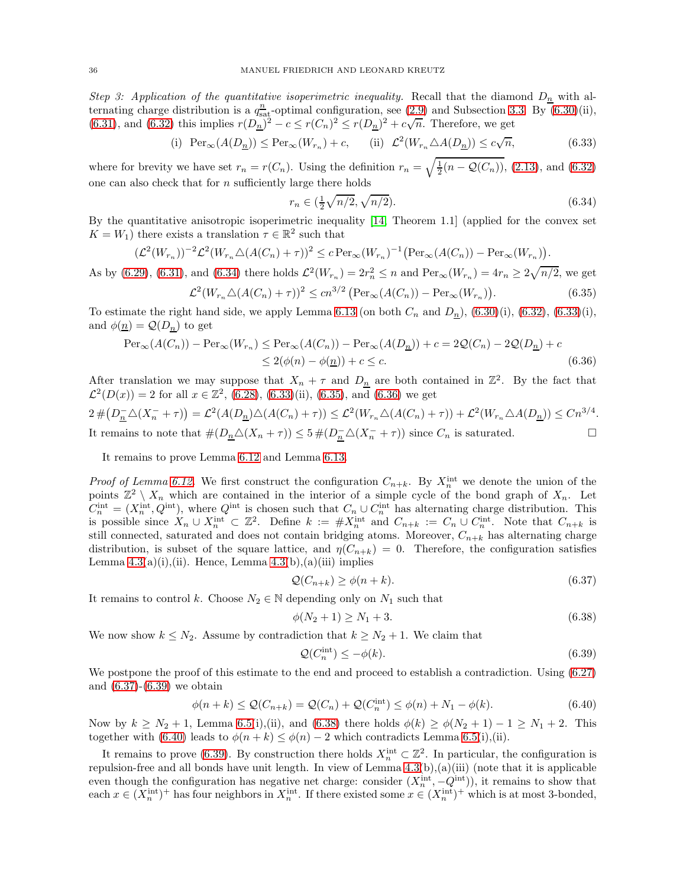*Step 3: Application of the quantitative isoperimetric inequality.* Recall that the diamond $D_{\underline{n}}$ with alternating charge distribution is a $q^{\underline{n}}_{\rm sat}$-optimal configuration, see (2.9) and Subsection 3.3. By (6.30)(ii), (6.31), and (6.32) this implies $r(D_{\underline{n}})^2 - c \le r(C_n)^2 \le r(D_{\underline{n}})^2 + c\sqrt{n}$. Therefore, we get

$$\text{(i)}\ \ \mathrm{Per}_\infty(A(D_{\underline{n}})) \le \mathrm{Per}_\infty(W_{r_n}) + c, \qquad \text{(ii)}\ \ \mathcal{L}^2(W_{r_n} \triangle A(D_{\underline{n}})) \le c\sqrt{n}, \tag{6.33}$$

where for brevity we have set $r_n = r(C_n)$. Using the definition $r_n = \sqrt{\frac{1}{2}(n - \mathcal{Q}(C_n))}$, (2.13), and (6.32) one can also check that for $n$ sufficiently large there holds

$$r_n \in (\tfrac{1}{2}\sqrt{n/2}, \sqrt{n/2}). \tag{6.34}$$

By the quantitative anisotropic isoperimetric inequality [14, Theorem 1.1] (applied for the convex set $K = W_1$) there exists a translation $\tau \in \mathbb{R}^2$ such that

$$(\mathcal{L}^2(W_{r_n}))^{-2}\mathcal{L}^2(W_{r_n} \triangle (A(C_n) + \tau))^2 \le c\,\mathrm{Per}_\infty(W_{r_n})^{-1}\big(\mathrm{Per}_\infty(A(C_n)) - \mathrm{Per}_\infty(W_{r_n})\big).$$

As by (6.29), (6.31), and (6.34) there holds $\mathcal{L}^2(W_{r_n}) = 2r_n^2 \le n$ and $\mathrm{Per}_\infty(W_{r_n}) = 4r_n \ge 2\sqrt{n/2}$, we get

$$\mathcal{L}^2(W_{r_n} \triangle (A(C_n) + \tau))^2 \le cn^{3/2}\big(\mathrm{Per}_\infty(A(C_n)) - \mathrm{Per}_\infty(W_{r_n})\big). \tag{6.35}$$

To estimate the right hand side, we apply Lemma 6.13 (on both $C_n$ and $D_{\underline{n}}$), (6.30)(i), (6.32), (6.33)(i), and $\phi(\underline{n}) = \mathcal{Q}(D_{\underline{n}})$ to get

$$\begin{aligned}
\mathrm{Per}_\infty(A(C_n)) - \mathrm{Per}_\infty(W_{r_n}) &\le \mathrm{Per}_\infty(A(C_n)) - \mathrm{Per}_\infty(A(D_{\underline{n}})) + c = 2\mathcal{Q}(C_n) - 2\mathcal{Q}(D_{\underline{n}}) + c \\
&\le 2(\phi(n) - \phi(\underline{n})) + c \le c.
\end{aligned} \tag{6.36}$$

After translation we may suppose that $X_n + \tau$ and $D_{\underline{n}}$ are both contained in $\mathbb{Z}^2$. By the fact that $\mathcal{L}^2(D(x)) = 2$ for all $x \in \mathbb{Z}^2$, (6.28), (6.33)(ii), (6.35), and (6.36) we get

$$2\,\#\big(D^-_{\underline{n}} \triangle (X^-_n + \tau)\big) = \mathcal{L}^2(A(D_{\underline{n}}) \triangle (A(C_n) + \tau)) \le \mathcal{L}^2(W_{r_n} \triangle (A(C_n) + \tau)) + \mathcal{L}^2(W_{r_n} \triangle A(D_{\underline{n}})) \le Cn^{3/4}.$$

It remains to note that $\#(D_{\underline{n}} \triangle (X_n + \tau)) \le 5\,\#(D^-_{\underline{n}} \triangle (X^-_n + \tau))$ since $C_n$ is saturated. $\square$

It remains to prove Lemma 6.12 and Lemma 6.13.

*Proof of Lemma 6.12.* We first construct the configuration $C_{n+k}$. By $X^{\rm int}_n$ we denote the union of the points $\mathbb{Z}^2 \setminus X_n$ which are contained in the interior of a simple cycle of the bond graph of $X_n$. Let $C^{\rm int}_n = (X^{\rm int}_n, Q^{\rm int})$, where $Q^{\rm int}$ is chosen such that $C_n \cup C^{\rm int}_n$ has alternating charge distribution. This is possible since $X_n \cup X^{\rm int}_n \subset \mathbb{Z}^2$. Define $k := \#X^{\rm int}_n$ and $C_{n+k} := C_n \cup C^{\rm int}_n$. Note that $C_{n+k}$ is still connected, saturated and does not contain bridging atoms. Moreover, $C_{n+k}$ has alternating charge distribution, is subset of the square lattice, and $\eta(C_{n+k}) = 0$. Therefore, the configuration satisfies Lemma 4.3(a)(i),(ii). Hence, Lemma 4.3(b),(a)(iii) implies

$$\mathcal{Q}(C_{n+k}) \ge \phi(n+k). \tag{6.37}$$

It remains to control $k$. Choose $N_2 \in \mathbb{N}$ depending only on $N_1$ such that

$$\phi(N_2 + 1) \ge N_1 + 3. \tag{6.38}$$

We now show $k \le N_2$. Assume by contradiction that $k \ge N_2 + 1$. We claim that

$$\mathcal{Q}(C^{\rm int}_n) \le -\phi(k). \tag{6.39}$$

We postpone the proof of this estimate to the end and proceed to establish a contradiction. Using (6.27) and (6.37)-(6.39) we obtain

$$\phi(n+k) \le \mathcal{Q}(C_{n+k}) = \mathcal{Q}(C_n) + \mathcal{Q}(C^{\rm int}_n) \le \phi(n) + N_1 - \phi(k). \tag{6.40}$$

Now by $k \ge N_2 + 1$, Lemma 6.5(i),(ii), and (6.38) there holds $\phi(k) \ge \phi(N_2 + 1) - 1 \ge N_1 + 2$. This together with (6.40) leads to $\phi(n+k) \le \phi(n) - 2$ which contradicts Lemma 6.5(i),(ii).

It remains to prove (6.39). By construction there holds $X^{\rm int}_n \subset \mathbb{Z}^2$. In particular, the configuration is repulsion-free and all bonds have unit length. In view of Lemma 4.3(b),(a)(iii) (note that it is applicable even though the configuration has negative net charge: consider $(X^{\rm int}_n, -Q^{\rm int})$), it remains to show that each $x \in (X^{\rm int}_n)^+$ has four neighbors in $X^{\rm int}_n$. If there existed some $x \in (X^{\rm int}_n)^+$ which is at most 3-bonded,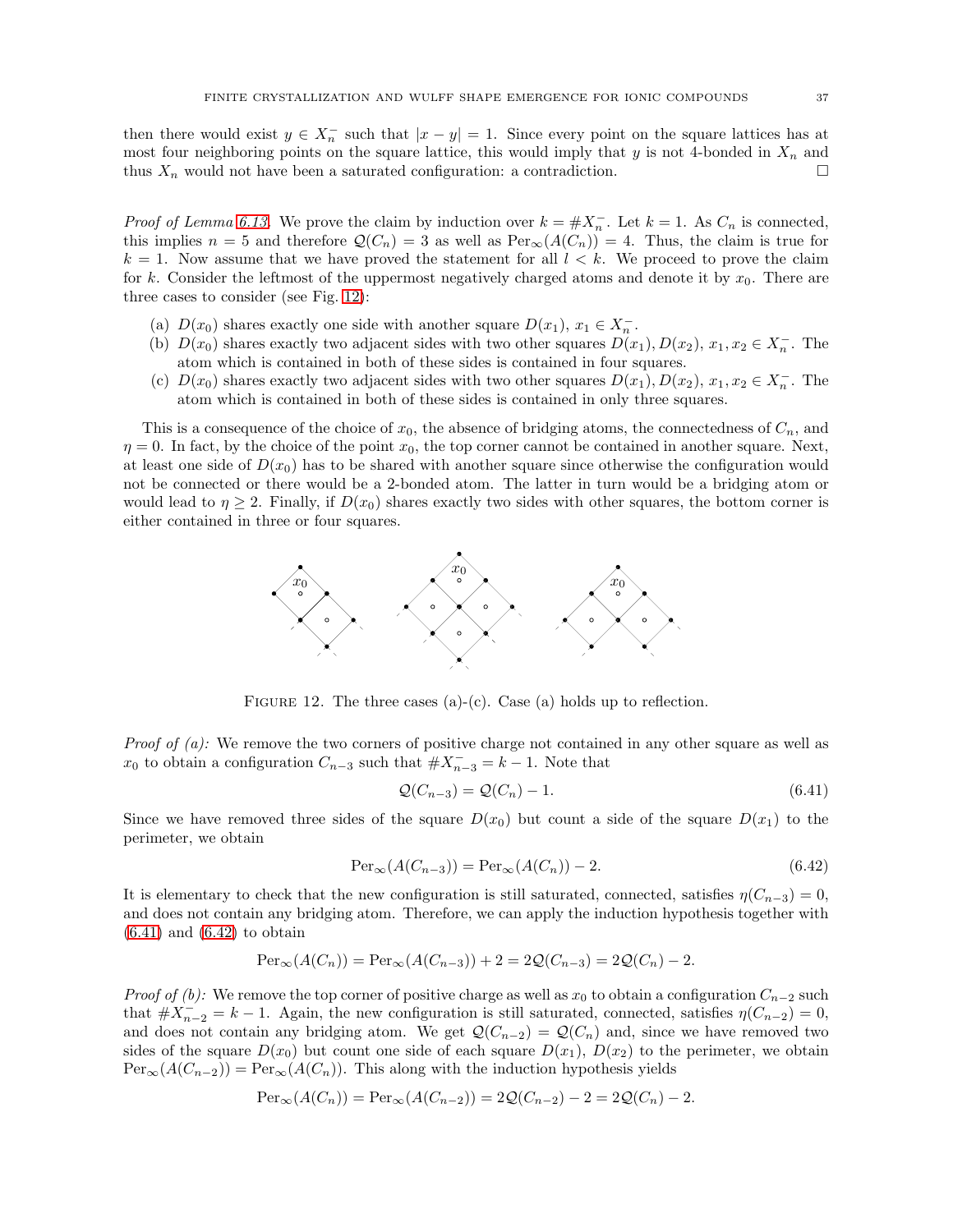then there would exist $y \in X_n^-$ such that $|x - y| = 1$. Since every point on the square lattices has at most four neighboring points on the square lattice, this would imply that $y$ is not 4-bonded in $X_n$ and thus $X_n$ would not have been a saturated configuration: a contradiction. □

*Proof of Lemma 6.13.* We prove the claim by induction over $k = \#X_n^-$. Let $k = 1$. As $C_n$ is connected, this implies $n = 5$ and therefore $\mathcal{Q}(C_n) = 3$ as well as $\mathrm{Per}_\infty(A(C_n)) = 4$. Thus, the claim is true for $k = 1$. Now assume that we have proved the statement for all $l < k$. We proceed to prove the claim for $k$. Consider the leftmost of the uppermost negatively charged atoms and denote it by $x_0$. There are three cases to consider (see Fig. 12):

(a) $D(x_0)$ shares exactly one side with another square $D(x_1)$, $x_1 \in X_n^-$.
(b) $D(x_0)$ shares exactly two adjacent sides with two other squares $D(x_1), D(x_2)$, $x_1, x_2 \in X_n^-$. The atom which is contained in both of these sides is contained in four squares.
(c) $D(x_0)$ shares exactly two adjacent sides with two other squares $D(x_1), D(x_2)$, $x_1, x_2 \in X_n^-$. The atom which is contained in both of these sides is contained in only three squares.

This is a consequence of the choice of $x_0$, the absence of bridging atoms, the connectedness of $C_n$, and $\eta = 0$. In fact, by the choice of the point $x_0$, the top corner cannot be contained in another square. Next, at least one side of $D(x_0)$ has to be shared with another square since otherwise the configuration would not be connected or there would be a 2-bonded atom. The latter in turn would be a bridging atom or would lead to $\eta \geq 2$. Finally, if $D(x_0)$ shares exactly two sides with other squares, the bottom corner is either contained in three or four squares.

FIGURE 12. The three cases (a)-(c). Case (a) holds up to reflection.

*Proof of (a):* We remove the two corners of positive charge not contained in any other square as well as $x_0$ to obtain a configuration $C_{n-3}$ such that $\#X_{n-3}^- = k - 1$. Note that

$$\mathcal{Q}(C_{n-3}) = \mathcal{Q}(C_n) - 1. \tag{6.41}$$

Since we have removed three sides of the square $D(x_0)$ but count a side of the square $D(x_1)$ to the perimeter, we obtain

$$\mathrm{Per}_\infty(A(C_{n-3})) = \mathrm{Per}_\infty(A(C_n)) - 2. \tag{6.42}$$

It is elementary to check that the new configuration is still saturated, connected, satisfies $\eta(C_{n-3}) = 0$, and does not contain any bridging atom. Therefore, we can apply the induction hypothesis together with (6.41) and (6.42) to obtain

$$\mathrm{Per}_\infty(A(C_n)) = \mathrm{Per}_\infty(A(C_{n-3})) + 2 = 2\mathcal{Q}(C_{n-3}) = 2\mathcal{Q}(C_n) - 2.$$

*Proof of (b):* We remove the top corner of positive charge as well as $x_0$ to obtain a configuration $C_{n-2}$ such that $\#X_{n-2}^- = k - 1$. Again, the new configuration is still saturated, connected, satisfies $\eta(C_{n-2}) = 0$, and does not contain any bridging atom. We get $\mathcal{Q}(C_{n-2}) = \mathcal{Q}(C_n)$ and, since we have removed two sides of the square $D(x_0)$ but count one side of each square $D(x_1)$, $D(x_2)$ to the perimeter, we obtain $\mathrm{Per}_\infty(A(C_{n-2})) = \mathrm{Per}_\infty(A(C_n))$. This along with the induction hypothesis yields

$$\mathrm{Per}_\infty(A(C_n)) = \mathrm{Per}_\infty(A(C_{n-2})) = 2\mathcal{Q}(C_{n-2}) - 2 = 2\mathcal{Q}(C_n) - 2.$$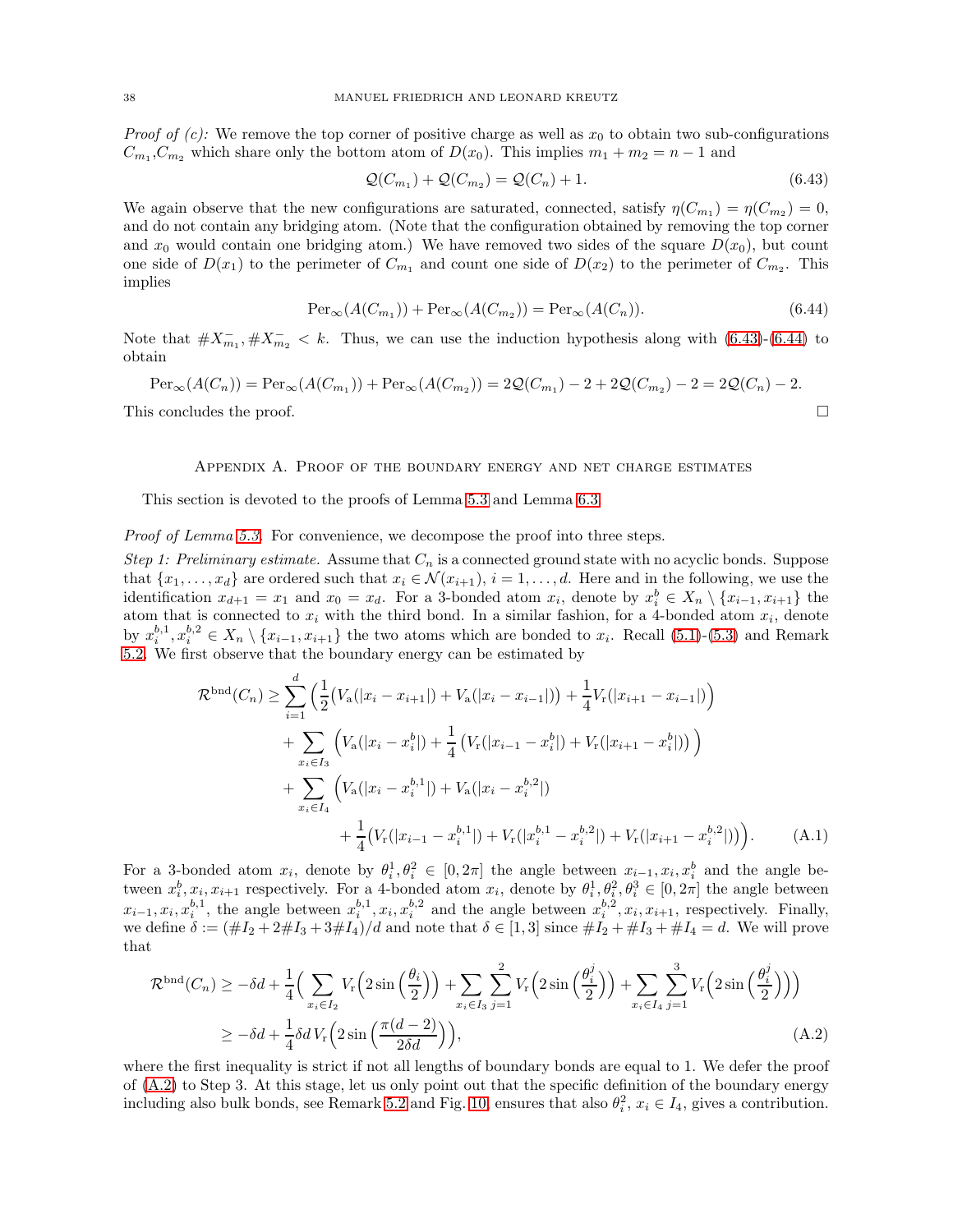*Proof of (c):* We remove the top corner of positive charge as well as $x_0$ to obtain two sub-configurations $C_{m_1}$, $C_{m_2}$ which share only the bottom atom of $D(x_0)$. This implies $m_1 + m_2 = n - 1$ and

$$\mathcal{Q}(C_{m_1}) + \mathcal{Q}(C_{m_2}) = \mathcal{Q}(C_n) + 1. \tag{6.43}$$

We again observe that the new configurations are saturated, connected, satisfy $\eta(C_{m_1}) = \eta(C_{m_2}) = 0$, and do not contain any bridging atom. (Note that the configuration obtained by removing the top corner and $x_0$ would contain one bridging atom.) We have removed two sides of the square $D(x_0)$, but count one side of $D(x_1)$ to the perimeter of $C_{m_1}$ and count one side of $D(x_2)$ to the perimeter of $C_{m_2}$. This implies

$$\mathrm{Per}_\infty(A(C_{m_1})) + \mathrm{Per}_\infty(A(C_{m_2})) = \mathrm{Per}_\infty(A(C_n)). \tag{6.44}$$

Note that $\#X^-_{m_1}, \#X^-_{m_2} < k$. Thus, we can use the induction hypothesis along with (6.43)-(6.44) to obtain

$$\mathrm{Per}_\infty(A(C_n)) = \mathrm{Per}_\infty(A(C_{m_1})) + \mathrm{Per}_\infty(A(C_{m_2})) = 2\mathcal{Q}(C_{m_1}) - 2 + 2\mathcal{Q}(C_{m_2}) - 2 = 2\mathcal{Q}(C_n) - 2.$$

This concludes the proof. $\square$

## Appendix A. Proof of the boundary energy and net charge estimates

This section is devoted to the proofs of Lemma 5.3 and Lemma 6.3.

*Proof of Lemma 5.3.* For convenience, we decompose the proof into three steps.

*Step 1: Preliminary estimate.* Assume that $C_n$ is a connected ground state with no acyclic bonds. Suppose that $\{x_1, \ldots, x_d\}$ are ordered such that $x_i \in \mathcal{N}(x_{i+1})$, $i = 1, \ldots, d$. Here and in the following, we use the identification $x_{d+1} = x_1$ and $x_0 = x_d$. For a 3-bonded atom $x_i$, denote by $x_i^b \in X_n \setminus \{x_{i-1}, x_{i+1}\}$ the atom that is connected to $x_i$ with the third bond. In a similar fashion, for a 4-bonded atom $x_i$, denote by $x_i^{b,1}, x_i^{b,2} \in X_n \setminus \{x_{i-1}, x_{i+1}\}$ the two atoms which are bonded to $x_i$. Recall (5.1)-(5.3) and Remark 5.2. We first observe that the boundary energy can be estimated by

$$\begin{aligned}
\mathcal{R}^{\mathrm{bnd}}(C_n) \geq & \sum_{i=1}^d \Big( \frac{1}{2}\big(V_{\mathrm{a}}(|x_i - x_{i+1}|) + V_{\mathrm{a}}(|x_i - x_{i-1}|)\big) + \frac{1}{4} V_{\mathrm{r}}(|x_{i+1} - x_{i-1}|) \Big) \\
& + \sum_{x_i \in I_3} \Big( V_{\mathrm{a}}(|x_i - x_i^b|) + \frac{1}{4}\big(V_{\mathrm{r}}(|x_{i-1} - x_i^b|) + V_{\mathrm{r}}(|x_{i+1} - x_i^b|)\big) \Big) \\
& + \sum_{x_i \in I_4} \Big( V_{\mathrm{a}}(|x_i - x_i^{b,1}|) + V_{\mathrm{a}}(|x_i - x_i^{b,2}|) \\
& \qquad\qquad + \frac{1}{4}\big(V_{\mathrm{r}}(|x_{i-1} - x_i^{b,1}|) + V_{\mathrm{r}}(|x_i^{b,1} - x_i^{b,2}|) + V_{\mathrm{r}}(|x_{i+1} - x_i^{b,2}|)\big)\Big).
\end{aligned} \tag{A.1}$$

For a 3-bonded atom $x_i$, denote by $\theta_i^1, \theta_i^2 \in [0, 2\pi]$ the angle between $x_{i-1}, x_i, x_i^b$ and the angle between $x_i^b, x_i, x_{i+1}$ respectively. For a 4-bonded atom $x_i$, denote by $\theta_i^1, \theta_i^2, \theta_i^3 \in [0, 2\pi]$ the angle between $x_{i-1}, x_i, x_i^{b,1}$, the angle between $x_i^{b,1}, x_i, x_i^{b,2}$ and the angle between $x_i^{b,2}, x_i, x_{i+1}$, respectively. Finally, we define $\delta := (\#I_2 + 2\#I_3 + 3\#I_4)/d$ and note that $\delta \in [1, 3]$ since $\#I_2 + \#I_3 + \#I_4 = d$. We will prove that

$$\begin{aligned}
\mathcal{R}^{\mathrm{bnd}}(C_n) & \geq -\delta d + \frac{1}{4}\Big( \sum_{x_i \in I_2} V_{\mathrm{r}}\Big(2\sin\Big(\frac{\theta_i}{2}\Big)\Big) + \sum_{x_i \in I_3} \sum_{j=1}^2 V_{\mathrm{r}}\Big(2\sin\Big(\frac{\theta_i^j}{2}\Big)\Big) + \sum_{x_i \in I_4} \sum_{j=1}^3 V_{\mathrm{r}}\Big(2\sin\Big(\frac{\theta_i^j}{2}\Big)\Big)\Big) \\
& \geq -\delta d + \frac{1}{4}\delta d\, V_{\mathrm{r}}\Big(2\sin\Big(\frac{\pi(d-2)}{2\delta d}\Big)\Big),
\end{aligned} \tag{A.2}$$

where the first inequality is strict if not all lengths of boundary bonds are equal to 1. We defer the proof of (A.2) to Step 3. At this stage, let us only point out that the specific definition of the boundary energy including also bulk bonds, see Remark 5.2 and Fig. 10, ensures that also $\theta_i^2$, $x_i \in I_4$, gives a contribution.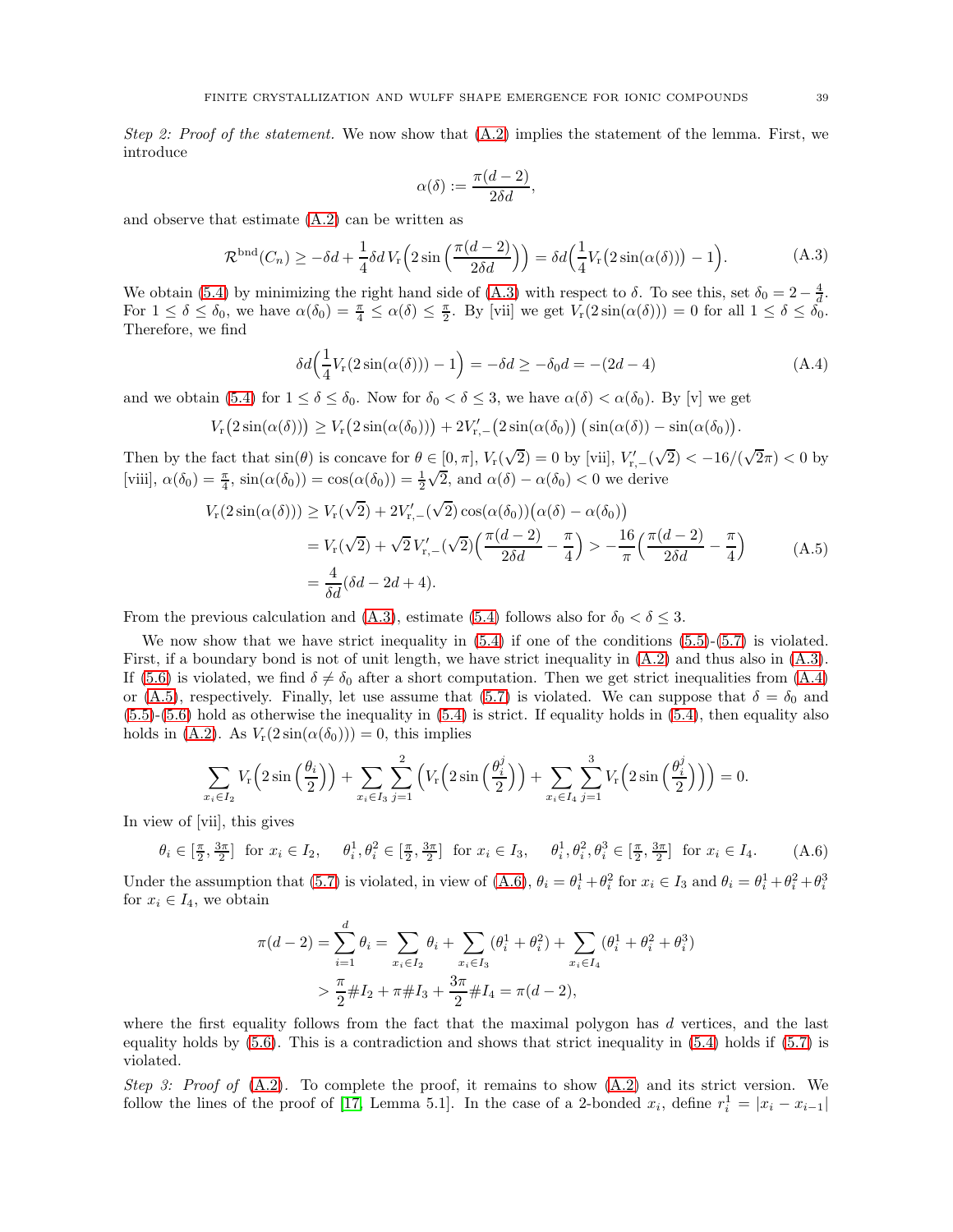*Step 2: Proof of the statement.* We now show that (A.2) implies the statement of the lemma. First, we introduce

$$\alpha(\delta) := \frac{\pi(d-2)}{2\delta d},$$

and observe that estimate (A.2) can be written as

$$\mathcal{R}^{\rm bnd}(C_n) \geq -\delta d + \frac{1}{4}\delta d\, V_{\rm r}\Big(2\sin\Big(\frac{\pi(d-2)}{2\delta d}\Big)\Big) = \delta d\Big(\frac{1}{4}V_{\rm r}\big(2\sin(\alpha(\delta))\big) - 1\Big). \tag{A.3}$$

We obtain (5.4) by minimizing the right hand side of (A.3) with respect to $\delta$. To see this, set $\delta_0 = 2 - \frac{4}{d}$. For $1 \leq \delta \leq \delta_0$, we have $\alpha(\delta_0) = \frac{\pi}{4} \leq \alpha(\delta) \leq \frac{\pi}{2}$. By [vii] we get $V_{\rm r}(2\sin(\alpha(\delta))) = 0$ for all $1 \leq \delta \leq \delta_0$. Therefore, we find

$$\delta d\Big(\frac{1}{4}V_{\rm r}(2\sin(\alpha(\delta))) - 1\Big) = -\delta d \geq -\delta_0 d = -(2d-4) \tag{A.4}$$

and we obtain (5.4) for $1 \leq \delta \leq \delta_0$. Now for $\delta_0 < \delta \leq 3$, we have $\alpha(\delta) < \alpha(\delta_0)$. By [v] we get

$$V_{\rm r}\big(2\sin(\alpha(\delta))\big) \geq V_{\rm r}\big(2\sin(\alpha(\delta_0))\big) + 2V'_{{\rm r},-}\big(2\sin(\alpha(\delta_0)\big)\,\big(\sin(\alpha(\delta)) - \sin(\alpha(\delta_0))\big).$$

Then by the fact that $\sin(\theta)$ is concave for $\theta \in [0,\pi]$, $V_{\rm r}(\sqrt{2}) = 0$ by [vii], $V'_{{\rm r},-}(\sqrt{2}) < -16/(\sqrt{2}\pi) < 0$ by [viii], $\alpha(\delta_0) = \frac{\pi}{4}$, $\sin(\alpha(\delta_0)) = \cos(\alpha(\delta_0)) = \frac{1}{2}\sqrt{2}$, and $\alpha(\delta) - \alpha(\delta_0) < 0$ we derive

$$\begin{aligned}
V_{\rm r}(2\sin(\alpha(\delta))) &\geq V_{\rm r}(\sqrt{2}) + 2V'_{{\rm r},-}(\sqrt{2})\cos(\alpha(\delta_0))\big(\alpha(\delta) - \alpha(\delta_0)\big)\\
&= V_{\rm r}(\sqrt{2}) + \sqrt{2}\,V'_{{\rm r},-}(\sqrt{2})\Big(\frac{\pi(d-2)}{2\delta d} - \frac{\pi}{4}\Big) > -\frac{16}{\pi}\Big(\frac{\pi(d-2)}{2\delta d} - \frac{\pi}{4}\Big)\\
&= \frac{4}{\delta d}(\delta d - 2d + 4).
\end{aligned} \tag{A.5}$$

From the previous calculation and (A.3), estimate (5.4) follows also for $\delta_0 < \delta \leq 3$.

We now show that we have strict inequality in (5.4) if one of the conditions (5.5)-(5.7) is violated. First, if a boundary bond is not of unit length, we have strict inequality in (A.2) and thus also in (A.3). If (5.6) is violated, we find $\delta \neq \delta_0$ after a short computation. Then we get strict inequalities from (A.4) or (A.5), respectively. Finally, let use assume that (5.7) is violated. We can suppose that $\delta = \delta_0$ and (5.5)-(5.6) hold as otherwise the inequality in (5.4) is strict. If equality holds in (5.4), then equality also holds in (A.2). As $V_{\rm r}(2\sin(\alpha(\delta_0))) = 0$, this implies

$$\sum_{x_i \in I_2} V_{\rm r}\Big(2\sin\Big(\frac{\theta_i}{2}\Big)\Big) + \sum_{x_i \in I_3}\sum_{j=1}^{2}\Big(V_{\rm r}\Big(2\sin\Big(\frac{\theta_i^j}{2}\Big)\Big) + \sum_{x_i \in I_4}\sum_{j=1}^{3} V_{\rm r}\Big(2\sin\Big(\frac{\theta_i^j}{2}\Big)\Big)\Big) = 0.$$

In view of [vii], this gives

$$\theta_i \in [\tfrac{\pi}{2}, \tfrac{3\pi}{2}] \ \text{ for } x_i \in I_2, \quad \theta_i^1, \theta_i^2 \in [\tfrac{\pi}{2}, \tfrac{3\pi}{2}] \ \text{ for } x_i \in I_3, \quad \theta_i^1, \theta_i^2, \theta_i^3 \in [\tfrac{\pi}{2}, \tfrac{3\pi}{2}] \ \text{ for } x_i \in I_4. \tag{A.6}$$

Under the assumption that (5.7) is violated, in view of (A.6), $\theta_i = \theta_i^1 + \theta_i^2$ for $x_i \in I_3$ and $\theta_i = \theta_i^1 + \theta_i^2 + \theta_i^3$ for $x_i \in I_4$, we obtain

$$\begin{aligned}
\pi(d-2) = \sum_{i=1}^{d} \theta_i &= \sum_{x_i \in I_2} \theta_i + \sum_{x_i \in I_3} (\theta_i^1 + \theta_i^2) + \sum_{x_i \in I_4} (\theta_i^1 + \theta_i^2 + \theta_i^3)\\
&> \frac{\pi}{2}\#I_2 + \pi\#I_3 + \frac{3\pi}{2}\#I_4 = \pi(d-2),
\end{aligned}$$

where the first equality follows from the fact that the maximal polygon has $d$ vertices, and the last equality holds by (5.6). This is a contradiction and shows that strict inequality in (5.4) holds if (5.7) is violated.

*Step 3: Proof of* (A.2). To complete the proof, it remains to show (A.2) and its strict version. We follow the lines of the proof of [17, Lemma 5.1]. In the case of a 2-bonded $x_i$, define $r_i^1 = |x_i - x_{i-1}|$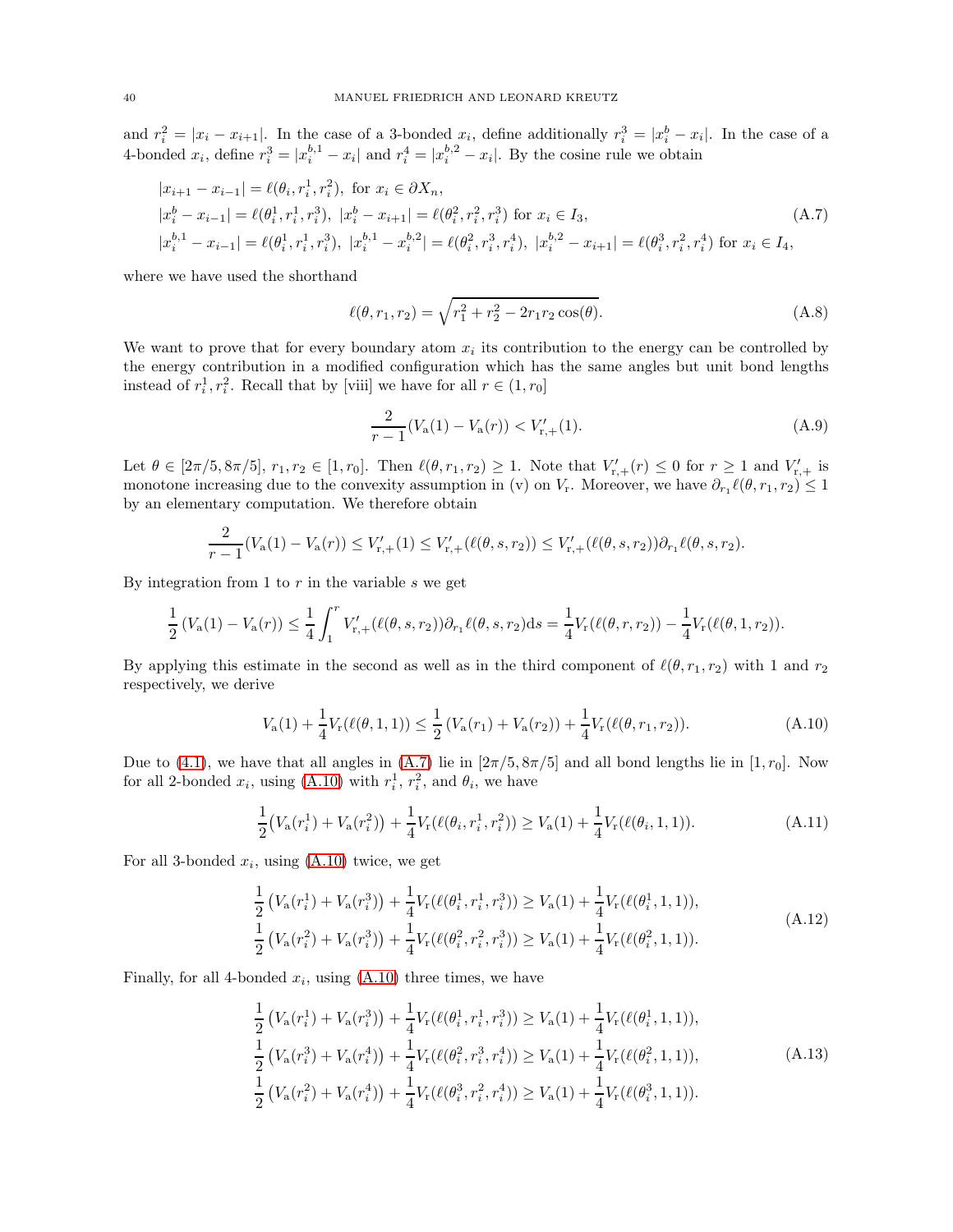and $r_i^2 = |x_i - x_{i+1}|$. In the case of a 3-bonded $x_i$, define additionally $r_i^3 = |x_i^b - x_i|$. In the case of a 4-bonded $x_i$, define $r_i^3 = |x_i^{b,1} - x_i|$ and $r_i^4 = |x_i^{b,2} - x_i|$. By the cosine rule we obtain

$$
\begin{aligned}
&|x_{i+1} - x_{i-1}| = \ell(\theta_i, r_i^1, r_i^2), \text{ for } x_i \in \partial X_n, \\
&|x_i^b - x_{i-1}| = \ell(\theta_i^1, r_i^1, r_i^3),\ |x_i^b - x_{i+1}| = \ell(\theta_i^2, r_i^2, r_i^3) \text{ for } x_i \in I_3, \\
&|x_i^{b,1} - x_{i-1}| = \ell(\theta_i^1, r_i^1, r_i^3),\ |x_i^{b,1} - x_i^{b,2}| = \ell(\theta_i^2, r_i^3, r_i^4),\ |x_i^{b,2} - x_{i+1}| = \ell(\theta_i^3, r_i^2, r_i^4) \text{ for } x_i \in I_4,
\end{aligned}
\tag{A.7}
$$

where we have used the shorthand

$$
\ell(\theta, r_1, r_2) = \sqrt{r_1^2 + r_2^2 - 2r_1 r_2 \cos(\theta)}. \tag{A.8}
$$

We want to prove that for every boundary atom $x_i$ its contribution to the energy can be controlled by the energy contribution in a modified configuration which has the same angles but unit bond lengths instead of $r_i^1, r_i^2$. Recall that by [viii] we have for all $r \in (1, r_0]$

$$
\frac{2}{r-1}(V_\mathrm{a}(1) - V_\mathrm{a}(r)) < V'_{\mathrm{r},+}(1). \tag{A.9}
$$

Let $\theta \in [2\pi/5, 8\pi/5]$, $r_1, r_2 \in [1, r_0]$. Then $\ell(\theta, r_1, r_2) \geq 1$. Note that $V'_{\mathrm{r},+}(r) \leq 0$ for $r \geq 1$ and $V'_{\mathrm{r},+}$ is monotone increasing due to the convexity assumption in (v) on $V_\mathrm{r}$. Moreover, we have $\partial_{r_1}\ell(\theta, r_1, r_2) \leq 1$ by an elementary computation. We therefore obtain

$$
\frac{2}{r-1}(V_\mathrm{a}(1) - V_\mathrm{a}(r)) \leq V'_{\mathrm{r},+}(1) \leq V'_{\mathrm{r},+}(\ell(\theta, s, r_2)) \leq V'_{\mathrm{r},+}(\ell(\theta, s, r_2))\partial_{r_1}\ell(\theta, s, r_2).
$$

By integration from 1 to $r$ in the variable $s$ we get

$$
\frac{1}{2}\left(V_\mathrm{a}(1) - V_\mathrm{a}(r)\right) \leq \frac{1}{4}\int_1^r V'_{\mathrm{r},+}(\ell(\theta, s, r_2))\partial_{r_1}\ell(\theta, s, r_2)\mathrm{d}s = \frac{1}{4}V_\mathrm{r}(\ell(\theta, r, r_2)) - \frac{1}{4}V_\mathrm{r}(\ell(\theta, 1, r_2)).
$$

By applying this estimate in the second as well as in the third component of $\ell(\theta, r_1, r_2)$ with 1 and $r_2$ respectively, we derive

$$
V_\mathrm{a}(1) + \frac{1}{4}V_\mathrm{r}(\ell(\theta, 1, 1)) \leq \frac{1}{2}\left(V_\mathrm{a}(r_1) + V_\mathrm{a}(r_2)\right) + \frac{1}{4}V_\mathrm{r}(\ell(\theta, r_1, r_2)). \tag{A.10}
$$

Due to (4.1), we have that all angles in (A.7) lie in $[2\pi/5, 8\pi/5]$ and all bond lengths lie in $[1, r_0]$. Now for all 2-bonded $x_i$, using (A.10) with $r_i^1$, $r_i^2$, and $\theta_i$, we have

$$
\frac{1}{2}\big(V_\mathrm{a}(r_i^1) + V_\mathrm{a}(r_i^2)\big) + \frac{1}{4}V_\mathrm{r}(\ell(\theta_i, r_i^1, r_i^2)) \geq V_\mathrm{a}(1) + \frac{1}{4}V_\mathrm{r}(\ell(\theta_i, 1, 1)). \tag{A.11}
$$

For all 3-bonded $x_i$, using (A.10) twice, we get

$$
\begin{aligned}
&\frac{1}{2}\left(V_\mathrm{a}(r_i^1) + V_\mathrm{a}(r_i^3)\right) + \frac{1}{4}V_\mathrm{r}(\ell(\theta_i^1, r_i^1, r_i^3)) \geq V_\mathrm{a}(1) + \frac{1}{4}V_\mathrm{r}(\ell(\theta_i^1, 1, 1)), \\
&\frac{1}{2}\left(V_\mathrm{a}(r_i^2) + V_\mathrm{a}(r_i^3)\right) + \frac{1}{4}V_\mathrm{r}(\ell(\theta_i^2, r_i^2, r_i^3)) \geq V_\mathrm{a}(1) + \frac{1}{4}V_\mathrm{r}(\ell(\theta_i^2, 1, 1)).
\end{aligned}
\tag{A.12}
$$

Finally, for all 4-bonded $x_i$, using (A.10) three times, we have

$$
\begin{aligned}
&\frac{1}{2}\left(V_\mathrm{a}(r_i^1) + V_\mathrm{a}(r_i^3)\right) + \frac{1}{4}V_\mathrm{r}(\ell(\theta_i^1, r_i^1, r_i^3)) \geq V_\mathrm{a}(1) + \frac{1}{4}V_\mathrm{r}(\ell(\theta_i^1, 1, 1)), \\
&\frac{1}{2}\left(V_\mathrm{a}(r_i^3) + V_\mathrm{a}(r_i^4)\right) + \frac{1}{4}V_\mathrm{r}(\ell(\theta_i^2, r_i^3, r_i^4)) \geq V_\mathrm{a}(1) + \frac{1}{4}V_\mathrm{r}(\ell(\theta_i^2, 1, 1)), \\
&\frac{1}{2}\left(V_\mathrm{a}(r_i^2) + V_\mathrm{a}(r_i^4)\right) + \frac{1}{4}V_\mathrm{r}(\ell(\theta_i^3, r_i^2, r_i^4)) \geq V_\mathrm{a}(1) + \frac{1}{4}V_\mathrm{r}(\ell(\theta_i^3, 1, 1)).
\end{aligned}
\tag{A.13}
$$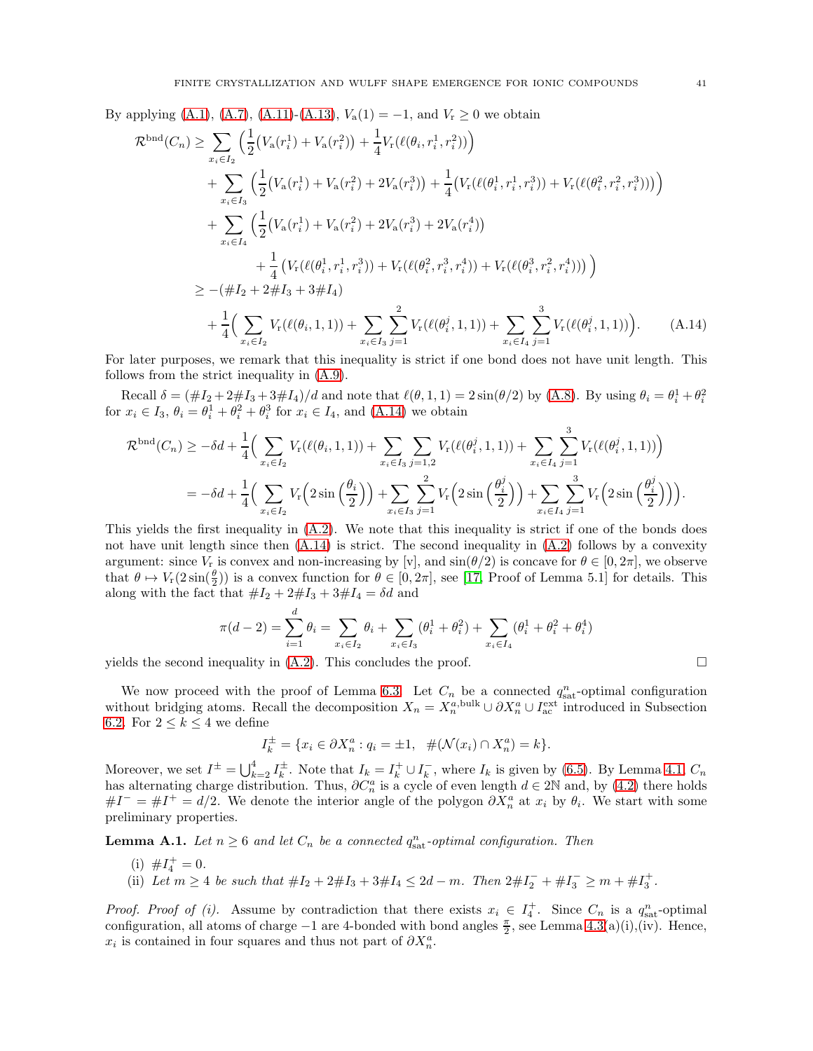By applying (A.1), (A.7), (A.11)-(A.13), $V_a(1) = -1$, and $V_r \geq 0$ we obtain

$$
\begin{aligned}
\mathcal{R}^{\mathrm{bnd}}(C_n) \geq &\sum_{x_i \in I_2} \Big( \frac{1}{2}\big(V_a(r_i^1) + V_a(r_i^2)\big) + \frac{1}{4} V_r(\ell(\theta_i, r_i^1, r_i^2))\Big) \\
&+ \sum_{x_i \in I_3} \Big( \frac{1}{2}\big(V_a(r_i^1) + V_a(r_i^2) + 2V_a(r_i^3)\big) + \frac{1}{4}\big(V_r(\ell(\theta_i^1, r_i^1, r_i^3)) + V_r(\ell(\theta_i^2, r_i^2, r_i^3))\big)\Big) \\
&+ \sum_{x_i \in I_4} \Big( \frac{1}{2}\big(V_a(r_i^1) + V_a(r_i^2) + 2V_a(r_i^3) + 2V_a(r_i^4)\big) \\
&\qquad + \frac{1}{4}\big(V_r(\ell(\theta_i^1, r_i^1, r_i^3)) + V_r(\ell(\theta_i^2, r_i^3, r_i^4)) + V_r(\ell(\theta_i^3, r_i^2, r_i^4))\big)\Big) \\
\geq & -(\#I_2 + 2\#I_3 + 3\#I_4) \\
&+ \frac{1}{4}\Big( \sum_{x_i \in I_2} V_r(\ell(\theta_i, 1, 1)) + \sum_{x_i \in I_3} \sum_{j=1}^{2} V_r(\ell(\theta_i^j, 1, 1)) + \sum_{x_i \in I_4} \sum_{j=1}^{3} V_r(\ell(\theta_i^j, 1, 1))\Big).
\end{aligned} \tag{A.14}
$$

For later purposes, we remark that this inequality is strict if one bond does not have unit length. This follows from the strict inequality in (A.9).

Recall $\delta = (\#I_2 + 2\#I_3 + 3\#I_4)/d$ and note that $\ell(\theta, 1, 1) = 2\sin(\theta/2)$ by (A.8). By using $\theta_i = \theta_i^1 + \theta_i^2$ for $x_i \in I_3$, $\theta_i = \theta_i^1 + \theta_i^2 + \theta_i^3$ for $x_i \in I_4$, and (A.14) we obtain

$$
\begin{aligned}
\mathcal{R}^{\mathrm{bnd}}(C_n) &\geq -\delta d + \frac{1}{4}\Big( \sum_{x_i \in I_2} V_r(\ell(\theta_i, 1, 1)) + \sum_{x_i \in I_3} \sum_{j=1,2} V_r(\ell(\theta_i^j, 1, 1)) + \sum_{x_i \in I_4} \sum_{j=1}^{3} V_r(\ell(\theta_i^j, 1, 1))\Big) \\
&= -\delta d + \frac{1}{4}\Big( \sum_{x_i \in I_2} V_r\Big(2\sin\Big(\frac{\theta_i}{2}\Big)\Big) + \sum_{x_i \in I_3} \sum_{j=1}^{2} V_r\Big(2\sin\Big(\frac{\theta_i^j}{2}\Big)\Big) + \sum_{x_i \in I_4} \sum_{j=1}^{3} V_r\Big(2\sin\Big(\frac{\theta_i^j}{2}\Big)\Big)\Big).
\end{aligned}
$$

This yields the first inequality in (A.2). We note that this inequality is strict if one of the bonds does not have unit length since then (A.14) is strict. The second inequality in (A.2) follows by a convexity argument: since $V_r$ is convex and non-increasing by [v], and $\sin(\theta/2)$ is concave for $\theta \in [0, 2\pi]$, we observe that $\theta \mapsto V_r(2\sin(\frac{\theta}{2}))$ is a convex function for $\theta \in [0, 2\pi]$, see [17, Proof of Lemma 5.1] for details. This along with the fact that $\#I_2 + 2\#I_3 + 3\#I_4 = \delta d$ and

$$
\pi(d-2) = \sum_{i=1}^{d} \theta_i = \sum_{x_i \in I_2} \theta_i + \sum_{x_i \in I_3} (\theta_i^1 + \theta_i^2) + \sum_{x_i \in I_4} (\theta_i^1 + \theta_i^2 + \theta_i^4)
$$

yields the second inequality in (A.2). This concludes the proof. $\square$

We now proceed with the proof of Lemma 6.3. Let $C_n$ be a connected $q_{\mathrm{sat}}^n$-optimal configuration without bridging atoms. Recall the decomposition $X_n = X_n^{a,\mathrm{bulk}} \cup \partial X_n^a \cup I_{\mathrm{ac}}^{\mathrm{ext}}$ introduced in Subsection 6.2. For $2 \leq k \leq 4$ we define

$$
I_k^{\pm} = \{x_i \in \partial X_n^a : q_i = \pm 1, \;\; \#(\mathcal{N}(x_i) \cap X_n^a) = k\}.
$$

Moreover, we set $I^{\pm} = \bigcup_{k=2}^{4} I_k^{\pm}$. Note that $I_k = I_k^+ \cup I_k^-$, where $I_k$ is given by (6.5). By Lemma 4.1, $C_n$ has alternating charge distribution. Thus, $\partial C_n^a$ is a cycle of even length $d \in 2\mathbb{N}$ and, by (4.2) there holds $\#I^- = \#I^+ = d/2$. We denote the interior angle of the polygon $\partial X_n^a$ at $x_i$ by $\theta_i$. We start with some preliminary properties.

**Lemma A.1.** *Let $n \geq 6$ and let $C_n$ be a connected $q_{\mathrm{sat}}^n$-optimal configuration. Then*

(i) $\#I_4^+ = 0$.

(ii) *Let $m \geq 4$ be such that $\#I_2 + 2\#I_3 + 3\#I_4 \leq 2d - m$. Then $2\#I_2^- + \#I_3^- \geq m + \#I_3^+$.*

*Proof. Proof of (i).* Assume by contradiction that there exists $x_i \in I_4^+$. Since $C_n$ is a $q_{\mathrm{sat}}^n$-optimal configuration, all atoms of charge $-1$ are 4-bonded with bond angles $\frac{\pi}{2}$, see Lemma 4.3(a)(i),(iv). Hence, $x_i$ is contained in four squares and thus not part of $\partial X_n^a$.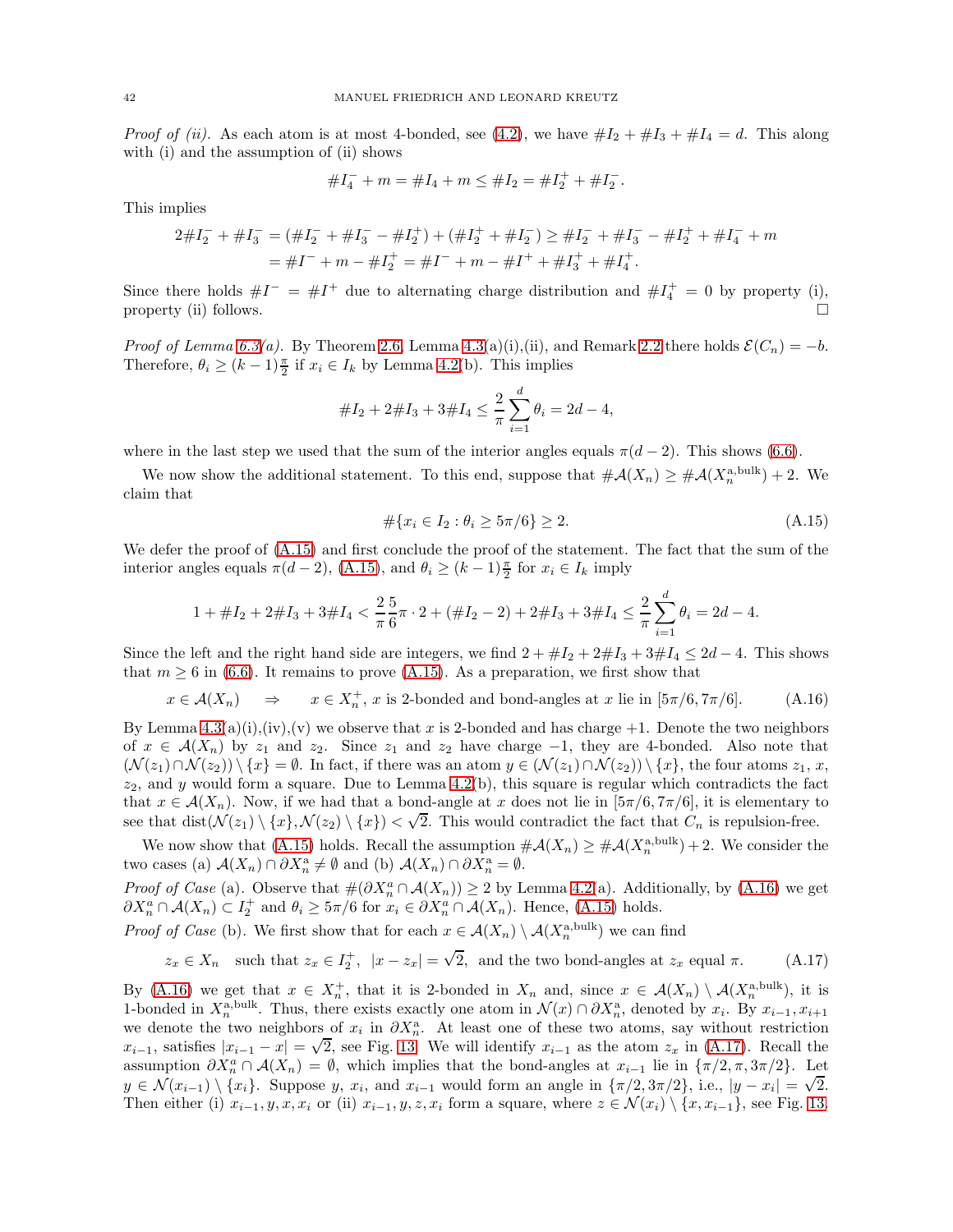*Proof of (ii).* As each atom is at most 4-bonded, see (4.2), we have $\#I_2 + \#I_3 + \#I_4 = d$. This along with (i) and the assumption of (ii) shows

$$\#I_4^- + m = \#I_4 + m \leq \#I_2 = \#I_2^+ + \#I_2^-.$$

This implies

$$\begin{aligned} 2\#I_2^- + \#I_3^- &= (\#I_2^- + \#I_3^- - \#I_2^+) + (\#I_2^+ + \#I_2^-) \geq \#I_2^- + \#I_3^- - \#I_2^+ + \#I_4^- + m \\ &= \#I^- + m - \#I_2^+ = \#I^- + m - \#I^+ + \#I_3^+ + \#I_4^+. \end{aligned}$$

Since there holds $\#I^- = \#I^+$ due to alternating charge distribution and $\#I_4^+ = 0$ by property (i), property (ii) follows. $\square$

*Proof of Lemma 6.3(a).* By Theorem 2.6, Lemma 4.3(a)(i),(ii), and Remark 2.2 there holds $\mathcal{E}(C_n) = -b$. Therefore, $\theta_i \geq (k-1)\frac{\pi}{2}$ if $x_i \in I_k$ by Lemma 4.2(b). This implies

$$\#I_2 + 2\#I_3 + 3\#I_4 \leq \frac{2}{\pi}\sum_{i=1}^{d}\theta_i = 2d - 4,$$

where in the last step we used that the sum of the interior angles equals $\pi(d-2)$. This shows (6.6).

We now show the additional statement. To this end, suppose that $\#\mathcal{A}(X_n) \geq \#\mathcal{A}(X_n^{\mathrm{a,bulk}}) + 2$. We claim that

$$\#\{x_i \in I_2 : \theta_i \geq 5\pi/6\} \geq 2. \tag{A.15}$$

We defer the proof of (A.15) and first conclude the proof of the statement. The fact that the sum of the interior angles equals $\pi(d-2)$, (A.15), and $\theta_i \geq (k-1)\frac{\pi}{2}$ for $x_i \in I_k$ imply

$$1 + \#I_2 + 2\#I_3 + 3\#I_4 < \frac{2}{\pi}\frac{5}{6}\pi \cdot 2 + (\#I_2 - 2) + 2\#I_3 + 3\#I_4 \leq \frac{2}{\pi}\sum_{i=1}^{d}\theta_i = 2d - 4.$$

Since the left and the right hand side are integers, we find $2 + \#I_2 + 2\#I_3 + 3\#I_4 \leq 2d - 4$. This shows that $m \geq 6$ in (6.6). It remains to prove (A.15). As a preparation, we first show that

$$x \in \mathcal{A}(X_n) \quad \Rightarrow \quad x \in X_n^+,\ x \text{ is 2-bonded and bond-angles at } x \text{ lie in } [5\pi/6, 7\pi/6]. \tag{A.16}$$

By Lemma 4.3(a)(i),(iv),(v) we observe that $x$ is 2-bonded and has charge $+1$. Denote the two neighbors of $x \in \mathcal{A}(X_n)$ by $z_1$ and $z_2$. Since $z_1$ and $z_2$ have charge $-1$, they are 4-bonded. Also note that $(\mathcal{N}(z_1) \cap \mathcal{N}(z_2)) \setminus \{x\} = \emptyset$. In fact, if there was an atom $y \in (\mathcal{N}(z_1) \cap \mathcal{N}(z_2)) \setminus \{x\}$, the four atoms $z_1$, $x$, $z_2$, and $y$ would form a square. Due to Lemma 4.2(b), this square is regular which contradicts the fact that $x \in \mathcal{A}(X_n)$. Now, if we had that a bond-angle at $x$ does not lie in $[5\pi/6, 7\pi/6]$, it is elementary to see that $\mathrm{dist}(\mathcal{N}(z_1) \setminus \{x\}, \mathcal{N}(z_2) \setminus \{x\}) < \sqrt{2}$. This would contradict the fact that $C_n$ is repulsion-free.

We now show that (A.15) holds. Recall the assumption $\#\mathcal{A}(X_n) \geq \#\mathcal{A}(X_n^{\mathrm{a,bulk}}) + 2$. We consider the two cases (a) $\mathcal{A}(X_n) \cap \partial X_n^{\mathrm{a}} \neq \emptyset$ and (b) $\mathcal{A}(X_n) \cap \partial X_n^{\mathrm{a}} = \emptyset$.

*Proof of Case* (a). Observe that $\#(\partial X_n^a \cap \mathcal{A}(X_n)) \geq 2$ by Lemma 4.2(a). Additionally, by (A.16) we get $\partial X_n^a \cap \mathcal{A}(X_n) \subset I_2^+$ and $\theta_i \geq 5\pi/6$ for $x_i \in \partial X_n^a \cap \mathcal{A}(X_n)$. Hence, (A.15) holds.

*Proof of Case* (b). We first show that for each $x \in \mathcal{A}(X_n) \setminus \mathcal{A}(X_n^{\mathrm{a,bulk}})$ we can find

$$z_x \in X_n \quad \text{such that } z_x \in I_2^+,\ |x - z_x| = \sqrt{2}, \text{ and the two bond-angles at } z_x \text{ equal } \pi. \tag{A.17}$$

By (A.16) we get that $x \in X_n^+$, that it is 2-bonded in $X_n$ and, since $x \in \mathcal{A}(X_n) \setminus \mathcal{A}(X_n^{\mathrm{a,bulk}})$, it is 1-bonded in $X_n^{\mathrm{a,bulk}}$. Thus, there exists exactly one atom in $\mathcal{N}(x) \cap \partial X_n^{\mathrm{a}}$, denoted by $x_i$. By $x_{i-1}, x_{i+1}$ we denote the two neighbors of $x_i$ in $\partial X_n^{\mathrm{a}}$. At least one of these two atoms, say without restriction $x_{i-1}$, satisfies $|x_{i-1} - x| = \sqrt{2}$, see Fig. 13. We will identify $x_{i-1}$ as the atom $z_x$ in (A.17). Recall the assumption $\partial X_n^a \cap \mathcal{A}(X_n) = \emptyset$, which implies that the bond-angles at $x_{i-1}$ lie in $\{\pi/2, \pi, 3\pi/2\}$. Let $y \in \mathcal{N}(x_{i-1}) \setminus \{x_i\}$. Suppose $y$, $x_i$, and $x_{i-1}$ would form an angle in $\{\pi/2, 3\pi/2\}$, i.e., $|y - x_i| = \sqrt{2}$. Then either (i) $x_{i-1}, y, x, x_i$ or (ii) $x_{i-1}, y, z, x_i$ form a square, where $z \in \mathcal{N}(x_i) \setminus \{x, x_{i-1}\}$, see Fig. 13.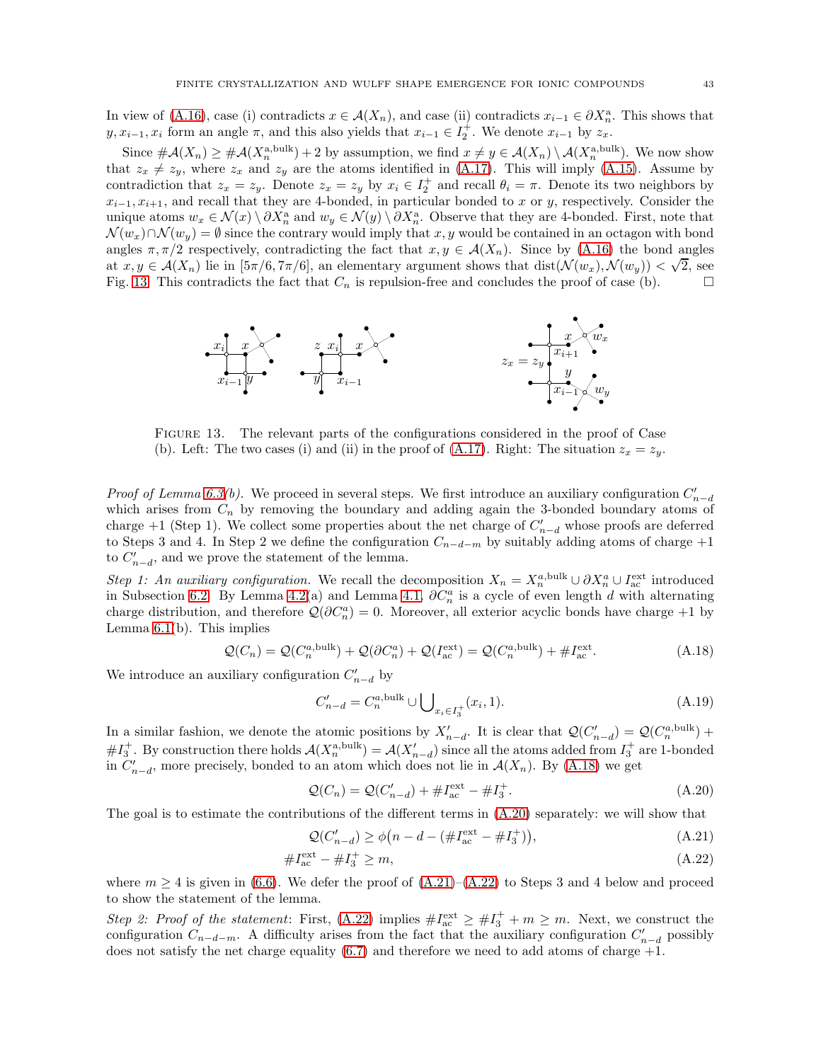In view of (A.16), case (i) contradicts $x \in \mathcal{A}(X_n)$, and case (ii) contradicts $x_{i-1} \in \partial X_n^{\rm a}$. This shows that $y, x_{i-1}, x_i$ form an angle $\pi$, and this also yields that $x_{i-1} \in I_2^+$. We denote $x_{i-1}$ by $z_x$.

Since $\#\mathcal{A}(X_n) \geq \#\mathcal{A}(X_n^{\rm a,bulk}) + 2$ by assumption, we find $x \neq y \in \mathcal{A}(X_n) \setminus \mathcal{A}(X_n^{\rm a,bulk})$. We now show that $z_x \neq z_y$, where $z_x$ and $z_y$ are the atoms identified in (A.17). This will imply (A.15). Assume by contradiction that $z_x = z_y$. Denote $z_x = z_y$ by $x_i \in I_2^+$ and recall $\theta_i = \pi$. Denote its two neighbors by $x_{i-1}, x_{i+1}$, and recall that they are 4-bonded, in particular bonded to $x$ or $y$, respectively. Consider the unique atoms $w_x \in \mathcal{N}(x) \setminus \partial X_n^{\rm a}$ and $w_y \in \mathcal{N}(y) \setminus \partial X_n^{\rm a}$. Observe that they are 4-bonded. First, note that $\mathcal{N}(w_x) \cap \mathcal{N}(w_y) = \emptyset$ since the contrary would imply that $x, y$ would be contained in an octagon with bond angles $\pi, \pi/2$ respectively, contradicting the fact that $x, y \in \mathcal{A}(X_n)$. Since by (A.16) the bond angles at $x, y \in \mathcal{A}(X_n)$ lie in $[5\pi/6, 7\pi/6]$, an elementary argument shows that $\mathrm{dist}(\mathcal{N}(w_x), \mathcal{N}(w_y)) < \sqrt{2}$, see Fig. 13. This contradicts the fact that $C_n$ is repulsion-free and concludes the proof of case (b). $\square$

Figure 13. The relevant parts of the configurations considered in the proof of Case (b). Left: The two cases (i) and (ii) in the proof of (A.17). Right: The situation $z_x = z_y$.

*Proof of Lemma 6.3(b).* We proceed in several steps. We first introduce an auxiliary configuration $C'_{n-d}$ which arises from $C_n$ by removing the boundary and adding again the 3-bonded boundary atoms of charge $+1$ (Step 1). We collect some properties about the net charge of $C'_{n-d}$ whose proofs are deferred to Steps 3 and 4. In Step 2 we define the configuration $C_{n-d-m}$ by suitably adding atoms of charge $+1$ to $C'_{n-d}$, and we prove the statement of the lemma.

*Step 1: An auxiliary configuration.* We recall the decomposition $X_n = X_n^{a,\rm bulk} \cup \partial X_n^a \cup I_{\rm ac}^{\rm ext}$ introduced in Subsection 6.2. By Lemma 4.2(a) and Lemma 4.1, $\partial C_n^a$ is a cycle of even length $d$ with alternating charge distribution, and therefore $\mathcal{Q}(\partial C_n^a) = 0$. Moreover, all exterior acyclic bonds have charge $+1$ by Lemma 6.1(b). This implies

$$\mathcal{Q}(C_n) = \mathcal{Q}(C_n^{a,\rm bulk}) + \mathcal{Q}(\partial C_n^a) + \mathcal{Q}(I_{\rm ac}^{\rm ext}) = \mathcal{Q}(C_n^{a,\rm bulk}) + \#I_{\rm ac}^{\rm ext}. \tag{A.18}$$

We introduce an auxiliary configuration $C'_{n-d}$ by

$$C'_{n-d} = C_n^{a,\rm bulk} \cup \bigcup\nolimits_{x_i \in I_3^+} (x_i, 1). \tag{A.19}$$

In a similar fashion, we denote the atomic positions by $X'_{n-d}$. It is clear that $\mathcal{Q}(C'_{n-d}) = \mathcal{Q}(C_n^{a,\rm bulk}) + \#I_3^+$. By construction there holds $\mathcal{A}(X_n^{\rm a,bulk}) = \mathcal{A}(X'_{n-d})$ since all the atoms added from $I_3^+$ are 1-bonded in $C'_{n-d}$, more precisely, bonded to an atom which does not lie in $\mathcal{A}(X_n)$. By (A.18) we get

$$\mathcal{Q}(C_n) = \mathcal{Q}(C'_{n-d}) + \#I_{\rm ac}^{\rm ext} - \#I_3^+. \tag{A.20}$$

The goal is to estimate the contributions of the different terms in (A.20) separately: we will show that

$$\mathcal{Q}(C'_{n-d}) \geq \phi\big(n - d - (\#I_{\rm ac}^{\rm ext} - \#I_3^+)\big), \tag{A.21}$$

$$\#I_{\rm ac}^{\rm ext} - \#I_3^+ \geq m, \tag{A.22}$$

where $m \geq 4$ is given in (6.6). We defer the proof of (A.21)–(A.22) to Steps 3 and 4 below and proceed to show the statement of the lemma.

*Step 2: Proof of the statement*: First, (A.22) implies $\#I_{\rm ac}^{\rm ext} \geq \#I_3^+ + m \geq m$. Next, we construct the configuration $C_{n-d-m}$. A difficulty arises from the fact that the auxiliary configuration $C'_{n-d}$ possibly does not satisfy the net charge equality (6.7) and therefore we need to add atoms of charge $+1$.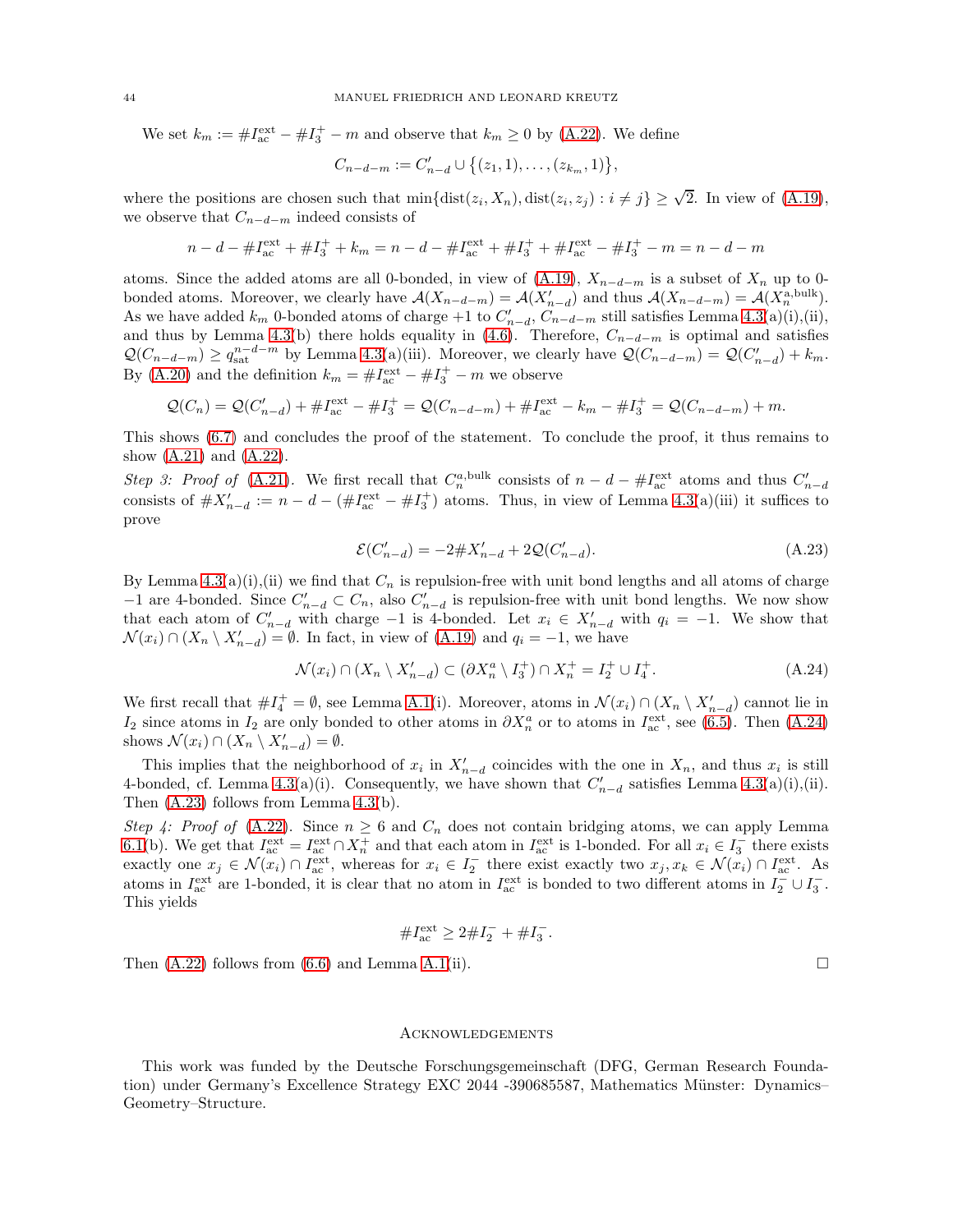We set $k_m := \#I_{\rm ac}^{\rm ext} - \#I_3^+ - m$ and observe that $k_m \geq 0$ by (A.22). We define

$$C_{n-d-m} := C'_{n-d} \cup \big\{(z_1, 1), \ldots, (z_{k_m}, 1)\big\},$$

where the positions are chosen such that $\min\{\mathrm{dist}(z_i, X_n), \mathrm{dist}(z_i, z_j) : i \neq j\} \geq \sqrt{2}$. In view of (A.19), we observe that $C_{n-d-m}$ indeed consists of

$$n - d - \#I_{\rm ac}^{\rm ext} + \#I_3^+ + k_m = n - d - \#I_{\rm ac}^{\rm ext} + \#I_3^+ + \#I_{\rm ac}^{\rm ext} - \#I_3^+ - m = n - d - m$$

atoms. Since the added atoms are all 0-bonded, in view of (A.19), $X_{n-d-m}$ is a subset of $X_n$ up to 0-bonded atoms. Moreover, we clearly have $\mathcal{A}(X_{n-d-m}) = \mathcal{A}(X'_{n-d})$ and thus $\mathcal{A}(X_{n-d-m}) = \mathcal{A}(X_n^{\rm a,bulk})$. As we have added $k_m$ 0-bonded atoms of charge $+1$ to $C'_{n-d}$, $C_{n-d-m}$ still satisfies Lemma 4.3(a)(i),(ii), and thus by Lemma 4.3(b) there holds equality in (4.6). Therefore, $C_{n-d-m}$ is optimal and satisfies $\mathcal{Q}(C_{n-d-m}) \geq q_{\rm sat}^{n-d-m}$ by Lemma 4.3(a)(iii). Moreover, we clearly have $\mathcal{Q}(C_{n-d-m}) = \mathcal{Q}(C'_{n-d}) + k_m$. By (A.20) and the definition $k_m = \#I_{\rm ac}^{\rm ext} - \#I_3^+ - m$ we observe

$$\mathcal{Q}(C_n) = \mathcal{Q}(C'_{n-d}) + \#I_{\rm ac}^{\rm ext} - \#I_3^+ = \mathcal{Q}(C_{n-d-m}) + \#I_{\rm ac}^{\rm ext} - k_m - \#I_3^+ = \mathcal{Q}(C_{n-d-m}) + m.$$

This shows (6.7) and concludes the proof of the statement. To conclude the proof, it thus remains to show (A.21) and (A.22).

*Step 3: Proof of* (A.21). We first recall that $C_n^{a,\rm bulk}$ consists of $n - d - \#I_{\rm ac}^{\rm ext}$ atoms and thus $C'_{n-d}$ consists of $\#X'_{n-d} := n - d - (\#I_{\rm ac}^{\rm ext} - \#I_3^+)$ atoms. Thus, in view of Lemma 4.3(a)(iii) it suffices to prove

$$\mathcal{E}(C'_{n-d}) = -2\#X'_{n-d} + 2\mathcal{Q}(C'_{n-d}). \tag{A.23}$$

By Lemma 4.3(a)(i),(ii) we find that $C_n$ is repulsion-free with unit bond lengths and all atoms of charge $-1$ are 4-bonded. Since $C'_{n-d} \subset C_n$, also $C'_{n-d}$ is repulsion-free with unit bond lengths. We now show that each atom of $C'_{n-d}$ with charge $-1$ is 4-bonded. Let $x_i \in X'_{n-d}$ with $q_i = -1$. We show that $\mathcal{N}(x_i) \cap (X_n \setminus X'_{n-d}) = \emptyset$. In fact, in view of (A.19) and $q_i = -1$, we have

$$\mathcal{N}(x_i) \cap (X_n \setminus X'_{n-d}) \subset (\partial X_n^a \setminus I_3^+) \cap X_n^+ = I_2^+ \cup I_4^+. \tag{A.24}$$

We first recall that $\#I_4^+ = \emptyset$, see Lemma A.1(i). Moreover, atoms in $\mathcal{N}(x_i) \cap (X_n \setminus X'_{n-d})$ cannot lie in $I_2$ since atoms in $I_2$ are only bonded to other atoms in $\partial X_n^a$ or to atoms in $I_{\rm ac}^{\rm ext}$, see (6.5). Then (A.24) shows $\mathcal{N}(x_i) \cap (X_n \setminus X'_{n-d}) = \emptyset$.

This implies that the neighborhood of $x_i$ in $X'_{n-d}$ coincides with the one in $X_n$, and thus $x_i$ is still 4-bonded, cf. Lemma 4.3(a)(i). Consequently, we have shown that $C'_{n-d}$ satisfies Lemma 4.3(a)(i),(ii). Then (A.23) follows from Lemma 4.3(b).

*Step 4: Proof of* (A.22). Since $n \geq 6$ and $C_n$ does not contain bridging atoms, we can apply Lemma 6.1(b). We get that $I_{\rm ac}^{\rm ext} = I_{\rm ac}^{\rm ext} \cap X_n^+$ and that each atom in $I_{\rm ac}^{\rm ext}$ is 1-bonded. For all $x_i \in I_3^-$ there exists exactly one $x_j \in \mathcal{N}(x_i) \cap I_{\rm ac}^{\rm ext}$, whereas for $x_i \in I_2^-$ there exist exactly two $x_j, x_k \in \mathcal{N}(x_i) \cap I_{\rm ac}^{\rm ext}$. As atoms in $I_{\rm ac}^{\rm ext}$ are 1-bonded, it is clear that no atom in $I_{\rm ac}^{\rm ext}$ is bonded to two different atoms in $I_2^- \cup I_3^-$. This yields

$$\#I_{\rm ac}^{\rm ext} \geq 2\#I_2^- + \#I_3^-.$$

Then (A.22) follows from (6.6) and Lemma A.1(ii). $\square$

## Acknowledgements

This work was funded by the Deutsche Forschungsgemeinschaft (DFG, German Research Foundation) under Germany's Excellence Strategy EXC 2044 -390685587, Mathematics Münster: Dynamics–Geometry–Structure.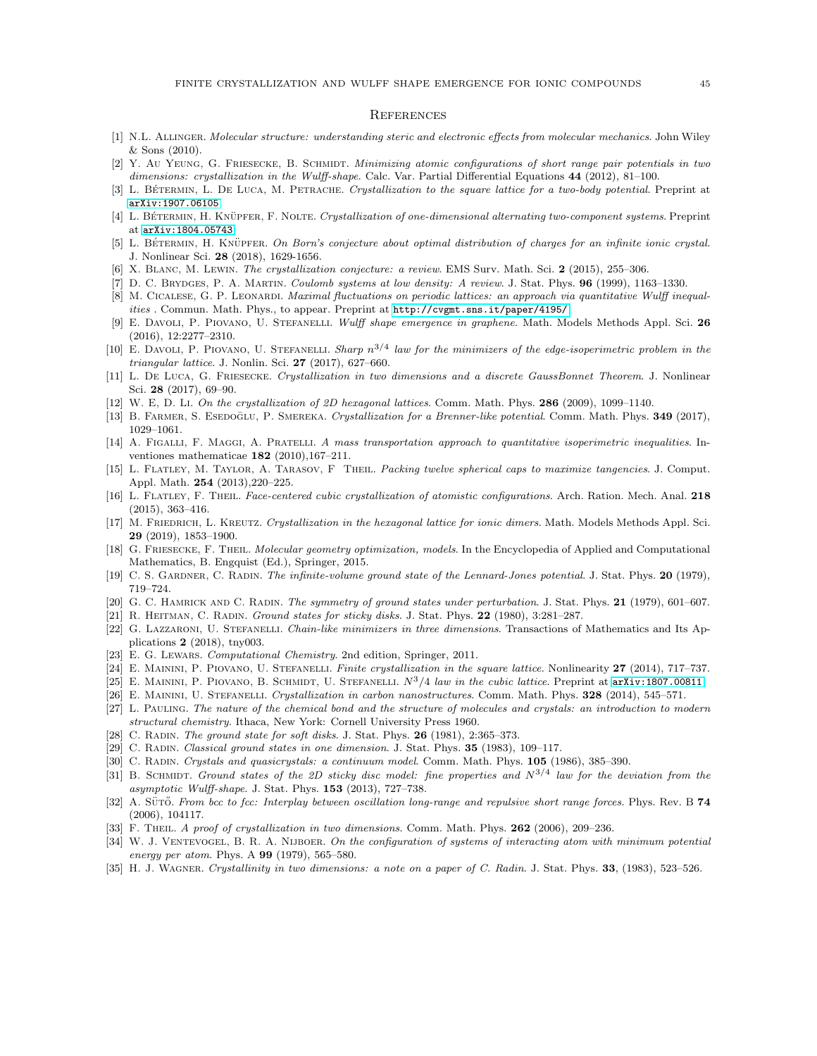# References

[1] N.L. Allinger. *Molecular structure: understanding steric and electronic effects from molecular mechanics*. John Wiley & Sons (2010).

[2] Y. Au Yeung, G. Friesecke, B. Schmidt. *Minimizing atomic configurations of short range pair potentials in two dimensions: crystallization in the Wulff-shape*. Calc. Var. Partial Differential Equations **44** (2012), 81–100.

[3] L. Bétermin, L. De Luca, M. Petrache. *Crystallization to the square lattice for a two-body potential*. Preprint at arXiv:1907.06105

[4] L. Bétermin, H. Knüpfer, F. Nolte. *Crystallization of one-dimensional alternating two-component systems*. Preprint at arXiv:1804.05743

[5] L. Bétermin, H. Knüpfer. *On Born's conjecture about optimal distribution of charges for an infinite ionic crystal*. J. Nonlinear Sci. **28** (2018), 1629-1656.

[6] X. Blanc, M. Lewin. *The crystallization conjecture: a review*. EMS Surv. Math. Sci. **2** (2015), 255–306.

[7] D. C. Brydges, P. A. Martin. *Coulomb systems at low density: A review*. J. Stat. Phys. **96** (1999), 1163–1330.

[8] M. Cicalese, G. P. Leonardi. *Maximal fluctuations on periodic lattices: an approach via quantitative Wulff inequalities* . Commun. Math. Phys., to appear. Preprint at http://cvgmt.sns.it/paper/4195/

[9] E. Davoli, P. Piovano, U. Stefanelli. *Wulff shape emergence in graphene*. Math. Models Methods Appl. Sci. **26** (2016), 12:2277–2310.

[10] E. Davoli, P. Piovano, U. Stefanelli. *Sharp $n^{3/4}$ law for the minimizers of the edge-isoperimetric problem in the triangular lattice*. J. Nonlin. Sci. **27** (2017), 627–660.

[11] L. De Luca, G. Friesecke. *Crystallization in two dimensions and a discrete GaussBonnet Theorem*. J. Nonlinear Sci. **28** (2017), 69–90.

[12] W. E, D. Li. *On the crystallization of 2D hexagonal lattices*. Comm. Math. Phys. **286** (2009), 1099–1140.

[13] B. Farmer, S. Esedoḡlu, P. Smereka. *Crystallization for a Brenner-like potential*. Comm. Math. Phys. **349** (2017), 1029–1061.

[14] A. Figalli, F. Maggi, A. Pratelli. *A mass transportation approach to quantitative isoperimetric inequalities*. Inventiones mathematicae **182** (2010),167–211.

[15] L. Flatley, M. Taylor, A. Tarasov, F Theil. *Packing twelve spherical caps to maximize tangencies*. J. Comput. Appl. Math. **254** (2013),220–225.

[16] L. Flatley, F. Theil. *Face-centered cubic crystallization of atomistic configurations*. Arch. Ration. Mech. Anal. **218** (2015), 363–416.

[17] M. Friedrich, L. Kreutz. *Crystallization in the hexagonal lattice for ionic dimers*. Math. Models Methods Appl. Sci. **29** (2019), 1853–1900.

[18] G. Friesecke, F. Theil. *Molecular geometry optimization, models*. In the Encyclopedia of Applied and Computational Mathematics, B. Engquist (Ed.), Springer, 2015.

[19] C. S. Gardner, C. Radin. *The infinite-volume ground state of the Lennard-Jones potential*. J. Stat. Phys. **20** (1979), 719–724.

[20] G. C. Hamrick and C. Radin. *The symmetry of ground states under perturbation*. J. Stat. Phys. **21** (1979), 601–607.

[21] R. Heitman, C. Radin. *Ground states for sticky disks*. J. Stat. Phys. **22** (1980), 3:281–287.

[22] G. Lazzaroni, U. Stefanelli. *Chain-like minimizers in three dimensions*. Transactions of Mathematics and Its Applications **2** (2018), tny003.

[23] E. G. Lewars. *Computational Chemistry*. 2nd edition, Springer, 2011.

[24] E. Mainini, P. Piovano, U. Stefanelli. *Finite crystallization in the square lattice*. Nonlinearity **27** (2014), 717–737.

[25] E. Mainini, P. Piovano, B. Schmidt, U. Stefanelli. *$N^3/4$ law in the cubic lattice*. Preprint at arXiv:1807.00811

[26] E. Mainini, U. Stefanelli. *Crystallization in carbon nanostructures*. Comm. Math. Phys. **328** (2014), 545–571.

[27] L. Pauling. *The nature of the chemical bond and the structure of molecules and crystals: an introduction to modern structural chemistry*. Ithaca, New York: Cornell University Press 1960.

[28] C. Radin. *The ground state for soft disks*. J. Stat. Phys. **26** (1981), 2:365–373.

[29] C. Radin. *Classical ground states in one dimension*. J. Stat. Phys. **35** (1983), 109–117.

[30] C. Radin. *Crystals and quasicrystals: a continuum model*. Comm. Math. Phys. **105** (1986), 385–390.

[31] B. Schmidt. *Ground states of the 2D sticky disc model: fine properties and $N^{3/4}$ law for the deviation from the asymptotic Wulff-shape*. J. Stat. Phys. **153** (2013), 727–738.

[32] A. Sütő. *From bcc to fcc: Interplay between oscillation long-range and repulsive short range forces*. Phys. Rev. B **74** (2006), 104117.

[33] F. Theil. *A proof of crystallization in two dimensions*. Comm. Math. Phys. **262** (2006), 209–236.

[34] W. J. Ventevogel, B. R. A. Nijboer. *On the configuration of systems of interacting atom with minimum potential energy per atom*. Phys. A **99** (1979), 565–580.

[35] H. J. Wagner. *Crystallinity in two dimensions: a note on a paper of C. Radin*. J. Stat. Phys. **33**, (1983), 523–526.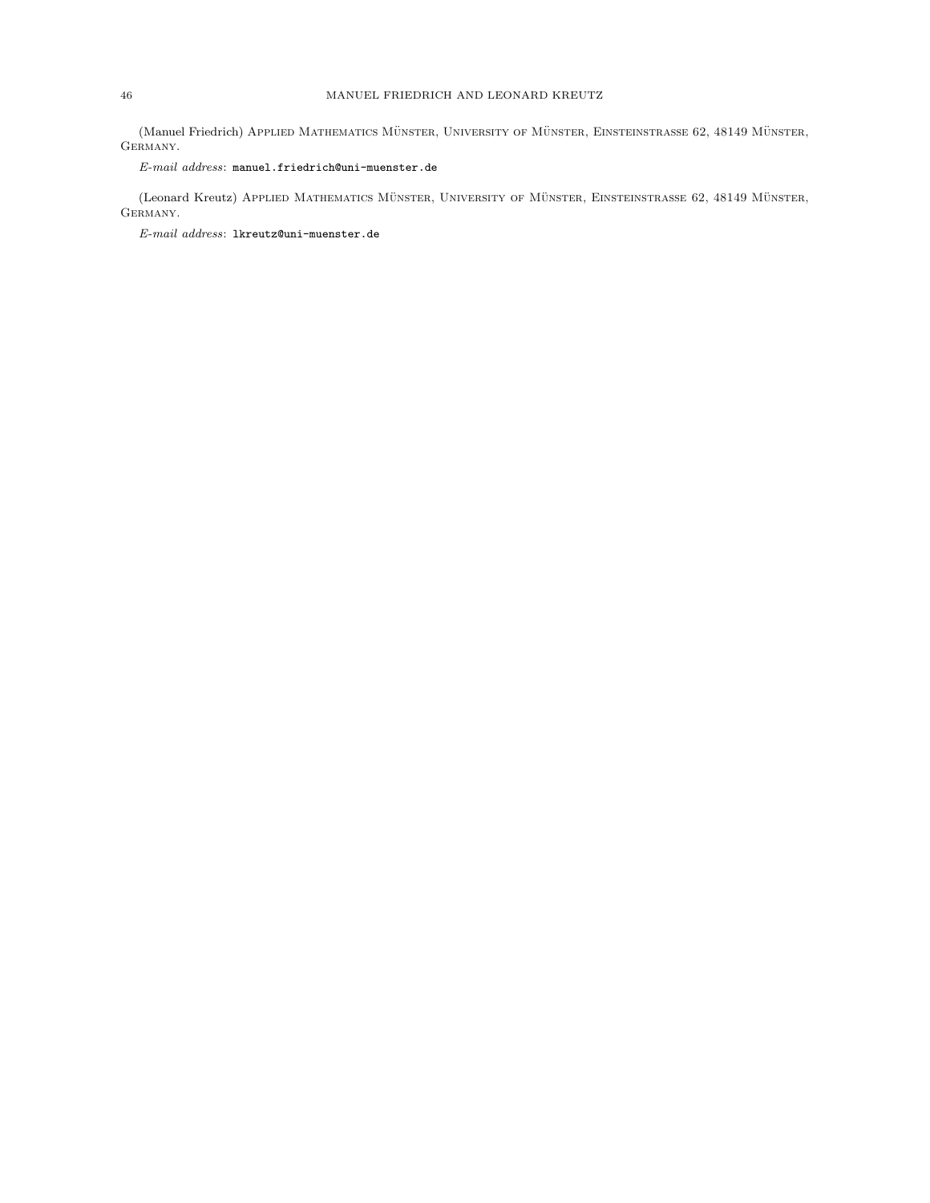(Manuel Friedrich) Applied Mathematics Münster, University of Münster, Einsteinstrasse 62, 48149 Münster, Germany.

*E-mail address*: `manuel.friedrich@uni-muenster.de`

(Leonard Kreutz) Applied Mathematics Münster, University of Münster, Einsteinstrasse 62, 48149 Münster, Germany.

*E-mail address*: `lkreutz@uni-muenster.de`